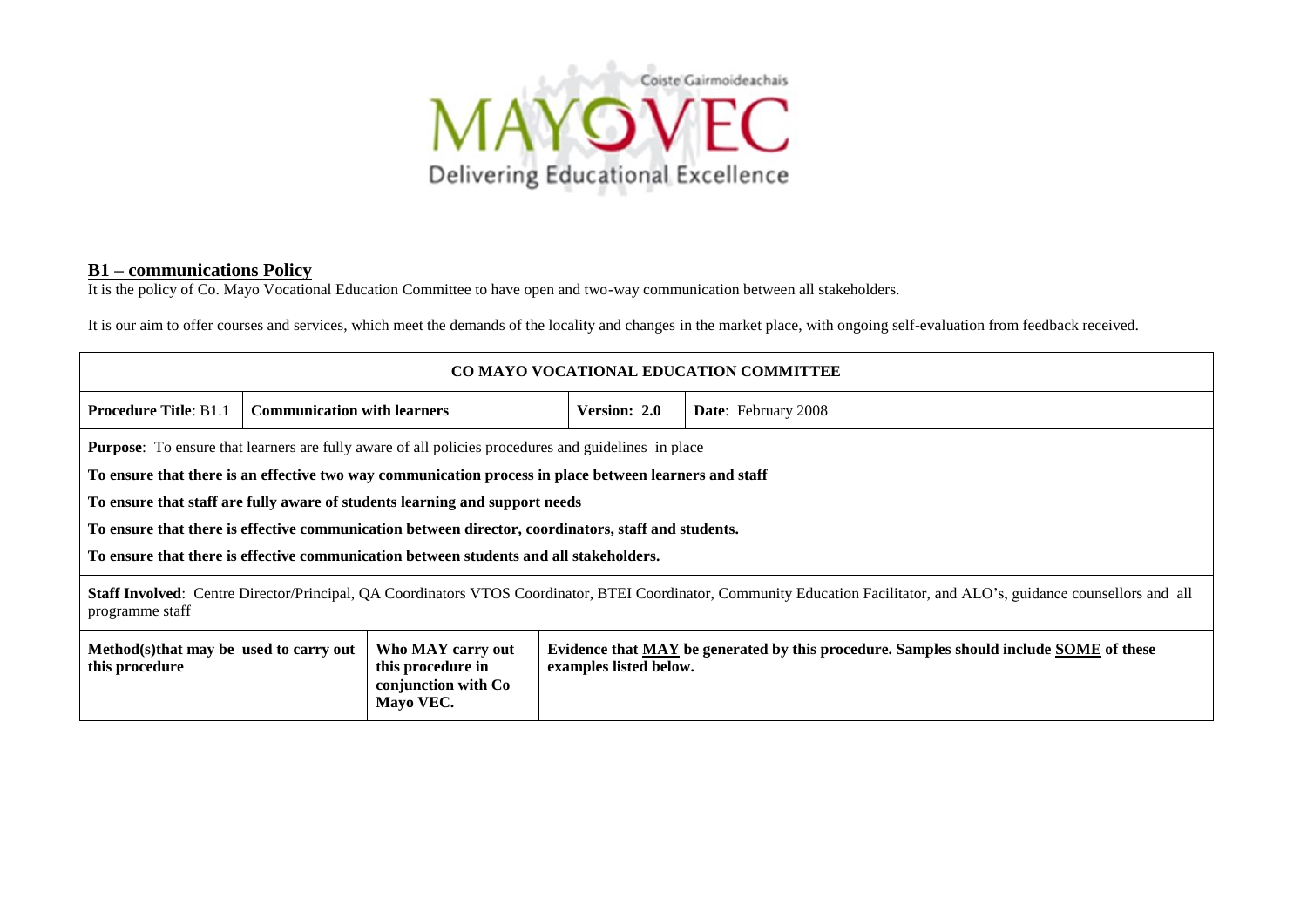Coiste Gairmoideachais

MAYO VEC

Delivering Educational Excellence

## B1 – communications Policy

It is the policy of Co. Mayo Vocational Education Committee to have open and two-way communication between all stakeholders.

It is our aim to offer courses and services, which meet the demands of the locality and changes in the market place, with ongoing self-evaluation from feedback received.

| CO MAYO VOCATIONAL EDUCATION COMMITTEE | | | | |
|---|---|---|---|---|
| **Procedure Title**: B1.1 | **Communication with learners** | | **Version: 2.0** | **Date**: February 2008 |
| **Purpose**: To ensure that learners are fully aware of all policies procedures and guidelines in place<br>**To ensure that there is an effective two way communication process in place between learners and staff**<br>**To ensure that staff are fully aware of students learning and support needs**<br>**To ensure that there is effective communication between director, coordinators, staff and students.**<br>**To ensure that there is effective communication between students and all stakeholders.** | | | | |
| **Staff Involved**: Centre Director/Principal, QA Coordinators VTOS Coordinator, BTEI Coordinator, Community Education Facilitator, and ALO's, guidance counsellors and all programme staff | | | | |
| **Method(s)that may be used to carry out this procedure** | | **Who MAY carry out this procedure in conjunction with Co Mayo VEC.** | **Evidence that MAY be generated by this procedure. Samples should include SOME of these examples listed below.** | |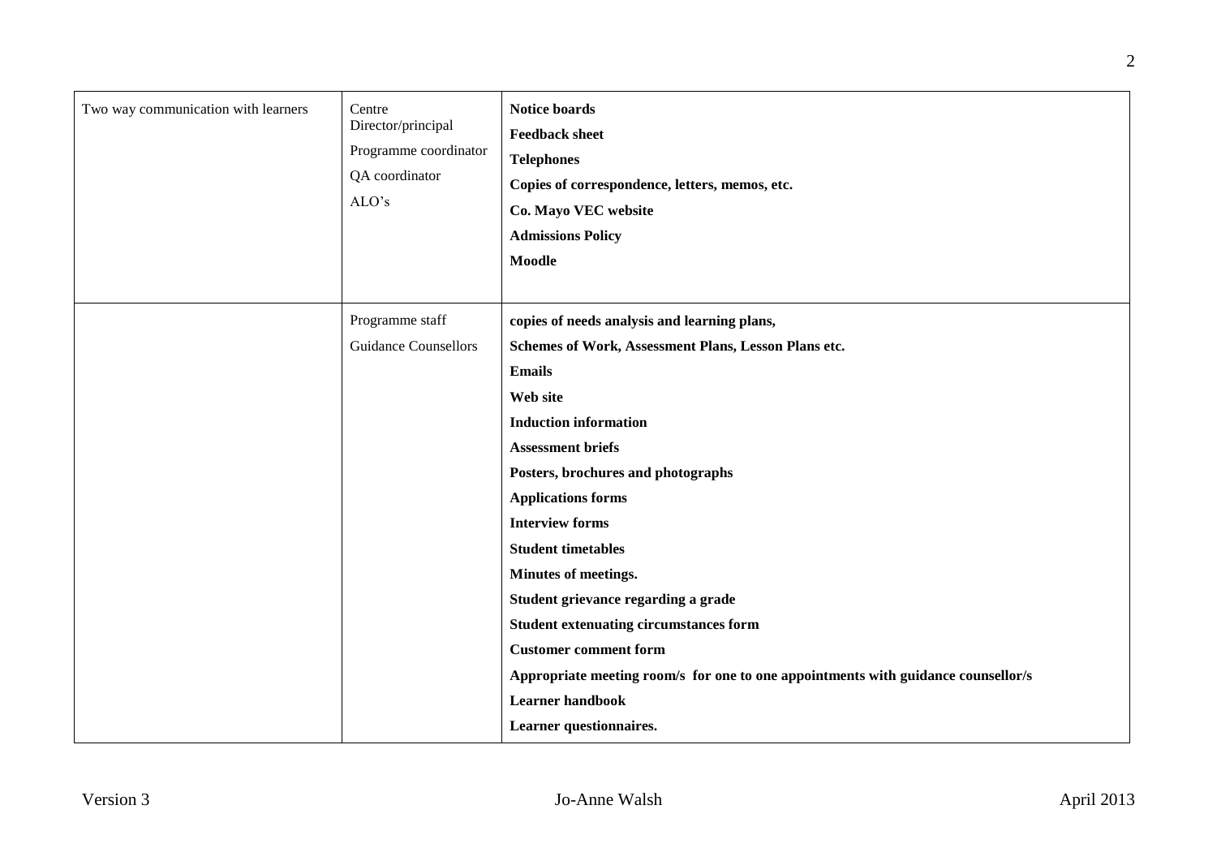| | | |
|---|---|---|
| Two way communication with learners | Centre Director/principal<br>Programme coordinator<br>QA coordinator<br>ALO's | **Notice boards**<br>**Feedback sheet**<br>**Telephones**<br>**Copies of correspondence, letters, memos, etc.**<br>**Co. Mayo VEC website**<br>**Admissions Policy**<br>**Moodle** |
| | Programme staff<br>Guidance Counsellors | **copies of needs analysis and learning plans,**<br>**Schemes of Work, Assessment Plans, Lesson Plans etc.**<br>**Emails**<br>**Web site**<br>**Induction information**<br>**Assessment briefs**<br>**Posters, brochures and photographs**<br>**Applications forms**<br>**Interview forms**<br>**Student timetables**<br>**Minutes of meetings.**<br>**Student grievance regarding a grade**<br>**Student extenuating circumstances form**<br>**Customer comment form**<br>**Appropriate meeting room/s for one to one appointments with guidance counsellor/s**<br>**Learner handbook**<br>**Learner questionnaires.** |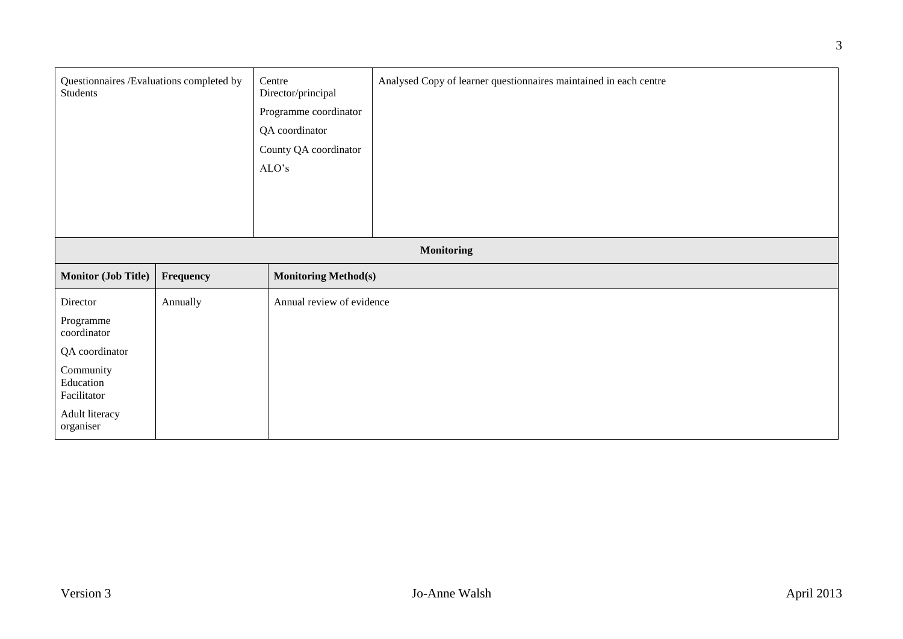| Questionnaires /Evaluations completed by Students | Centre Director/principal<br>Programme coordinator<br>QA coordinator<br>County QA coordinator<br>ALO's | Analysed Copy of learner questionnaires maintained in each centre |
|---|---|---|

| Monitoring | | |
|---|---|---|
| **Monitor (Job Title)** | **Frequency** | **Monitoring Method(s)** |
| Director<br>Programme coordinator<br>QA coordinator<br>Community Education Facilitator<br>Adult literacy organiser | Annually | Annual review of evidence |

Version 3 Jo-Anne Walsh April 2013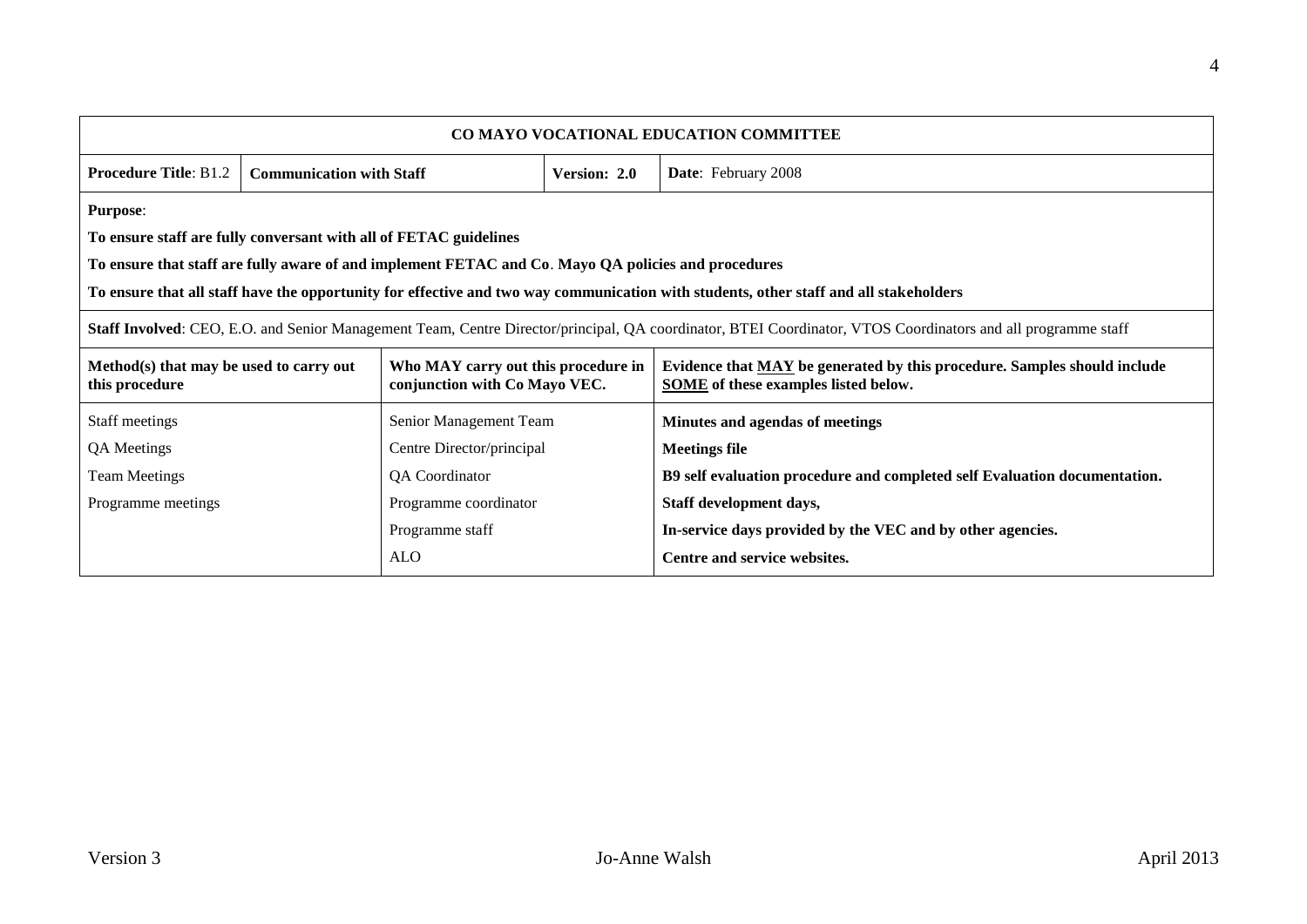| CO MAYO VOCATIONAL EDUCATION COMMITTEE | | | | |
|---|---|---|---|---|
| **Procedure Title**: B1.2 | **Communication with Staff** | | **Version: 2.0** | **Date**: February 2008 |

**Purpose**:

**To ensure staff are fully conversant with all of FETAC guidelines**

**To ensure that staff are fully aware of and implement FETAC and Co. Mayo QA policies and procedures**

**To ensure that all staff have the opportunity for effective and two way communication with students, other staff and all stakeholders**

**Staff Involved**: CEO, E.O. and Senior Management Team, Centre Director/principal, QA coordinator, BTEI Coordinator, VTOS Coordinators and all programme staff

| **Method(s) that may be used to carry out this procedure** | **Who MAY carry out this procedure in conjunction with Co Mayo VEC.** | **Evidence that <u>MAY</u> be generated by this procedure. Samples should include <u>SOME</u> of these examples listed below.** |
|---|---|---|
| Staff meetings | Senior Management Team | **Minutes and agendas of meetings** |
| QA Meetings | Centre Director/principal | **Meetings file** |
| Team Meetings | QA Coordinator | **B9 self evaluation procedure and completed self Evaluation documentation.** |
| Programme meetings | Programme coordinator | **Staff development days,** |
| | Programme staff | **In-service days provided by the VEC and by other agencies.** |
| | ALO | **Centre and service websites.** |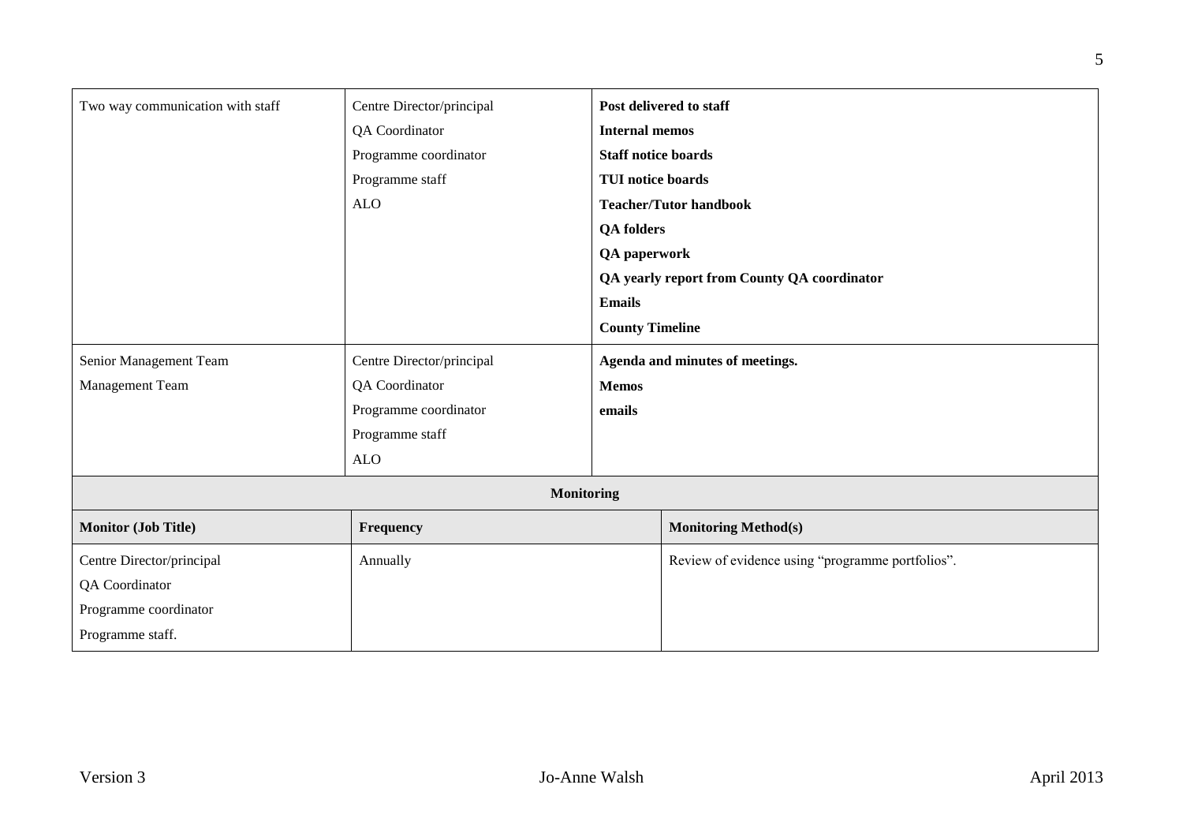| | | |
|---|---|---|
| Two way communication with staff | Centre Director/principal<br>QA Coordinator<br>Programme coordinator<br>Programme staff<br>ALO | **Post delivered to staff**<br>**Internal memos**<br>**Staff notice boards**<br>**TUI notice boards**<br>**Teacher/Tutor handbook**<br>**QA folders**<br>**QA paperwork**<br>**QA yearly report from County QA coordinator**<br>**Emails**<br>**County Timeline** |
| Senior Management Team<br>Management Team | Centre Director/principal<br>QA Coordinator<br>Programme coordinator<br>Programme staff<br>ALO | **Agenda and minutes of meetings.**<br>**Memos**<br>**emails** |

**Monitoring**

| Monitor (Job Title) | Frequency | Monitoring Method(s) |
|---|---|---|
| Centre Director/principal<br>QA Coordinator<br>Programme coordinator<br>Programme staff. | Annually | Review of evidence using "programme portfolios". |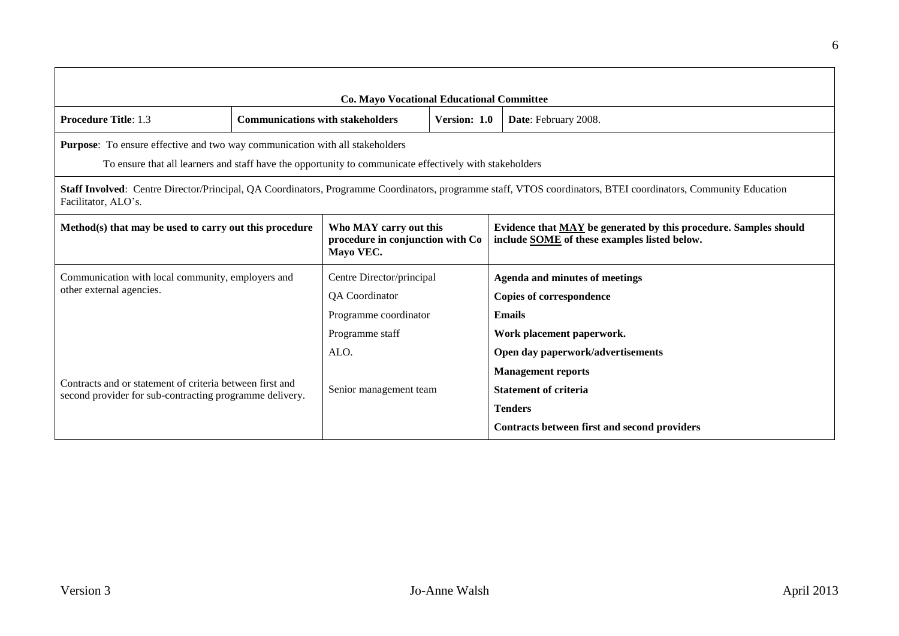**Co. Mayo Vocational Educational Committee**

| **Procedure Title**: 1.3 | **Communications with stakeholders** | **Version: 1.0** | **Date**: February 2008. |
|---|---|---|---|

**Purpose**: To ensure effective and two way communication with all stakeholders

To ensure that all learners and staff have the opportunity to communicate effectively with stakeholders

**Staff Involved**: Centre Director/Principal, QA Coordinators, Programme Coordinators, programme staff, VTOS coordinators, BTEI coordinators, Community Education Facilitator, ALO's.

| Method(s) that may be used to carry out this procedure | Who MAY carry out this procedure in conjunction with Co Mayo VEC. | Evidence that MAY be generated by this procedure. Samples should include SOME of these examples listed below. |
|---|---|---|
| Communication with local community, employers and other external agencies. | Centre Director/principal<br>QA Coordinator<br>Programme coordinator<br>Programme staff<br>ALO. | **Agenda and minutes of meetings**<br>**Copies of correspondence**<br>**Emails**<br>**Work placement paperwork.**<br>**Open day paperwork/advertisements**<br>**Management reports** |
| Contracts and or statement of criteria between first and second provider for sub-contracting programme delivery. | Senior management team | **Statement of criteria**<br>**Tenders**<br>**Contracts between first and second providers** |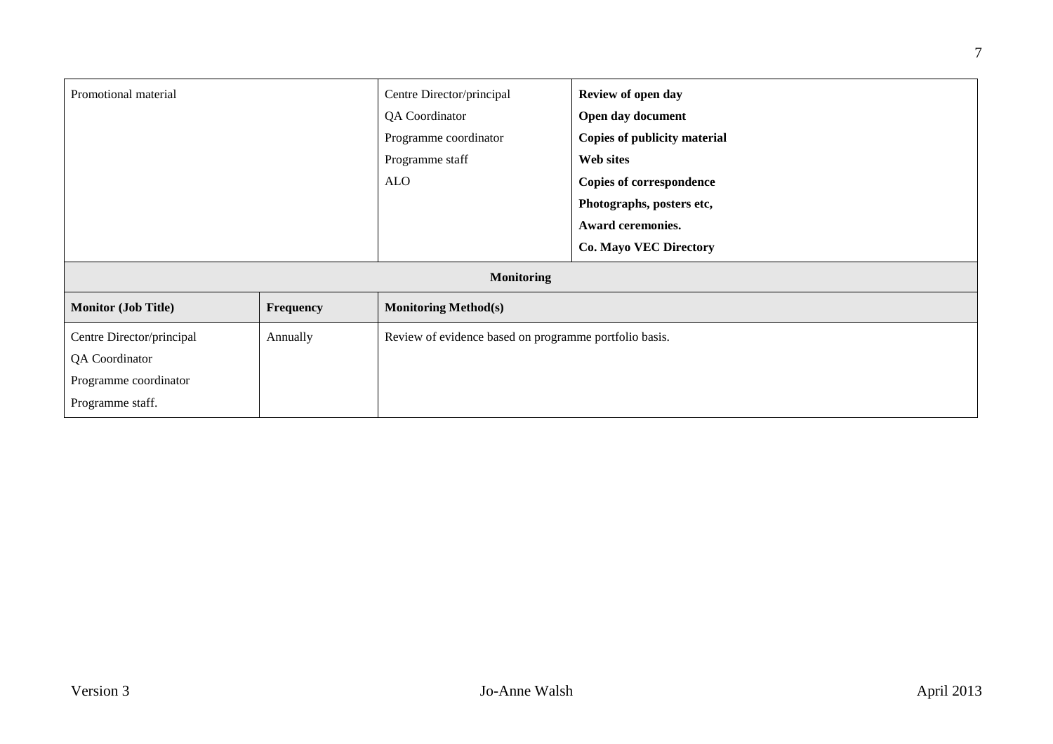| Promotional material | | Centre Director/principal<br>QA Coordinator<br>Programme coordinator<br>Programme staff<br>ALO | **Review of open day**<br>**Open day document**<br>**Copies of publicity material**<br>**Web sites**<br>**Copies of correspondence**<br>**Photographs, posters etc,**<br>**Award ceremonies.**<br>**Co. Mayo VEC Directory** |
|---|---|---|---|
| **Monitoring** | | | |
| **Monitor (Job Title)** | **Frequency** | **Monitoring Method(s)** | |
| Centre Director/principal<br>QA Coordinator<br>Programme coordinator<br>Programme staff. | Annually | Review of evidence based on programme portfolio basis. | |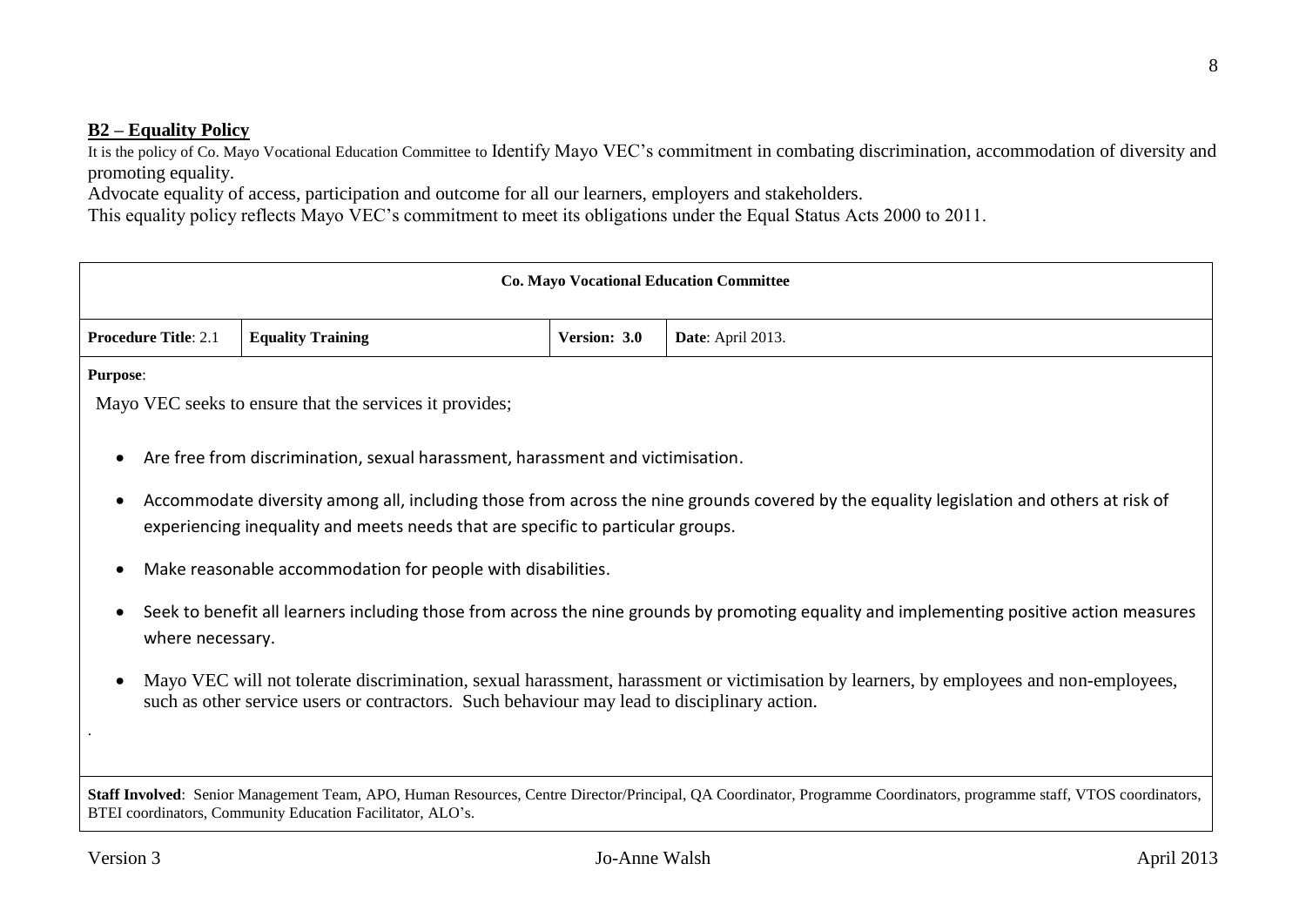**B2 – Equality Policy**

It is the policy of Co. Mayo Vocational Education Committee to Identify Mayo VEC's commitment in combating discrimination, accommodation of diversity and promoting equality.

Advocate equality of access, participation and outcome for all our learners, employers and stakeholders.

This equality policy reflects Mayo VEC's commitment to meet its obligations under the Equal Status Acts 2000 to 2011.

| **Co. Mayo Vocational Education Committee** | | | |
|---|---|---|---|
| **Procedure Title**: 2.1 | **Equality Training** | **Version: 3.0** | **Date**: April 2013. |

**Purpose**:

Mayo VEC seeks to ensure that the services it provides;

- Are free from discrimination, sexual harassment, harassment and victimisation.
- Accommodate diversity among all, including those from across the nine grounds covered by the equality legislation and others at risk of experiencing inequality and meets needs that are specific to particular groups.
- Make reasonable accommodation for people with disabilities.
- Seek to benefit all learners including those from across the nine grounds by promoting equality and implementing positive action measures where necessary.
- Mayo VEC will not tolerate discrimination, sexual harassment, harassment or victimisation by learners, by employees and non-employees, such as other service users or contractors. Such behaviour may lead to disciplinary action.

.

**Staff Involved**: Senior Management Team, APO, Human Resources, Centre Director/Principal, QA Coordinator, Programme Coordinators, programme staff, VTOS coordinators, BTEI coordinators, Community Education Facilitator, ALO's.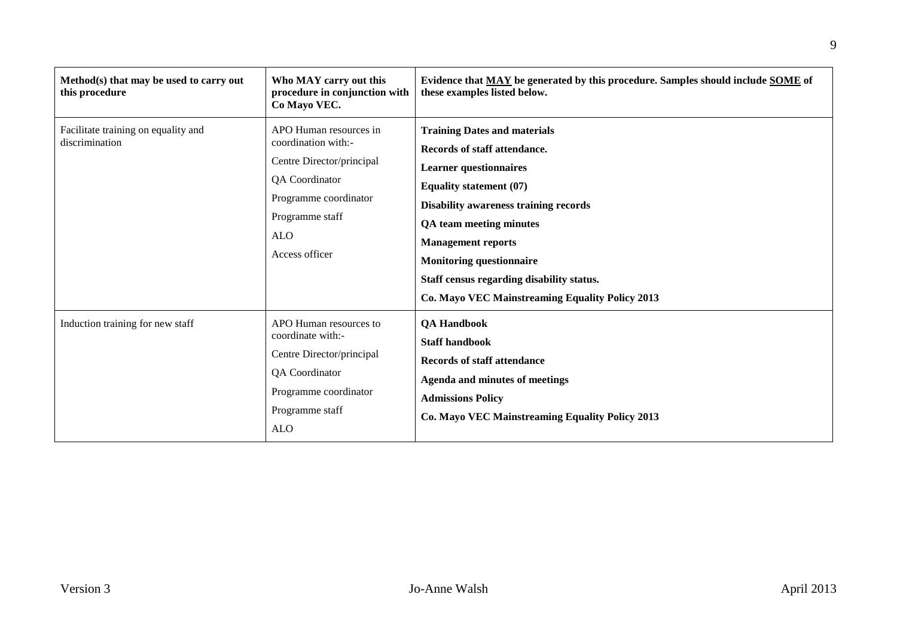| Method(s) that may be used to carry out this procedure | Who MAY carry out this procedure in conjunction with Co Mayo VEC. | Evidence that <u>MAY</u> be generated by this procedure. Samples should include <u>SOME</u> of these examples listed below. |
|---|---|---|
| Facilitate training on equality and discrimination | APO Human resources in coordination with:-<br>Centre Director/principal<br>QA Coordinator<br>Programme coordinator<br>Programme staff<br>ALO<br>Access officer | **Training Dates and materials**<br>**Records of staff attendance.**<br>**Learner questionnaires**<br>**Equality statement (07)**<br>**Disability awareness training records**<br>**QA team meeting minutes**<br>**Management reports**<br>**Monitoring questionnaire**<br>**Staff census regarding disability status.**<br>**Co. Mayo VEC Mainstreaming Equality Policy 2013** |
| Induction training for new staff | APO Human resources to coordinate with:-<br>Centre Director/principal<br>QA Coordinator<br>Programme coordinator<br>Programme staff<br>ALO | **QA Handbook**<br>**Staff handbook**<br>**Records of staff attendance**<br>**Agenda and minutes of meetings**<br>**Admissions Policy**<br>**Co. Mayo VEC Mainstreaming Equality Policy 2013** |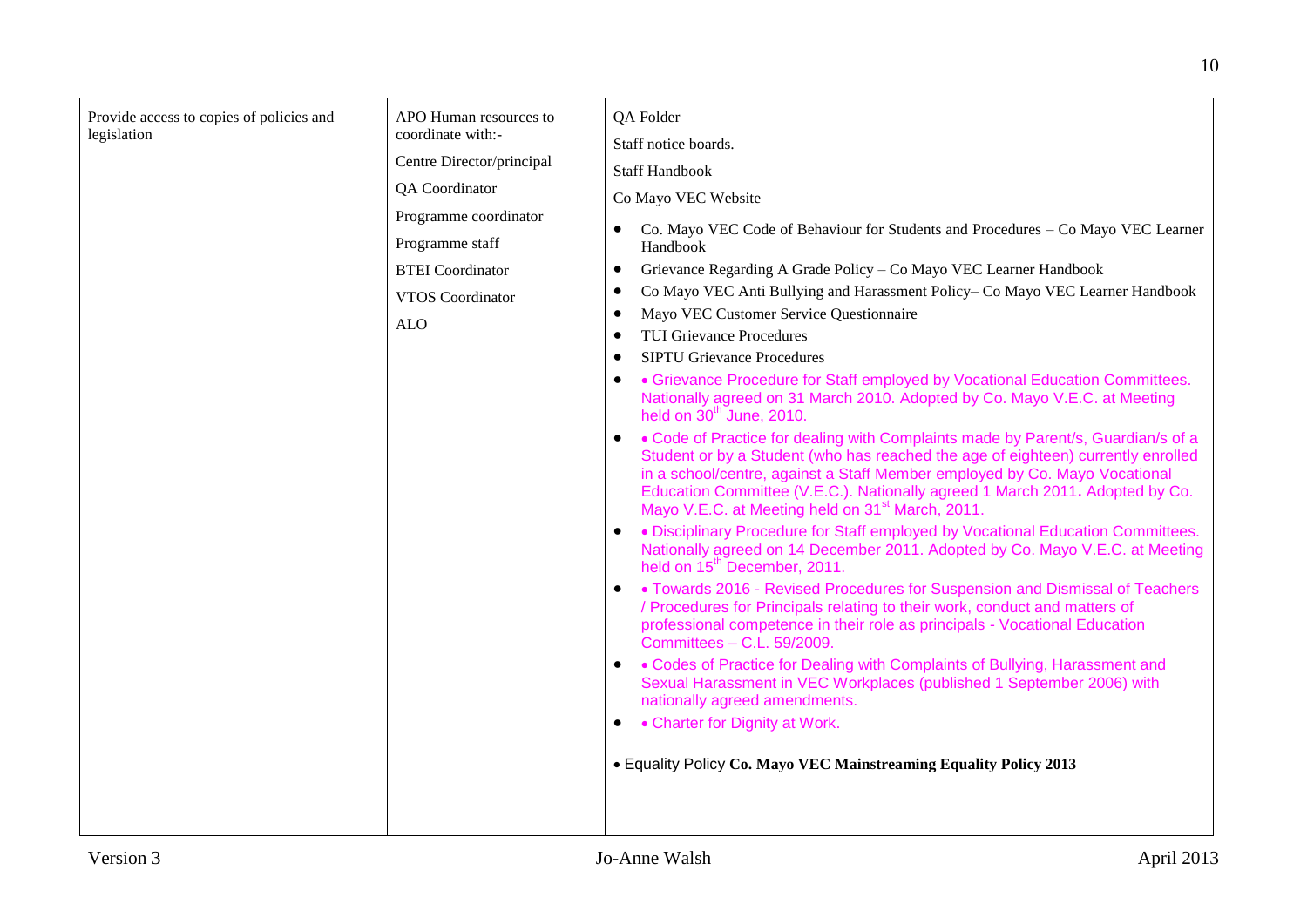| | | |
|---|---|---|
| Provide access to copies of policies and legislation | APO Human resources to coordinate with:-<br><br>Centre Director/principal<br><br>QA Coordinator<br><br>Programme coordinator<br><br>Programme staff<br><br>BTEI Coordinator<br><br>VTOS Coordinator<br><br>ALO | QA Folder<br><br>Staff notice boards.<br><br>Staff Handbook<br><br>Co Mayo VEC Website<br><br>• Co. Mayo VEC Code of Behaviour for Students and Procedures – Co Mayo VEC Learner Handbook<br>• Grievance Regarding A Grade Policy – Co Mayo VEC Learner Handbook<br>• Co Mayo VEC Anti Bullying and Harassment Policy– Co Mayo VEC Learner Handbook<br>• Mayo VEC Customer Service Questionnaire<br>• TUI Grievance Procedures<br>• SIPTU Grievance Procedures<br>• Grievance Procedure for Staff employed by Vocational Education Committees. Nationally agreed on 31 March 2010. Adopted by Co. Mayo V.E.C. at Meeting held on 30th June, 2010.<br>• Code of Practice for dealing with Complaints made by Parent/s, Guardian/s of a Student or by a Student (who has reached the age of eighteen) currently enrolled in a school/centre, against a Staff Member employed by Co. Mayo Vocational Education Committee (V.E.C.). Nationally agreed 1 March 2011. Adopted by Co. Mayo V.E.C. at Meeting held on 31st March, 2011.<br>• Disciplinary Procedure for Staff employed by Vocational Education Committees. Nationally agreed on 14 December 2011. Adopted by Co. Mayo V.E.C. at Meeting held on 15th December, 2011.<br>• Towards 2016 - Revised Procedures for Suspension and Dismissal of Teachers / Procedures for Principals relating to their work, conduct and matters of professional competence in their role as principals - Vocational Education Committees – C.L. 59/2009.<br>• Codes of Practice for Dealing with Complaints of Bullying, Harassment and Sexual Harassment in VEC Workplaces (published 1 September 2006) with nationally agreed amendments.<br>• Charter for Dignity at Work.<br><br>• Equality Policy **Co. Mayo VEC Mainstreaming Equality Policy 2013** |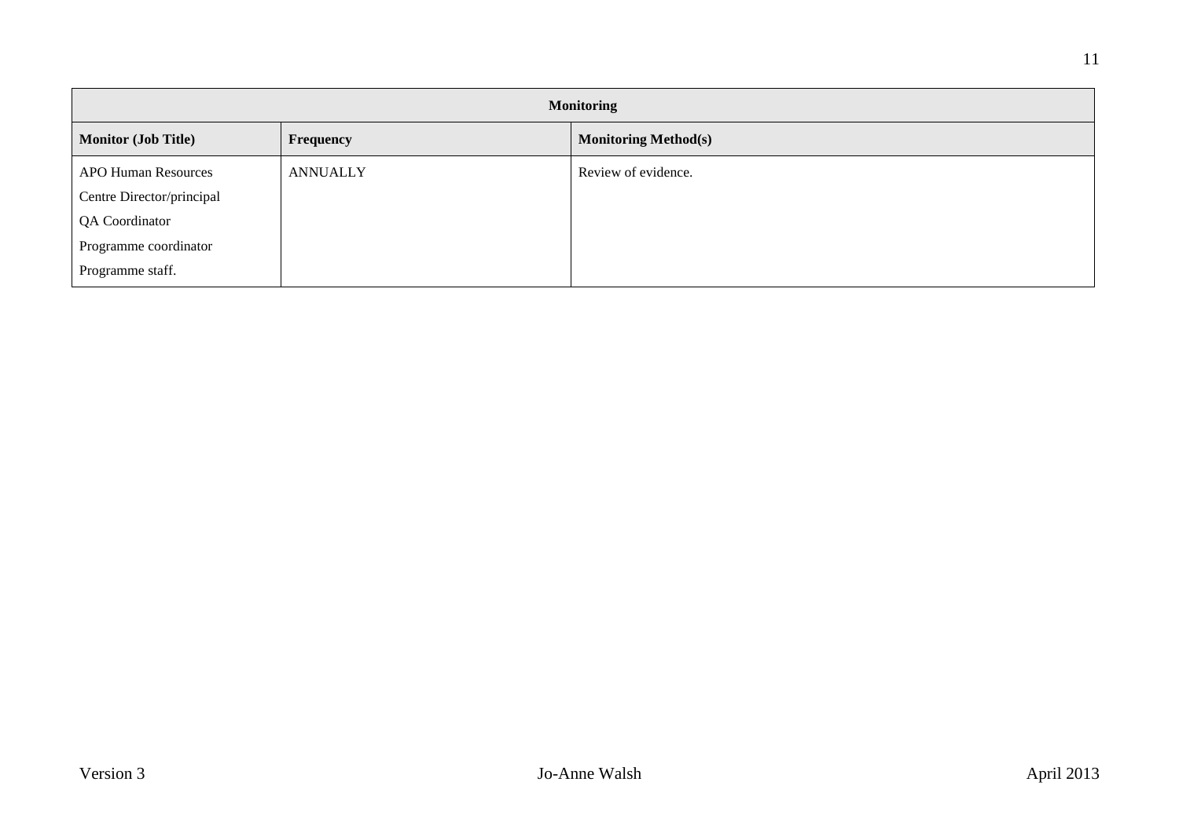| Monitoring | | |
|---|---|---|
| **Monitor (Job Title)** | **Frequency** | **Monitoring Method(s)** |
| APO Human Resources<br>Centre Director/principal<br>QA Coordinator<br>Programme coordinator<br>Programme staff. | ANNUALLY | Review of evidence. |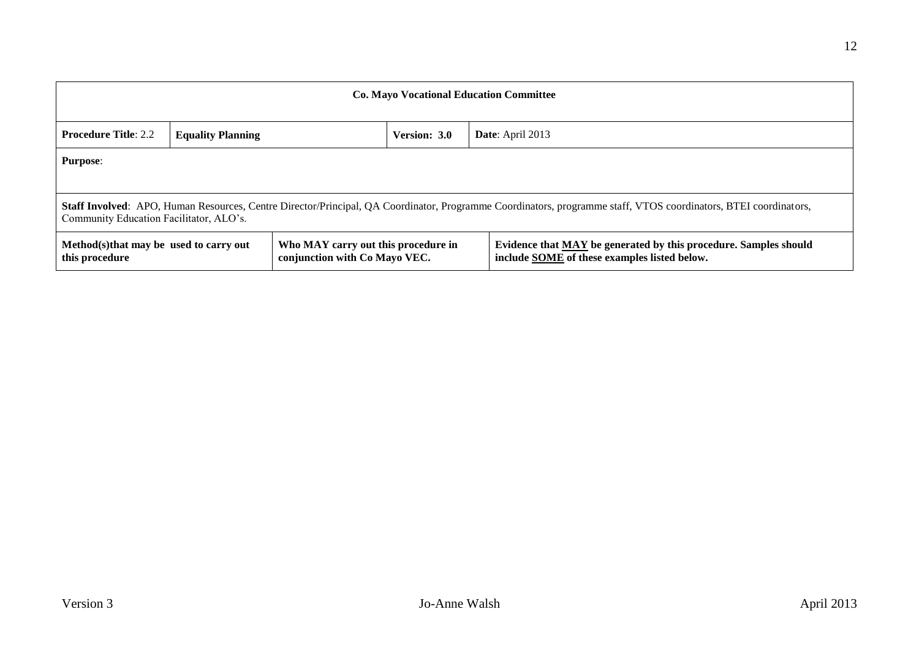| **Co. Mayo Vocational Education Committee** | | | | |
|---|---|---|---|---|
| **Procedure Title**: 2.2 | **Equality Planning** | | **Version: 3.0** | **Date**: April 2013 |
| **Purpose**: | | | | |
| **Staff Involved**: APO, Human Resources, Centre Director/Principal, QA Coordinator, Programme Coordinators, programme staff, VTOS coordinators, BTEI coordinators, Community Education Facilitator, ALO's. | | | | |
| **Method(s)that may be used to carry out this procedure** | | **Who MAY carry out this procedure in conjunction with Co Mayo VEC.** | | **Evidence that <u>MAY</u> be generated by this procedure. Samples should include <u>SOME</u> of these examples listed below.** |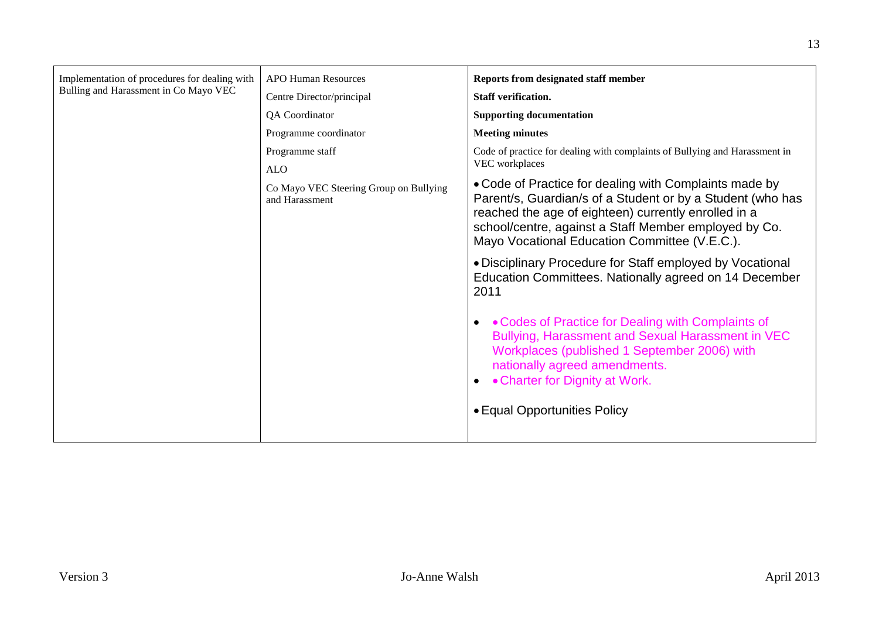| Implementation of procedures for dealing with Bulling and Harassment in Co Mayo VEC | APO Human Resources<br>Centre Director/principal<br>QA Coordinator<br>Programme coordinator<br>Programme staff<br>ALO<br>Co Mayo VEC Steering Group on Bullying and Harassment | **Reports from designated staff member**<br>**Staff verification.**<br>**Supporting documentation**<br>**Meeting minutes**<br>Code of practice for dealing with complaints of Bullying and Harassment in VEC workplaces<br>• Code of Practice for dealing with Complaints made by Parent/s, Guardian/s of a Student or by a Student (who has reached the age of eighteen) currently enrolled in a school/centre, against a Staff Member employed by Co. Mayo Vocational Education Committee (V.E.C.).<br>• Disciplinary Procedure for Staff employed by Vocational Education Committees. Nationally agreed on 14 December 2011<br>• Codes of Practice for Dealing with Complaints of Bullying, Harassment and Sexual Harassment in VEC Workplaces (published 1 September 2006) with nationally agreed amendments.<br>• Charter for Dignity at Work.<br>• Equal Opportunities Policy |
|---|---|---|

Version 3 Jo-Anne Walsh April 2013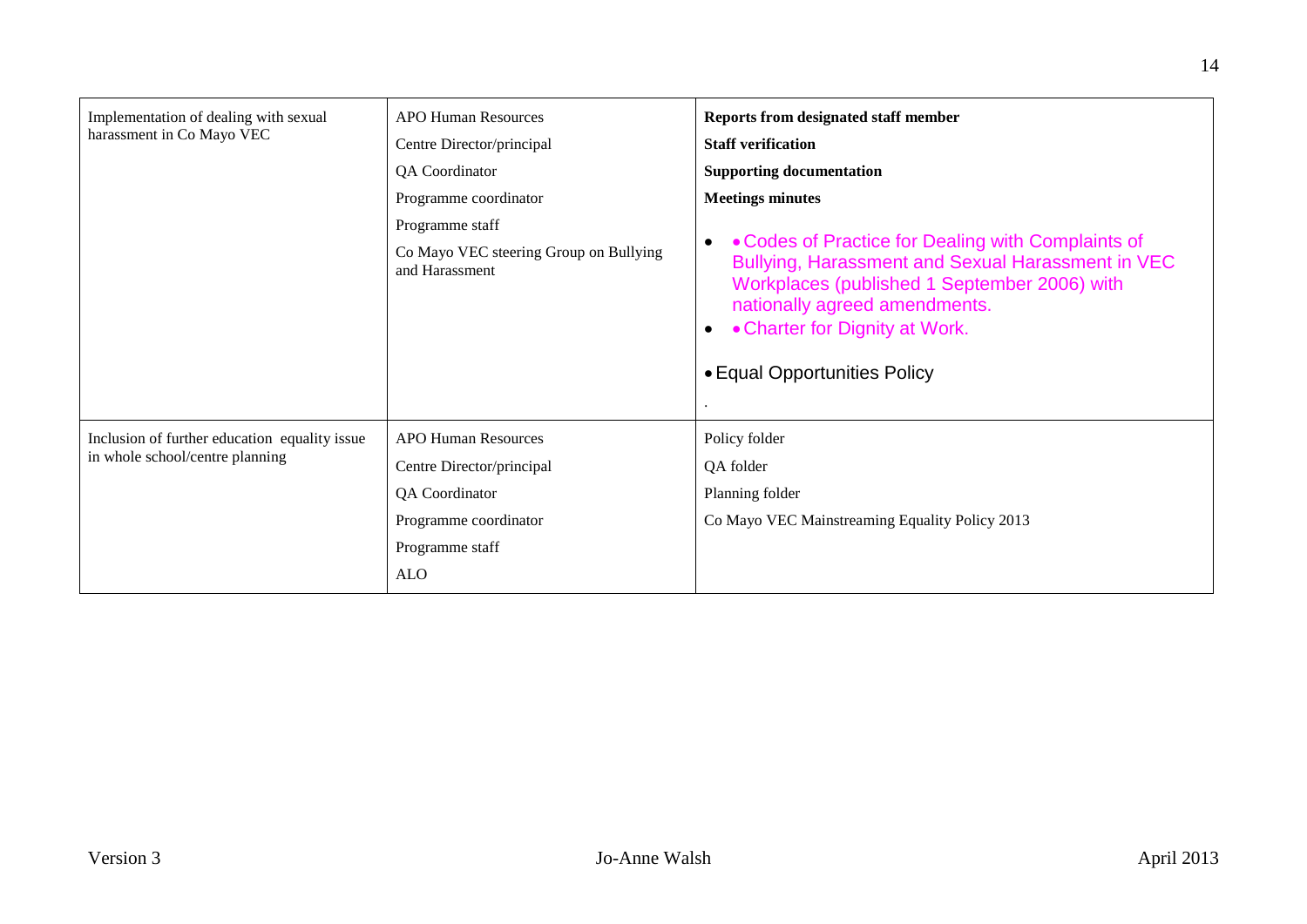| | | |
|---|---|---|
| Implementation of dealing with sexual harassment in Co Mayo VEC | APO Human Resources<br>Centre Director/principal<br>QA Coordinator<br>Programme coordinator<br>Programme staff<br>Co Mayo VEC steering Group on Bullying and Harassment | **Reports from designated staff member**<br>**Staff verification**<br>**Supporting documentation**<br>**Meetings minutes**<br>• Codes of Practice for Dealing with Complaints of Bullying, Harassment and Sexual Harassment in VEC Workplaces (published 1 September 2006) with nationally agreed amendments.<br>• Charter for Dignity at Work.<br>• Equal Opportunities Policy<br>. |
| Inclusion of further education equality issue in whole school/centre planning | APO Human Resources<br>Centre Director/principal<br>QA Coordinator<br>Programme coordinator<br>Programme staff<br>ALO | Policy folder<br>QA folder<br>Planning folder<br>Co Mayo VEC Mainstreaming Equality Policy 2013 |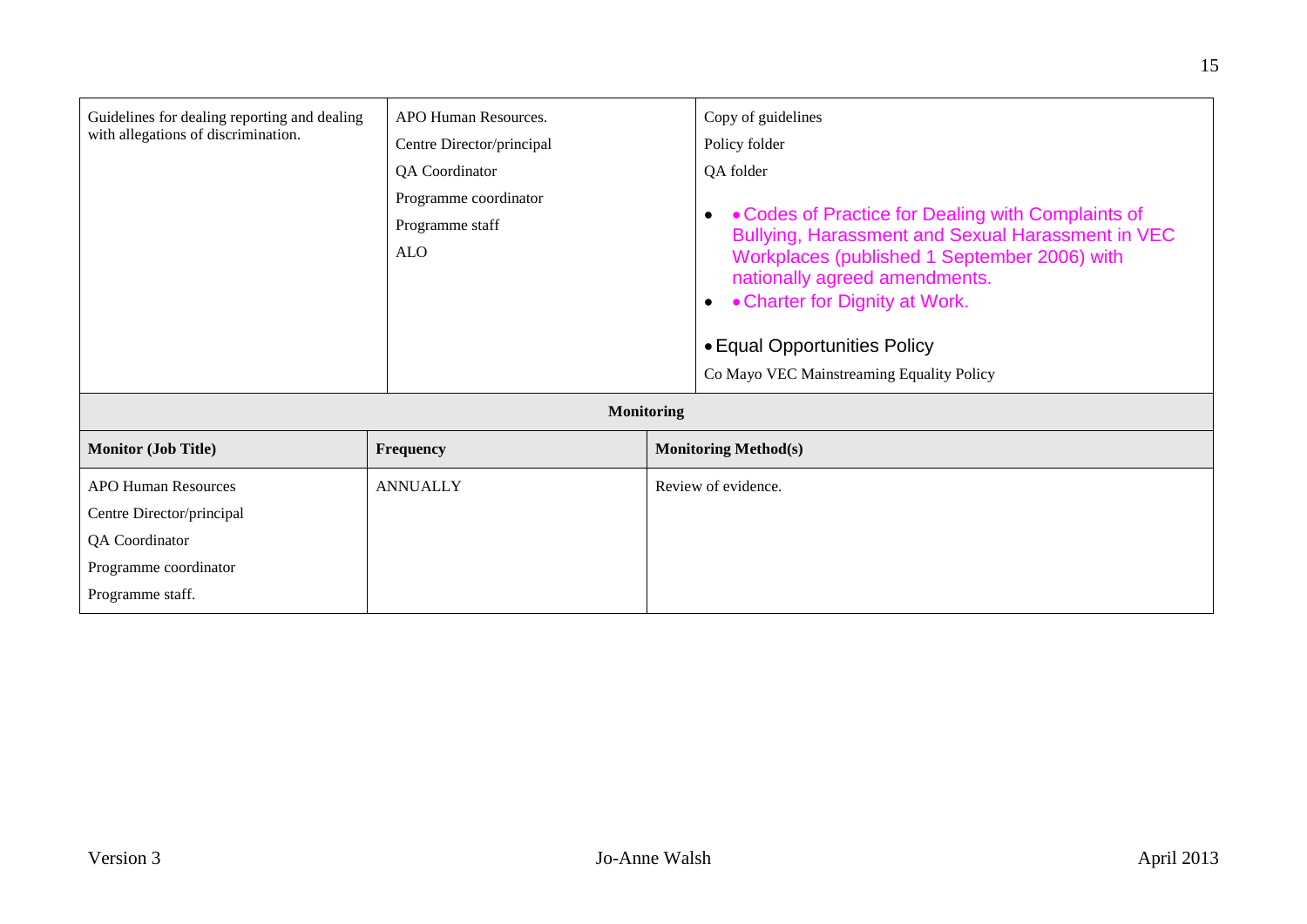| | | |
|---|---|---|
| Guidelines for dealing reporting and dealing with allegations of discrimination. | APO Human Resources.<br>Centre Director/principal<br>QA Coordinator<br>Programme coordinator<br>Programme staff<br>ALO | Copy of guidelines<br>Policy folder<br>QA folder<br>• Codes of Practice for Dealing with Complaints of Bullying, Harassment and Sexual Harassment in VEC Workplaces (published 1 September 2006) with nationally agreed amendments.<br>• Charter for Dignity at Work.<br>• Equal Opportunities Policy<br>Co Mayo VEC Mainstreaming Equality Policy |

**Monitoring**

| Monitor (Job Title) | Frequency | Monitoring Method(s) |
|---|---|---|
| APO Human Resources<br>Centre Director/principal<br>QA Coordinator<br>Programme coordinator<br>Programme staff. | ANNUALLY | Review of evidence. |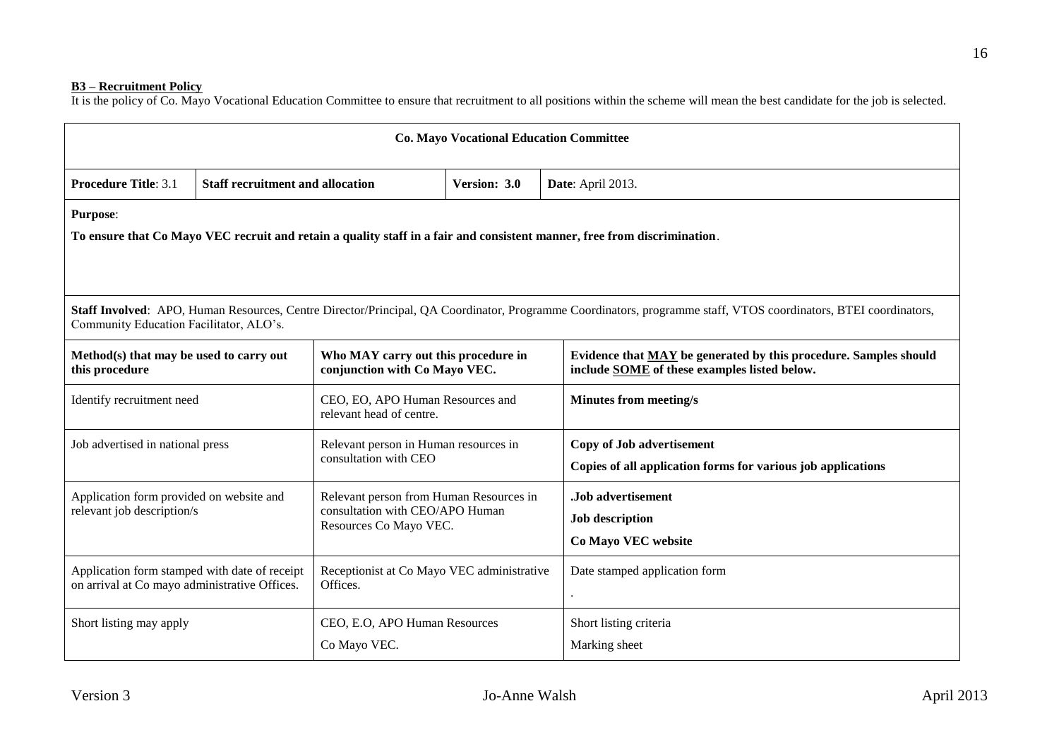**B3 – Recruitment Policy**

It is the policy of Co. Mayo Vocational Education Committee to ensure that recruitment to all positions within the scheme will mean the best candidate for the job is selected.

**Co. Mayo Vocational Education Committee**

| **Procedure Title**: 3.1 | **Staff recruitment and allocation** | **Version: 3.0** | **Date**: April 2013. |
|---|---|---|---|

**Purpose**:

**To ensure that Co Mayo VEC recruit and retain a quality staff in a fair and consistent manner, free from discrimination**.

**Staff Involved**: APO, Human Resources, Centre Director/Principal, QA Coordinator, Programme Coordinators, programme staff, VTOS coordinators, BTEI coordinators, Community Education Facilitator, ALO's.

| **Method(s) that may be used to carry out this procedure** | **Who MAY carry out this procedure in conjunction with Co Mayo VEC.** | **Evidence that MAY be generated by this procedure. Samples should include SOME of these examples listed below.** |
|---|---|---|
| Identify recruitment need | CEO, EO, APO Human Resources and relevant head of centre. | **Minutes from meeting/s** |
| Job advertised in national press | Relevant person in Human resources in consultation with CEO | **Copy of Job advertisement**<br>**Copies of all application forms for various job applications** |
| Application form provided on website and relevant job description/s | Relevant person from Human Resources in consultation with CEO/APO Human Resources Co Mayo VEC. | **.Job advertisement**<br>**Job description**<br>**Co Mayo VEC website** |
| Application form stamped with date of receipt on arrival at Co mayo administrative Offices. | Receptionist at Co Mayo VEC administrative Offices. | Date stamped application form<br>. |
| Short listing may apply | CEO, E.O, APO Human Resources<br>Co Mayo VEC. | Short listing criteria<br>Marking sheet |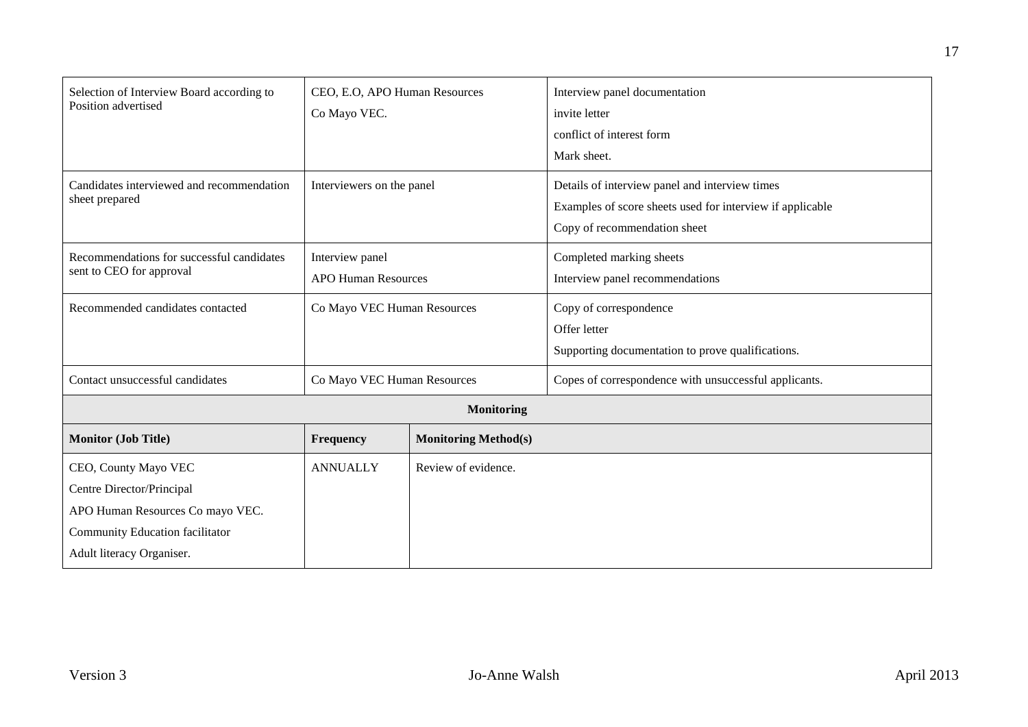| | | |
|---|---|---|
| Selection of Interview Board according to Position advertised | CEO, E.O, APO Human Resources<br>Co Mayo VEC. | Interview panel documentation<br>invite letter<br>conflict of interest form<br>Mark sheet. |
| Candidates interviewed and recommendation sheet prepared | Interviewers on the panel | Details of interview panel and interview times<br>Examples of score sheets used for interview if applicable<br>Copy of recommendation sheet |
| Recommendations for successful candidates sent to CEO for approval | Interview panel<br>APO Human Resources | Completed marking sheets<br>Interview panel recommendations |
| Recommended candidates contacted | Co Mayo VEC Human Resources | Copy of correspondence<br>Offer letter<br>Supporting documentation to prove qualifications. |
| Contact unsuccessful candidates | Co Mayo VEC Human Resources | Copes of correspondence with unsuccessful applicants. |

**Monitoring**

| Monitor (Job Title) | Frequency | Monitoring Method(s) |
|---|---|---|
| CEO, County Mayo VEC<br>Centre Director/Principal<br>APO Human Resources Co mayo VEC.<br>Community Education facilitator<br>Adult literacy Organiser. | ANNUALLY | Review of evidence. |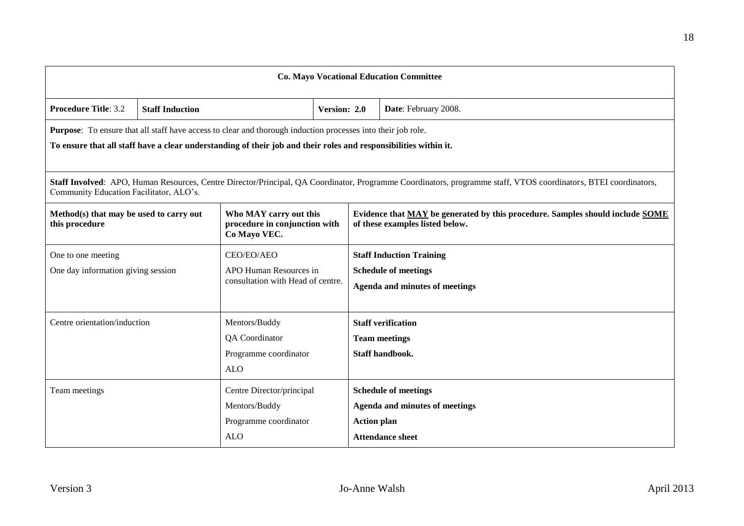**Co. Mayo Vocational Education Committee**

| **Procedure Title**: 3.2 | **Staff Induction** | **Version: 2.0** | **Date**: February 2008. |
|---|---|---|---|

**Purpose**: To ensure that all staff have access to clear and thorough induction processes into their job role.

**To ensure that all staff have a clear understanding of their job and their roles and responsibilities within it.**

**Staff Involved**: APO, Human Resources, Centre Director/Principal, QA Coordinator, Programme Coordinators, programme staff, VTOS coordinators, BTEI coordinators, Community Education Facilitator, ALO's.

| **Method(s) that may be used to carry out this procedure** | **Who MAY carry out this procedure in conjunction with Co Mayo VEC.** | **Evidence that MAY be generated by this procedure. Samples should include SOME of these examples listed below.** |
|---|---|---|
| One to one meeting<br>One day information giving session | CEO/EO/AEO<br>APO Human Resources in consultation with Head of centre. | **Staff Induction Training**<br>**Schedule of meetings**<br>**Agenda and minutes of meetings** |
| Centre orientation/induction | Mentors/Buddy<br>QA Coordinator<br>Programme coordinator<br>ALO | **Staff verification**<br>**Team meetings**<br>**Staff handbook.** |
| Team meetings | Centre Director/principal<br>Mentors/Buddy<br>Programme coordinator<br>ALO | **Schedule of meetings**<br>**Agenda and minutes of meetings**<br>**Action plan**<br>**Attendance sheet** |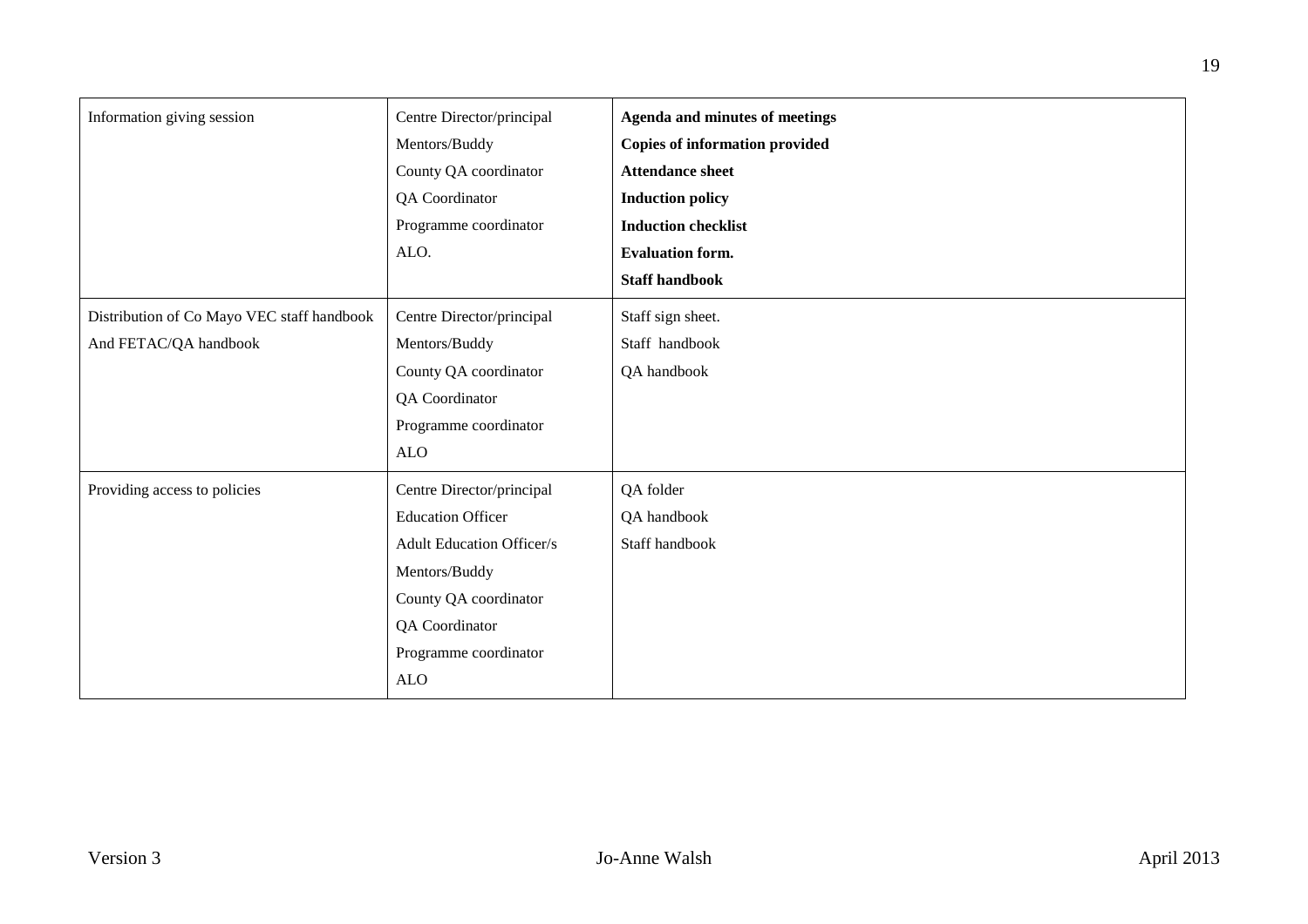| Information giving session | Centre Director/principal<br>Mentors/Buddy<br>County QA coordinator<br>QA Coordinator<br>Programme coordinator<br>ALO. | **Agenda and minutes of meetings**<br>**Copies of information provided**<br>**Attendance sheet**<br>**Induction policy**<br>**Induction checklist**<br>**Evaluation form.**<br>**Staff handbook** |
|---|---|---|
| Distribution of Co Mayo VEC staff handbook And FETAC/QA handbook | Centre Director/principal<br>Mentors/Buddy<br>County QA coordinator<br>QA Coordinator<br>Programme coordinator<br>ALO | Staff sign sheet.<br>Staff handbook<br>QA handbook |
| Providing access to policies | Centre Director/principal<br>Education Officer<br>Adult Education Officer/s<br>Mentors/Buddy<br>County QA coordinator<br>QA Coordinator<br>Programme coordinator<br>ALO | QA folder<br>QA handbook<br>Staff handbook |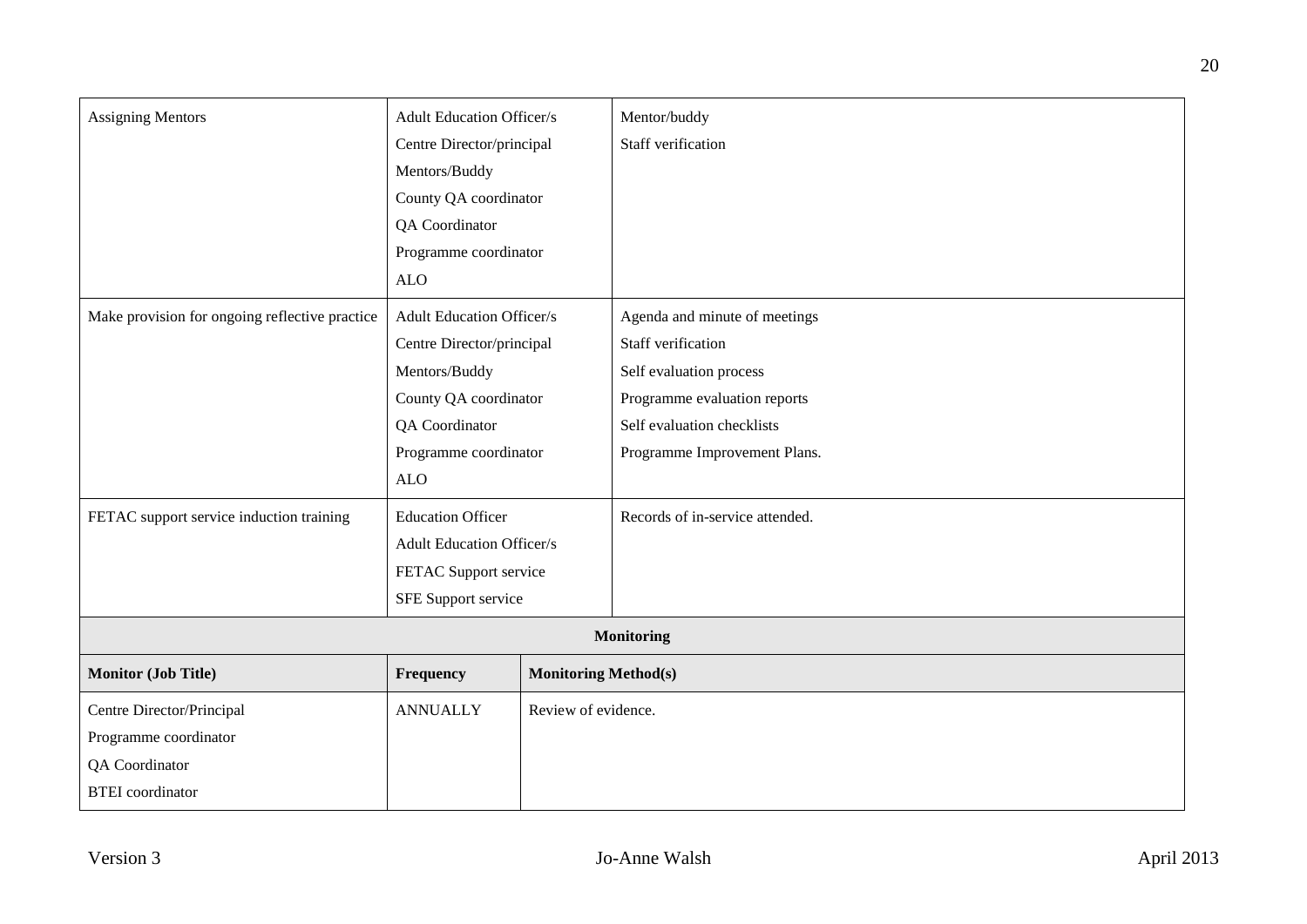| | | |
|---|---|---|
| Assigning Mentors | Adult Education Officer/s<br>Centre Director/principal<br>Mentors/Buddy<br>County QA coordinator<br>QA Coordinator<br>Programme coordinator<br>ALO | Mentor/buddy<br>Staff verification |
| Make provision for ongoing reflective practice | Adult Education Officer/s<br>Centre Director/principal<br>Mentors/Buddy<br>County QA coordinator<br>QA Coordinator<br>Programme coordinator<br>ALO | Agenda and minute of meetings<br>Staff verification<br>Self evaluation process<br>Programme evaluation reports<br>Self evaluation checklists<br>Programme Improvement Plans. |
| FETAC support service induction training | Education Officer<br>Adult Education Officer/s<br>FETAC Support service<br>SFE Support service | Records of in-service attended. |

| **Monitoring** | | |
|---|---|---|
| **Monitor (Job Title)** | **Frequency** | **Monitoring Method(s)** |
| Centre Director/Principal<br>Programme coordinator<br>QA Coordinator<br>BTEI coordinator | ANNUALLY | Review of evidence. |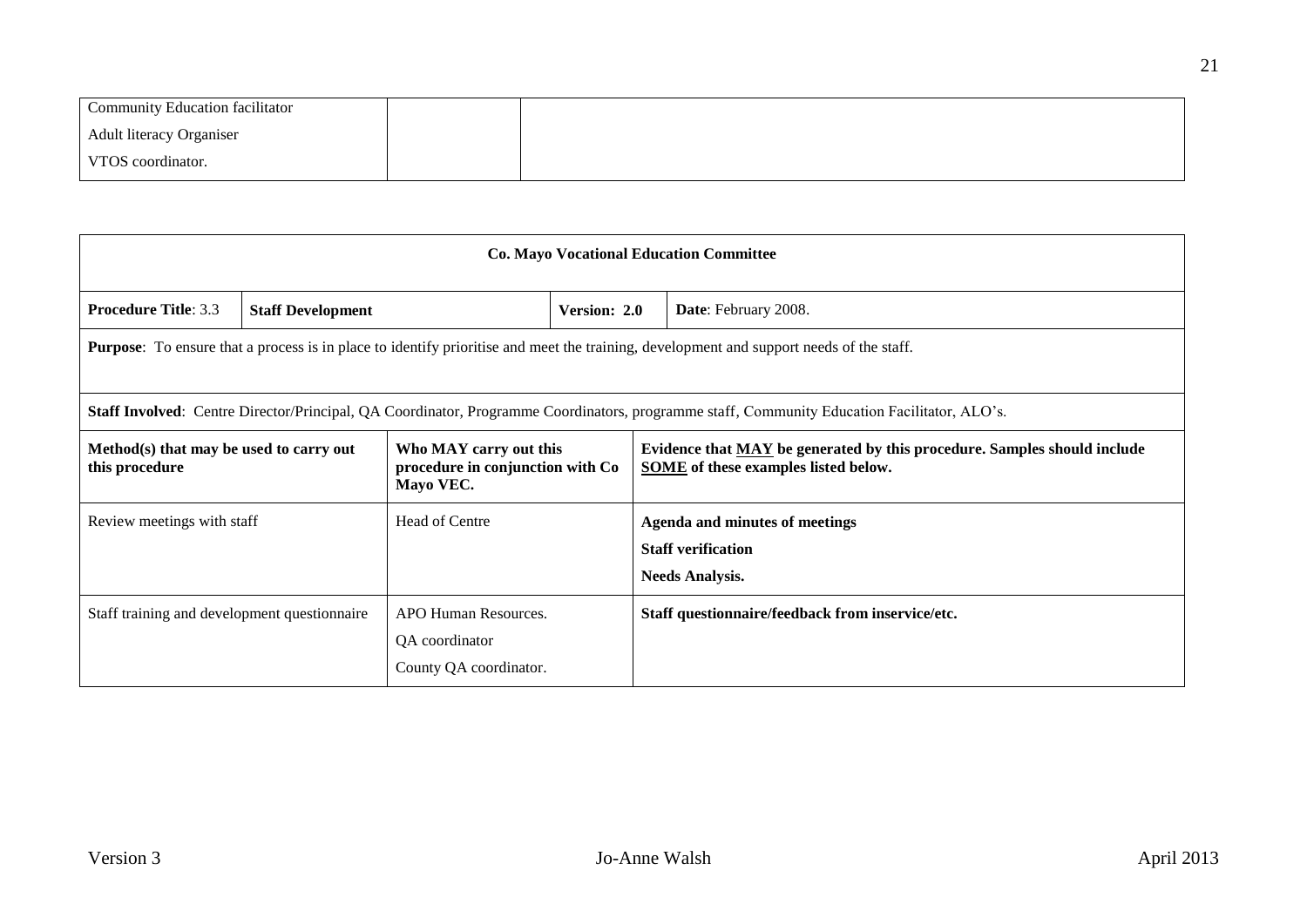| Community Education facilitator<br>Adult literacy Organiser<br>VTOS coordinator. | | |
|---|---|---|

| **Co. Mayo Vocational Education Committee** | | | |
|---|---|---|---|
| **Procedure Title**: 3.3 | **Staff Development** | **Version: 2.0** | **Date**: February 2008. |
| **Purpose**: To ensure that a process is in place to identify prioritise and meet the training, development and support needs of the staff. | | | |
| **Staff Involved**: Centre Director/Principal, QA Coordinator, Programme Coordinators, programme staff, Community Education Facilitator, ALO's. | | | |

| **Method(s) that may be used to carry out this procedure** | **Who MAY carry out this procedure in conjunction with Co Mayo VEC.** | **Evidence that MAY be generated by this procedure. Samples should include SOME of these examples listed below.** |
|---|---|---|
| Review meetings with staff | Head of Centre | **Agenda and minutes of meetings**<br>**Staff verification**<br>**Needs Analysis.** |
| Staff training and development questionnaire | APO Human Resources.<br>QA coordinator<br>County QA coordinator. | **Staff questionnaire/feedback from inservice/etc.** |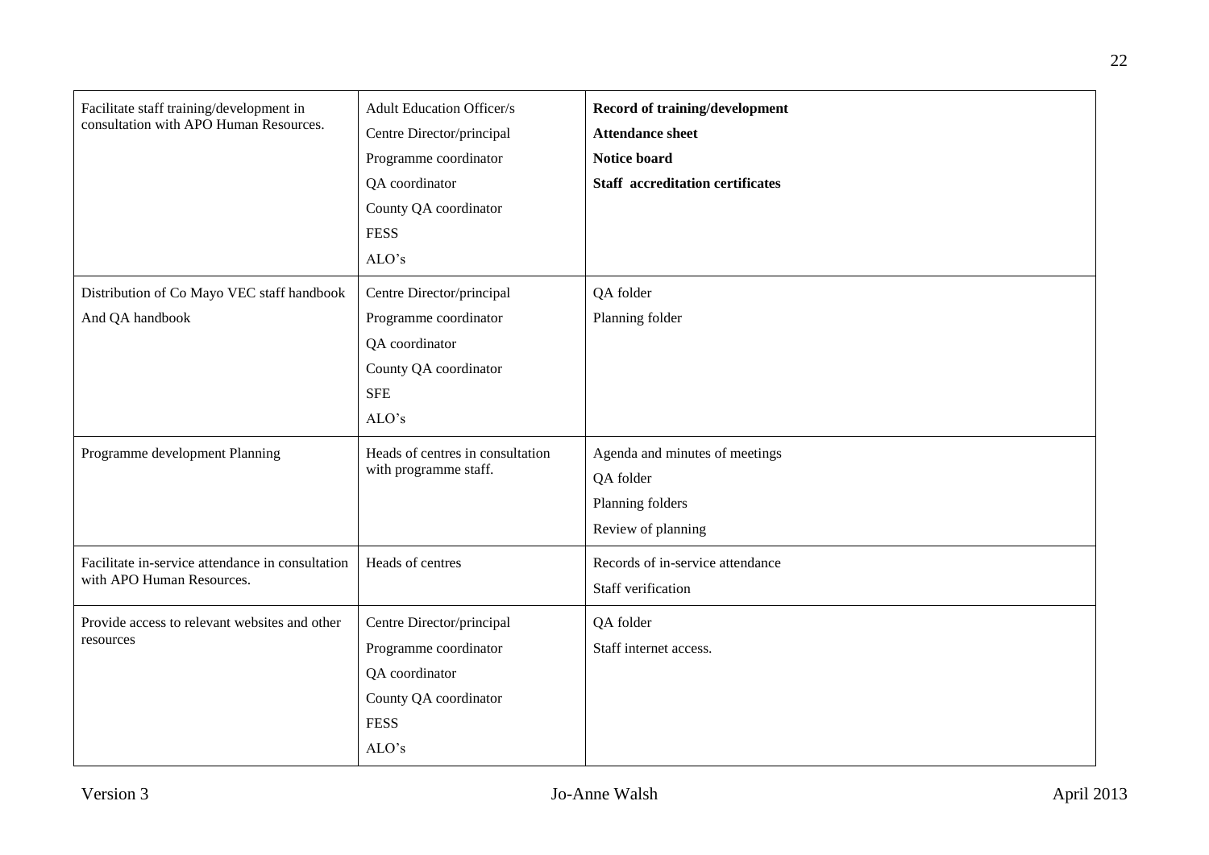| | | |
|---|---|---|
| Facilitate staff training/development in consultation with APO Human Resources. | Adult Education Officer/s<br>Centre Director/principal<br>Programme coordinator<br>QA coordinator<br>County QA coordinator<br>FESS<br>ALO's | **Record of training/development**<br>**Attendance sheet**<br>**Notice board**<br>**Staff accreditation certificates** |
| Distribution of Co Mayo VEC staff handbook<br>And QA handbook | Centre Director/principal<br>Programme coordinator<br>QA coordinator<br>County QA coordinator<br>SFE<br>ALO's | QA folder<br>Planning folder |
| Programme development Planning | Heads of centres in consultation with programme staff. | Agenda and minutes of meetings<br>QA folder<br>Planning folders<br>Review of planning |
| Facilitate in-service attendance in consultation with APO Human Resources. | Heads of centres | Records of in-service attendance<br>Staff verification |
| Provide access to relevant websites and other resources | Centre Director/principal<br>Programme coordinator<br>QA coordinator<br>County QA coordinator<br>FESS<br>ALO's | QA folder<br>Staff internet access. |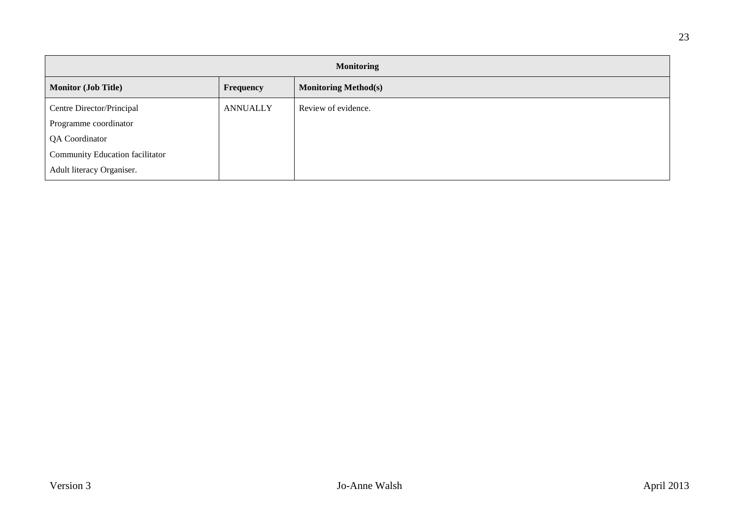| Monitoring | | |
|---|---|---|
| **Monitor (Job Title)** | **Frequency** | **Monitoring Method(s)** |
| Centre Director/Principal<br>Programme coordinator<br>QA Coordinator<br>Community Education facilitator<br>Adult literacy Organiser. | ANNUALLY | Review of evidence. |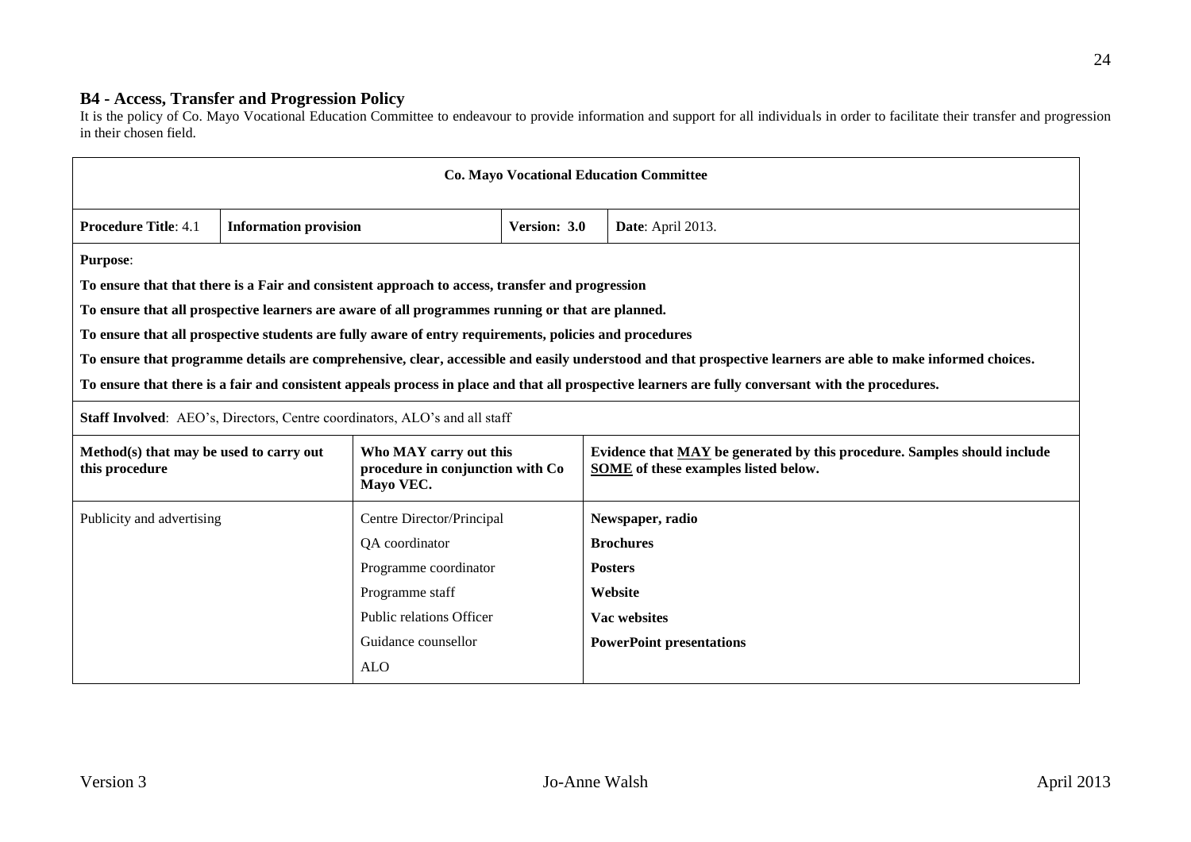### B4 - Access, Transfer and Progression Policy

It is the policy of Co. Mayo Vocational Education Committee to endeavour to provide information and support for all individuals in order to facilitate their transfer and progression in their chosen field.

| **Co. Mayo Vocational Education Committee** | | | |
|---|---|---|---|
| **Procedure Title**: 4.1 | **Information provision** | **Version: 3.0** | **Date**: April 2013. |

**Purpose**:

**To ensure that that there is a Fair and consistent approach to access, transfer and progression**

**To ensure that all prospective learners are aware of all programmes running or that are planned.**

**To ensure that all prospective students are fully aware of entry requirements, policies and procedures**

**To ensure that programme details are comprehensive, clear, accessible and easily understood and that prospective learners are able to make informed choices.**

**To ensure that there is a fair and consistent appeals process in place and that all prospective learners are fully conversant with the procedures.**

**Staff Involved**: AEO's, Directors, Centre coordinators, ALO's and all staff

| **Method(s) that may be used to carry out this procedure** | **Who MAY carry out this procedure in conjunction with Co Mayo VEC.** | **Evidence that MAY be generated by this procedure. Samples should include SOME of these examples listed below.** |
|---|---|---|
| Publicity and advertising | Centre Director/Principal<br>QA coordinator<br>Programme coordinator<br>Programme staff<br>Public relations Officer<br>Guidance counsellor<br>ALO | **Newspaper, radio**<br>**Brochures**<br>**Posters**<br>**Website**<br>**Vac websites**<br>**PowerPoint presentations** |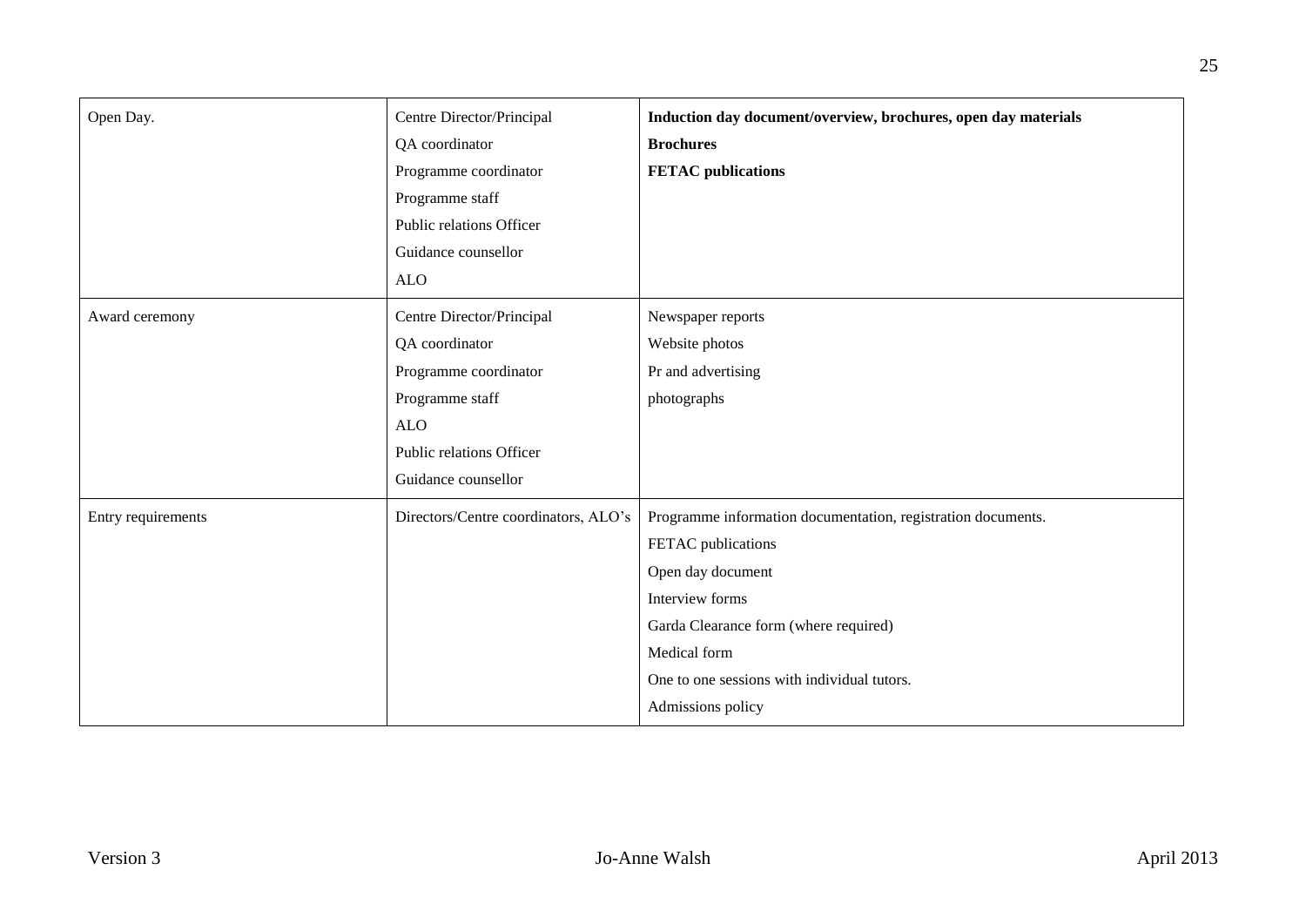| | | |
|---|---|---|
| Open Day. | Centre Director/Principal<br>QA coordinator<br>Programme coordinator<br>Programme staff<br>Public relations Officer<br>Guidance counsellor<br>ALO | **Induction day document/overview, brochures, open day materials**<br>**Brochures**<br>**FETAC publications** |
| Award ceremony | Centre Director/Principal<br>QA coordinator<br>Programme coordinator<br>Programme staff<br>ALO<br>Public relations Officer<br>Guidance counsellor | Newspaper reports<br>Website photos<br>Pr and advertising<br>photographs |
| Entry requirements | Directors/Centre coordinators, ALO's | Programme information documentation, registration documents.<br>FETAC publications<br>Open day document<br>Interview forms<br>Garda Clearance form (where required)<br>Medical form<br>One to one sessions with individual tutors.<br>Admissions policy |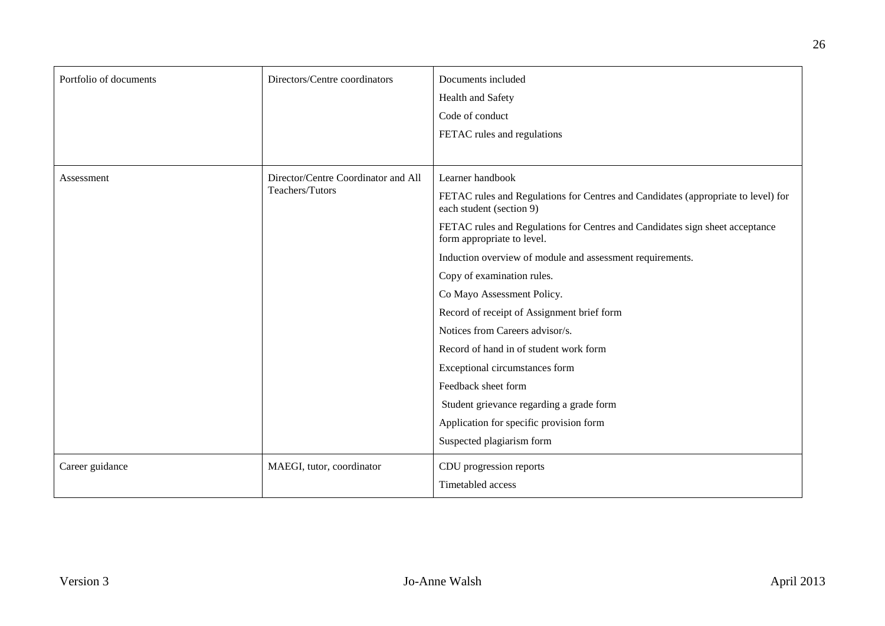| | | |
|---|---|---|
| Portfolio of documents | Directors/Centre coordinators | Documents included<br>Health and Safety<br>Code of conduct<br>FETAC rules and regulations |
| Assessment | Director/Centre Coordinator and All Teachers/Tutors | Learner handbook<br>FETAC rules and Regulations for Centres and Candidates (appropriate to level) for each student (section 9)<br>FETAC rules and Regulations for Centres and Candidates sign sheet acceptance form appropriate to level.<br>Induction overview of module and assessment requirements.<br>Copy of examination rules.<br>Co Mayo Assessment Policy.<br>Record of receipt of Assignment brief form<br>Notices from Careers advisor/s.<br>Record of hand in of student work form<br>Exceptional circumstances form<br>Feedback sheet form<br>Student grievance regarding a grade form<br>Application for specific provision form<br>Suspected plagiarism form |
| Career guidance | MAEGI, tutor, coordinator | CDU progression reports<br>Timetabled access |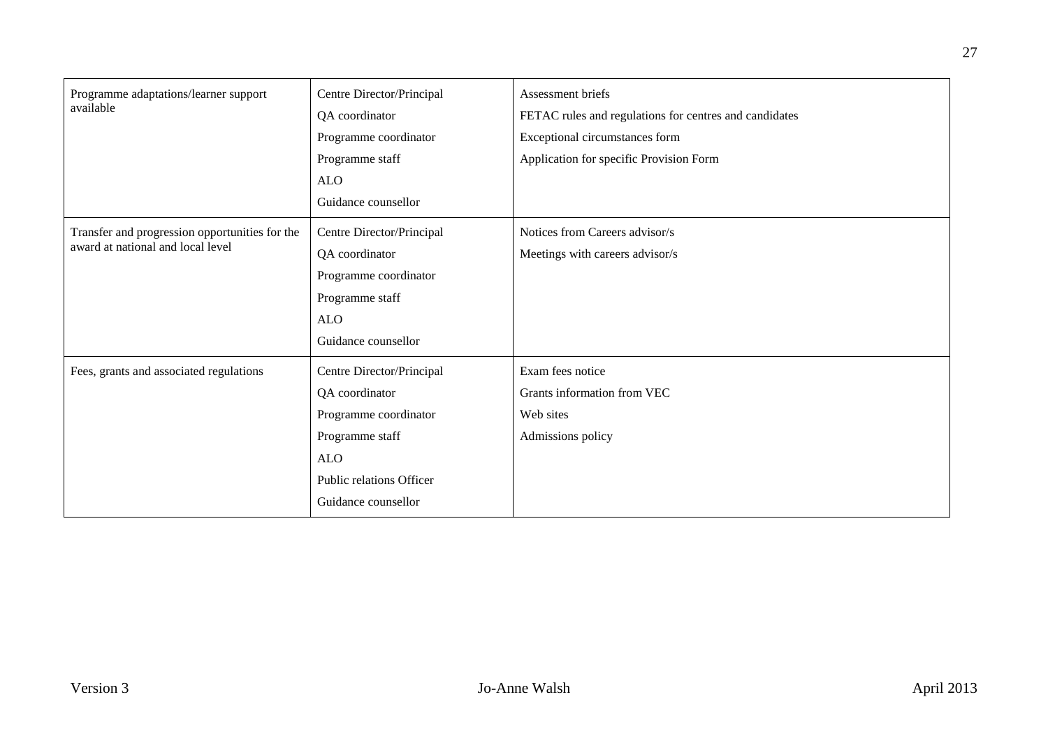| | | |
|---|---|---|
| Programme adaptations/learner support available | Centre Director/Principal<br>QA coordinator<br>Programme coordinator<br>Programme staff<br>ALO<br>Guidance counsellor | Assessment briefs<br>FETAC rules and regulations for centres and candidates<br>Exceptional circumstances form<br>Application for specific Provision Form |
| Transfer and progression opportunities for the award at national and local level | Centre Director/Principal<br>QA coordinator<br>Programme coordinator<br>Programme staff<br>ALO<br>Guidance counsellor | Notices from Careers advisor/s<br>Meetings with careers advisor/s |
| Fees, grants and associated regulations | Centre Director/Principal<br>QA coordinator<br>Programme coordinator<br>Programme staff<br>ALO<br>Public relations Officer<br>Guidance counsellor | Exam fees notice<br>Grants information from VEC<br>Web sites<br>Admissions policy |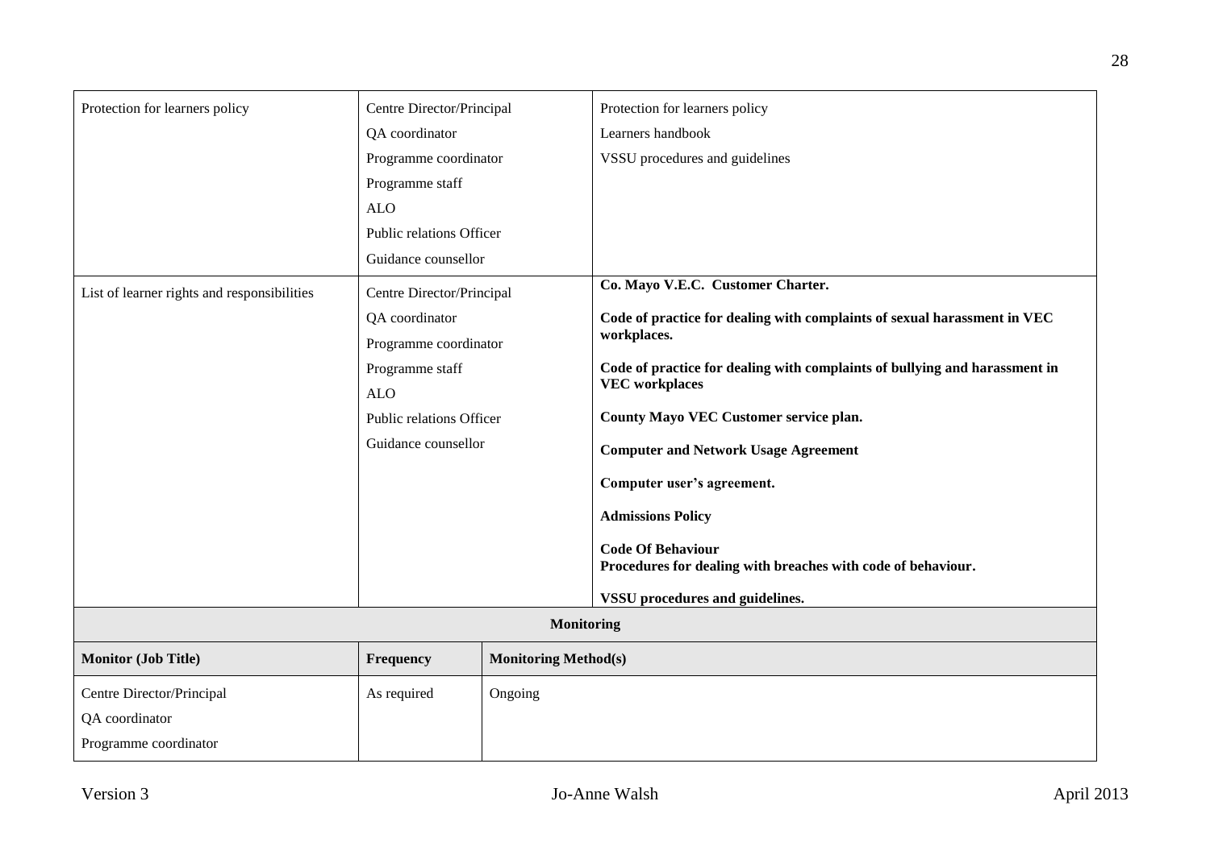| | | |
|---|---|---|
| Protection for learners policy | Centre Director/Principal<br>QA coordinator<br>Programme coordinator<br>Programme staff<br>ALO<br>Public relations Officer<br>Guidance counsellor | Protection for learners policy<br>Learners handbook<br>VSSU procedures and guidelines |
| List of learner rights and responsibilities | Centre Director/Principal<br>QA coordinator<br>Programme coordinator<br>Programme staff<br>ALO<br>Public relations Officer<br>Guidance counsellor | **Co. Mayo V.E.C. Customer Charter.**<br>**Code of practice for dealing with complaints of sexual harassment in VEC workplaces.**<br>**Code of practice for dealing with complaints of bullying and harassment in VEC workplaces**<br>**County Mayo VEC Customer service plan.**<br>**Computer and Network Usage Agreement**<br>**Computer user's agreement.**<br>**Admissions Policy**<br>**Code Of Behaviour**<br>**Procedures for dealing with breaches with code of behaviour.**<br>**VSSU procedures and guidelines.** |

**Monitoring**

| Monitor (Job Title) | Frequency | Monitoring Method(s) |
|---|---|---|
| Centre Director/Principal<br>QA coordinator<br>Programme coordinator | As required | Ongoing |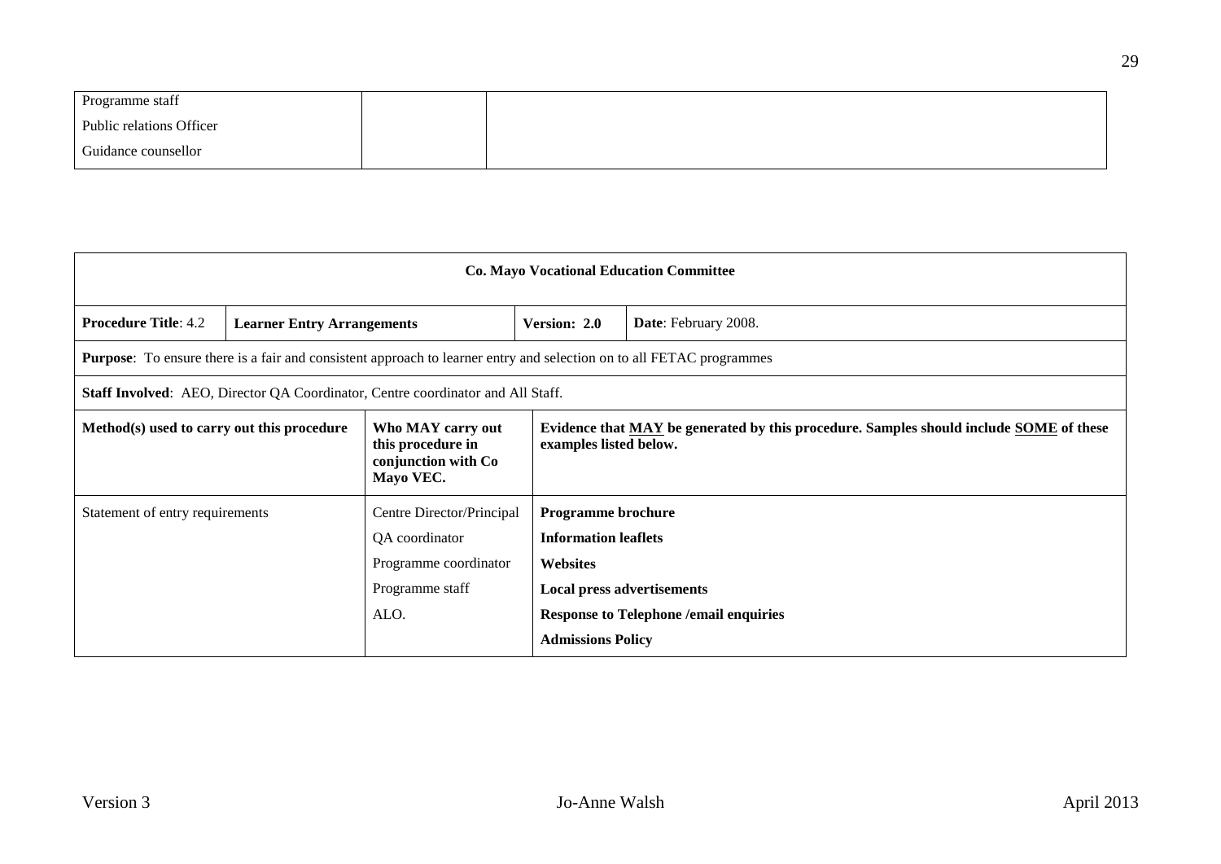| | | |
|---|---|---|
| Programme staff<br>Public relations Officer<br>Guidance counsellor | | |

| **Co. Mayo Vocational Education Committee** | | | |
|---|---|---|---|
| **Procedure Title**: 4.2 | **Learner Entry Arrangements** | **Version: 2.0** | **Date**: February 2008. |
| **Purpose**: To ensure there is a fair and consistent approach to learner entry and selection on to all FETAC programmes | | | |
| **Staff Involved**: AEO, Director QA Coordinator, Centre coordinator and All Staff. | | | |
| **Method(s) used to carry out this procedure** | **Who MAY carry out this procedure in conjunction with Co Mayo VEC.** | **Evidence that <u>MAY</u> be generated by this procedure. Samples should include <u>SOME</u> of these examples listed below.** | |
| Statement of entry requirements | Centre Director/Principal<br>QA coordinator<br>Programme coordinator<br>Programme staff<br>ALO. | **Programme brochure**<br>**Information leaflets**<br>**Websites**<br>**Local press advertisements**<br>**Response to Telephone /email enquiries**<br>**Admissions Policy** | |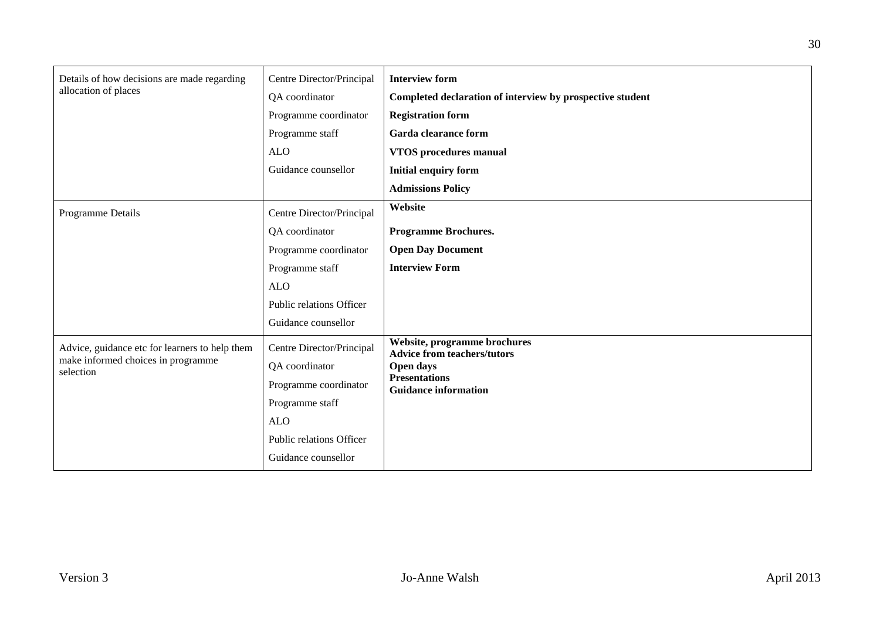| | | |
|---|---|---|
| Details of how decisions are made regarding allocation of places | Centre Director/Principal<br>QA coordinator<br>Programme coordinator<br>Programme staff<br>ALO<br>Guidance counsellor | **Interview form**<br>**Completed declaration of interview by prospective student**<br>**Registration form**<br>**Garda clearance form**<br>**VTOS procedures manual**<br>**Initial enquiry form**<br>**Admissions Policy** |
| Programme Details | Centre Director/Principal<br>QA coordinator<br>Programme coordinator<br>Programme staff<br>ALO<br>Public relations Officer<br>Guidance counsellor | **Website**<br>**Programme Brochures.**<br>**Open Day Document**<br>**Interview Form** |
| Advice, guidance etc for learners to help them make informed choices in programme selection | Centre Director/Principal<br>QA coordinator<br>Programme coordinator<br>Programme staff<br>ALO<br>Public relations Officer<br>Guidance counsellor | **Website, programme brochures**<br>**Advice from teachers/tutors**<br>**Open days**<br>**Presentations**<br>**Guidance information** |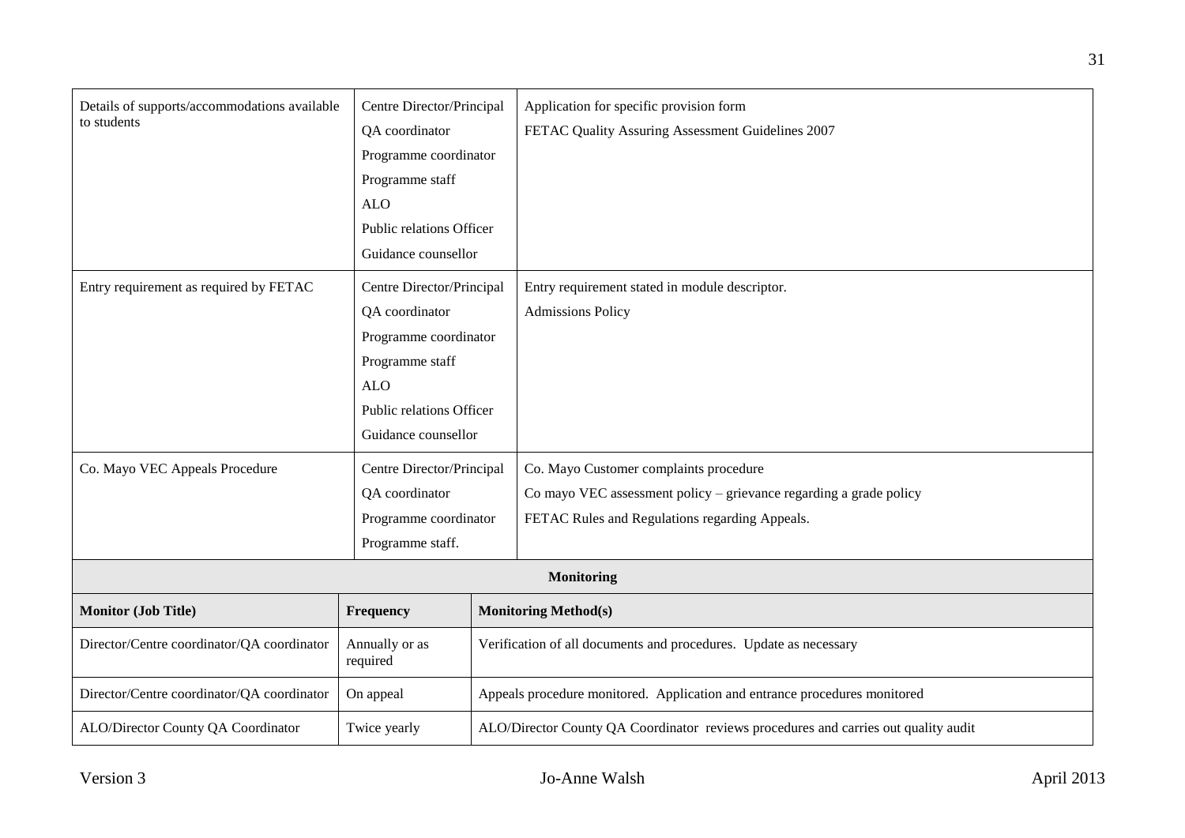| | | |
|---|---|---|
| Details of supports/accommodations available to students | Centre Director/Principal<br>QA coordinator<br>Programme coordinator<br>Programme staff<br>ALO<br>Public relations Officer<br>Guidance counsellor | Application for specific provision form<br>FETAC Quality Assuring Assessment Guidelines 2007 |
| Entry requirement as required by FETAC | Centre Director/Principal<br>QA coordinator<br>Programme coordinator<br>Programme staff<br>ALO<br>Public relations Officer<br>Guidance counsellor | Entry requirement stated in module descriptor.<br>Admissions Policy |
| Co. Mayo VEC Appeals Procedure | Centre Director/Principal<br>QA coordinator<br>Programme coordinator<br>Programme staff. | Co. Mayo Customer complaints procedure<br>Co mayo VEC assessment policy – grievance regarding a grade policy<br>FETAC Rules and Regulations regarding Appeals. |

| **Monitoring** | | |
|---|---|---|
| **Monitor (Job Title)** | **Frequency** | **Monitoring Method(s)** |
| Director/Centre coordinator/QA coordinator | Annually or as required | Verification of all documents and procedures. Update as necessary |
| Director/Centre coordinator/QA coordinator | On appeal | Appeals procedure monitored. Application and entrance procedures monitored |
| ALO/Director County QA Coordinator | Twice yearly | ALO/Director County QA Coordinator reviews procedures and carries out quality audit |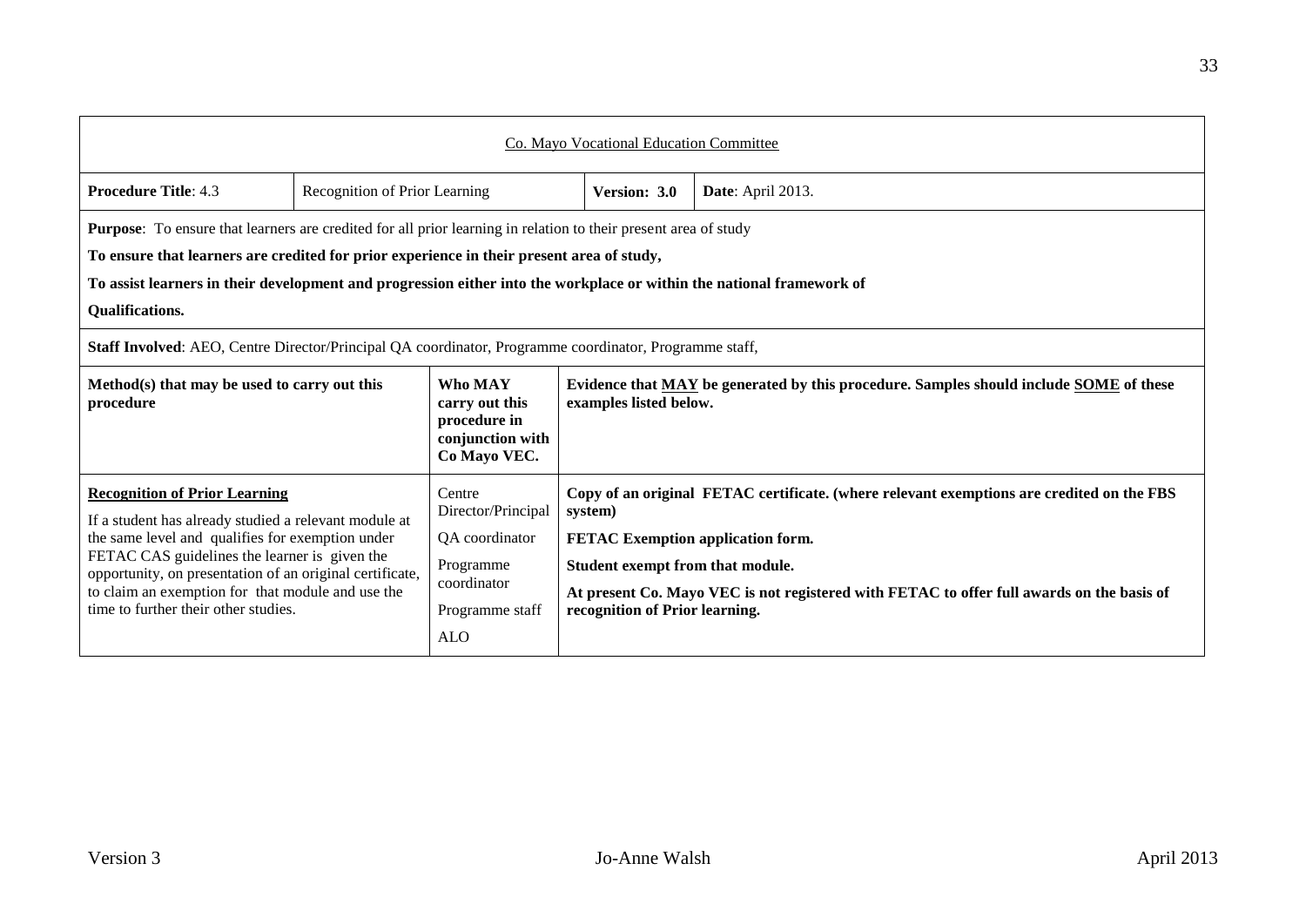Co. Mayo Vocational Education Committee

| **Procedure Title**: 4.3 | Recognition of Prior Learning | **Version: 3.0** | **Date**: April 2013. |
|---|---|---|---|

**Purpose**: To ensure that learners are credited for all prior learning in relation to their present area of study

**To ensure that learners are credited for prior experience in their present area of study,**

**To assist learners in their development and progression either into the workplace or within the national framework of Qualifications.**

**Staff Involved**: AEO, Centre Director/Principal QA coordinator, Programme coordinator, Programme staff,

| **Method(s) that may be used to carry out this procedure** | **Who MAY carry out this procedure in conjunction with Co Mayo VEC.** | **Evidence that MAY be generated by this procedure. Samples should include SOME of these examples listed below.** |
|---|---|---|
| **Recognition of Prior Learning**<br>If a student has already studied a relevant module at the same level and qualifies for exemption under FETAC CAS guidelines the learner is given the opportunity, on presentation of an original certificate, to claim an exemption for that module and use the time to further their other studies. | Centre Director/Principal<br>QA coordinator<br>Programme coordinator<br>Programme staff<br>ALO | **Copy of an original FETAC certificate. (where relevant exemptions are credited on the FBS system)**<br>**FETAC Exemption application form.**<br>**Student exempt from that module.**<br>**At present Co. Mayo VEC is not registered with FETAC to offer full awards on the basis of recognition of Prior learning.** |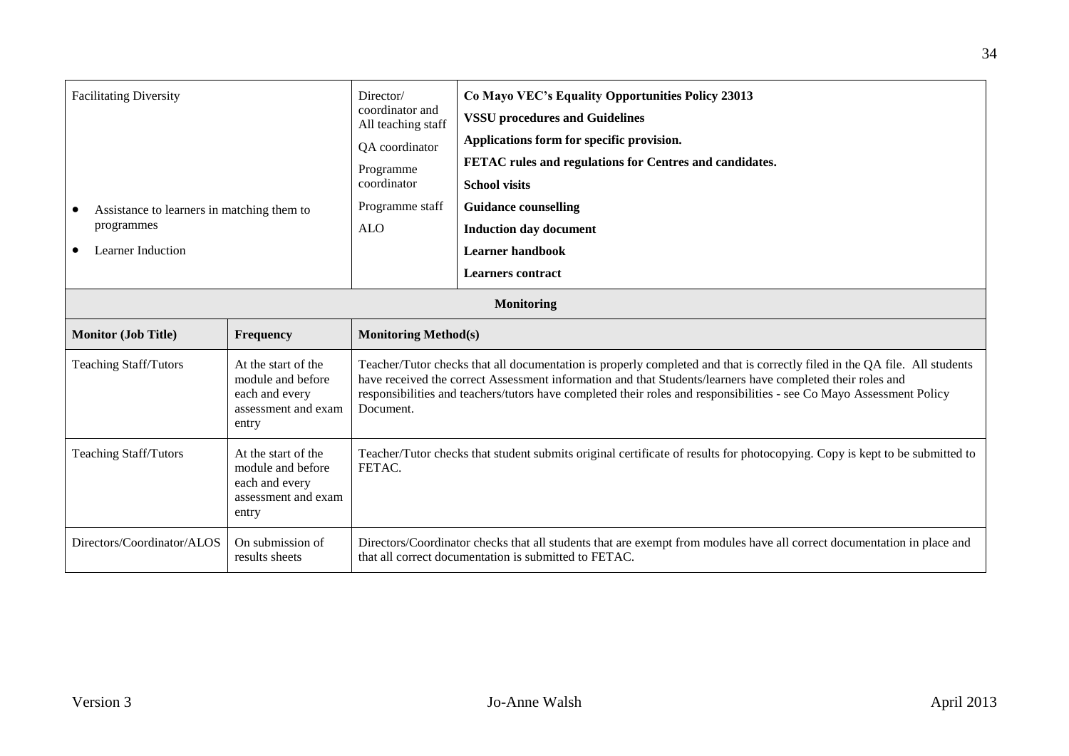| Facilitating Diversity<br><br>• Assistance to learners in matching them to programmes<br>• Learner Induction | Director/ coordinator and All teaching staff<br>QA coordinator<br>Programme coordinator<br>Programme staff<br>ALO | **Co Mayo VEC's Equality Opportunities Policy 23013**<br>**VSSU procedures and Guidelines**<br>**Applications form for specific provision.**<br>**FETAC rules and regulations for Centres and candidates.**<br>**School visits**<br>**Guidance counselling**<br>**Induction day document**<br>**Learner handbook**<br>**Learners contract** |
|---|---|---|

**Monitoring**

| Monitor (Job Title) | Frequency | Monitoring Method(s) |
|---|---|---|
| Teaching Staff/Tutors | At the start of the module and before each and every assessment and exam entry | Teacher/Tutor checks that all documentation is properly completed and that is correctly filed in the QA file. All students have received the correct Assessment information and that Students/learners have completed their roles and responsibilities and teachers/tutors have completed their roles and responsibilities - see Co Mayo Assessment Policy Document. |
| Teaching Staff/Tutors | At the start of the module and before each and every assessment and exam entry | Teacher/Tutor checks that student submits original certificate of results for photocopying. Copy is kept to be submitted to FETAC. |
| Directors/Coordinator/ALOS | On submission of results sheets | Directors/Coordinator checks that all students that are exempt from modules have all correct documentation in place and that all correct documentation is submitted to FETAC. |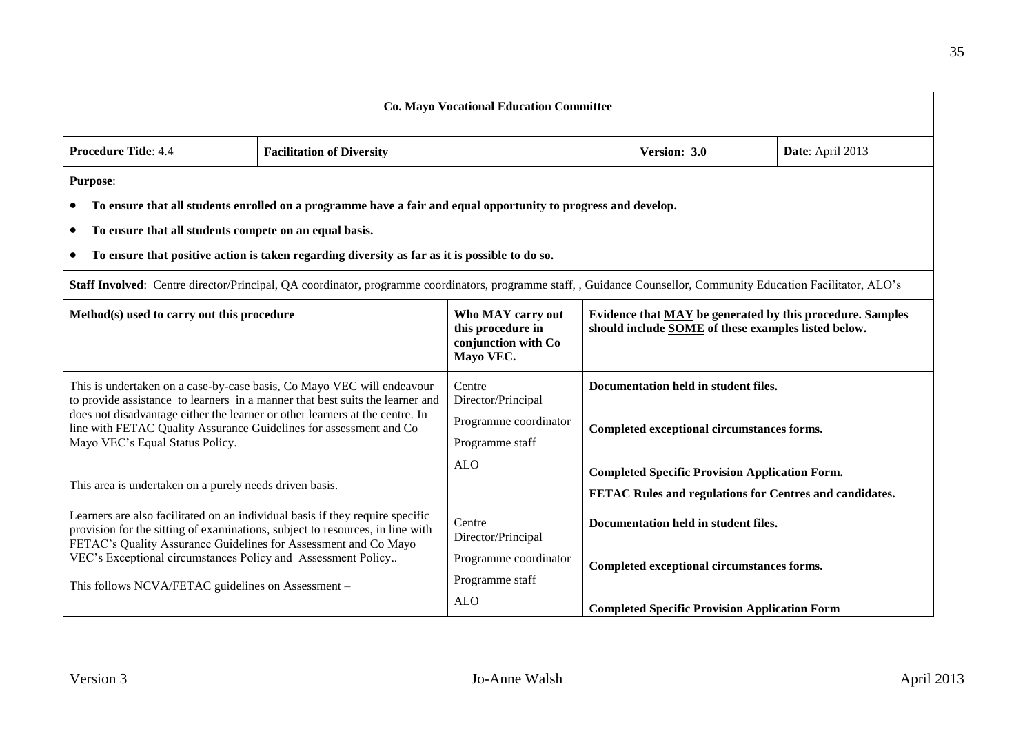**Co. Mayo Vocational Education Committee**

| **Procedure Title**: 4.4 | **Facilitation of Diversity** | **Version: 3.0** | **Date**: April 2013 |
|---|---|---|---|

**Purpose**:

- **To ensure that all students enrolled on a programme have a fair and equal opportunity to progress and develop.**
- **To ensure that all students compete on an equal basis.**
- **To ensure that positive action is taken regarding diversity as far as it is possible to do so.**

**Staff Involved**: Centre director/Principal, QA coordinator, programme coordinators, programme staff, , Guidance Counsellor, Community Education Facilitator, ALO's

| **Method(s) used to carry out this procedure** | **Who MAY carry out this procedure in conjunction with Co Mayo VEC.** | **Evidence that MAY be generated by this procedure. Samples should include SOME of these examples listed below.** |
|---|---|---|
| This is undertaken on a case-by-case basis, Co Mayo VEC will endeavour to provide assistance to learners in a manner that best suits the learner and does not disadvantage either the learner or other learners at the centre. In line with FETAC Quality Assurance Guidelines for assessment and Co Mayo VEC's Equal Status Policy.<br><br>This area is undertaken on a purely needs driven basis. | Centre Director/Principal<br>Programme coordinator<br>Programme staff<br>ALO | **Documentation held in student files.**<br><br>**Completed exceptional circumstances forms.**<br><br>**Completed Specific Provision Application Form.**<br>**FETAC Rules and regulations for Centres and candidates.** |
| Learners are also facilitated on an individual basis if they require specific provision for the sitting of examinations, subject to resources, in line with FETAC's Quality Assurance Guidelines for Assessment and Co Mayo VEC's Exceptional circumstances Policy and Assessment Policy..<br><br>This follows NCVA/FETAC guidelines on Assessment – | Centre Director/Principal<br>Programme coordinator<br>Programme staff<br>ALO | **Documentation held in student files.**<br><br>**Completed exceptional circumstances forms.**<br><br>**Completed Specific Provision Application Form** |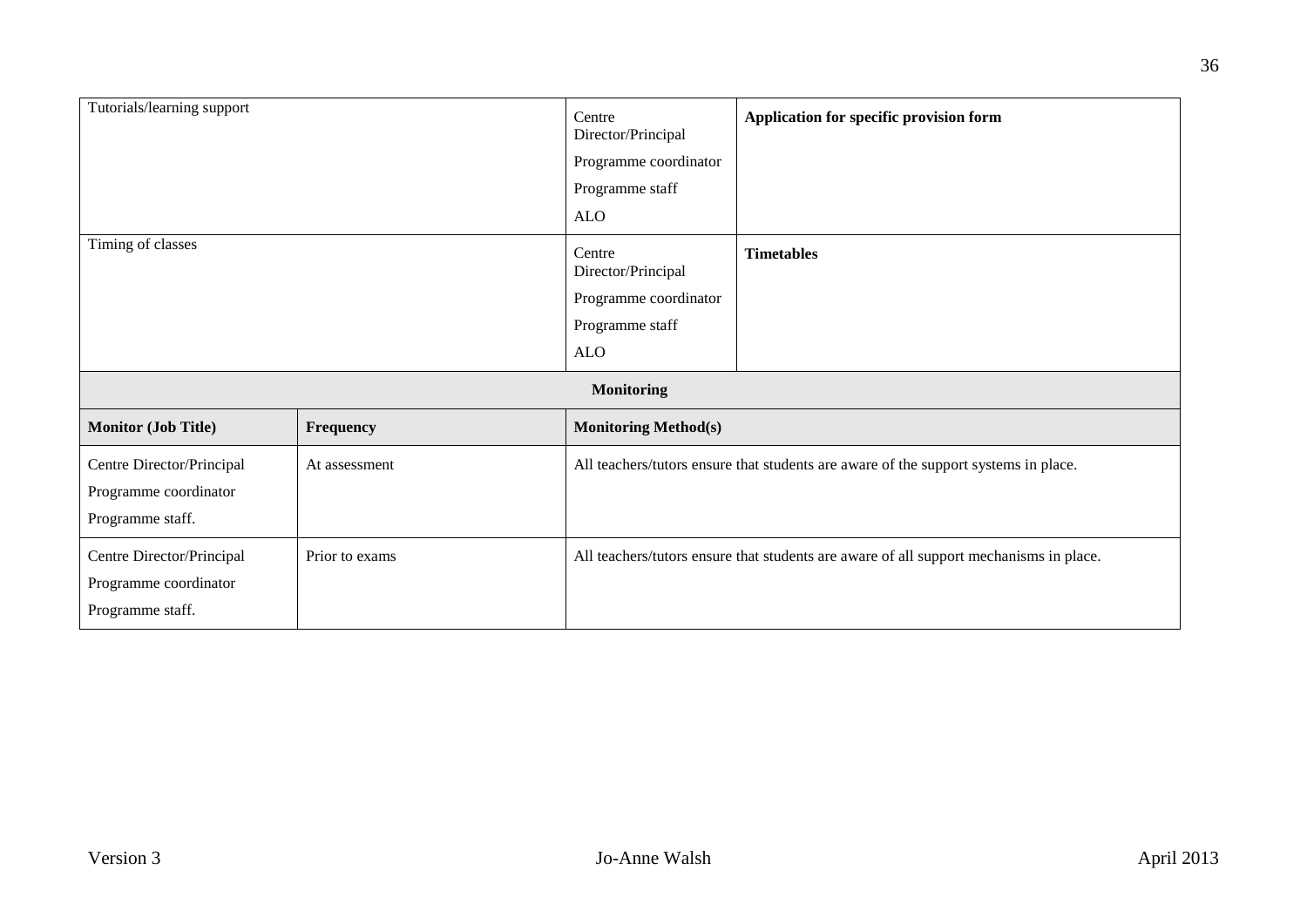| | | | |
|---|---|---|---|
| Tutorials/learning support | | Centre Director/Principal<br>Programme coordinator<br>Programme staff<br>ALO | **Application for specific provision form** |
| Timing of classes | | Centre Director/Principal<br>Programme coordinator<br>Programme staff<br>ALO | **Timetables** |

| **Monitoring** | | |
|---|---|---|
| **Monitor (Job Title)** | **Frequency** | **Monitoring Method(s)** |
| Centre Director/Principal<br>Programme coordinator<br>Programme staff. | At assessment | All teachers/tutors ensure that students are aware of the support systems in place. |
| Centre Director/Principal<br>Programme coordinator<br>Programme staff. | Prior to exams | All teachers/tutors ensure that students are aware of all support mechanisms in place. |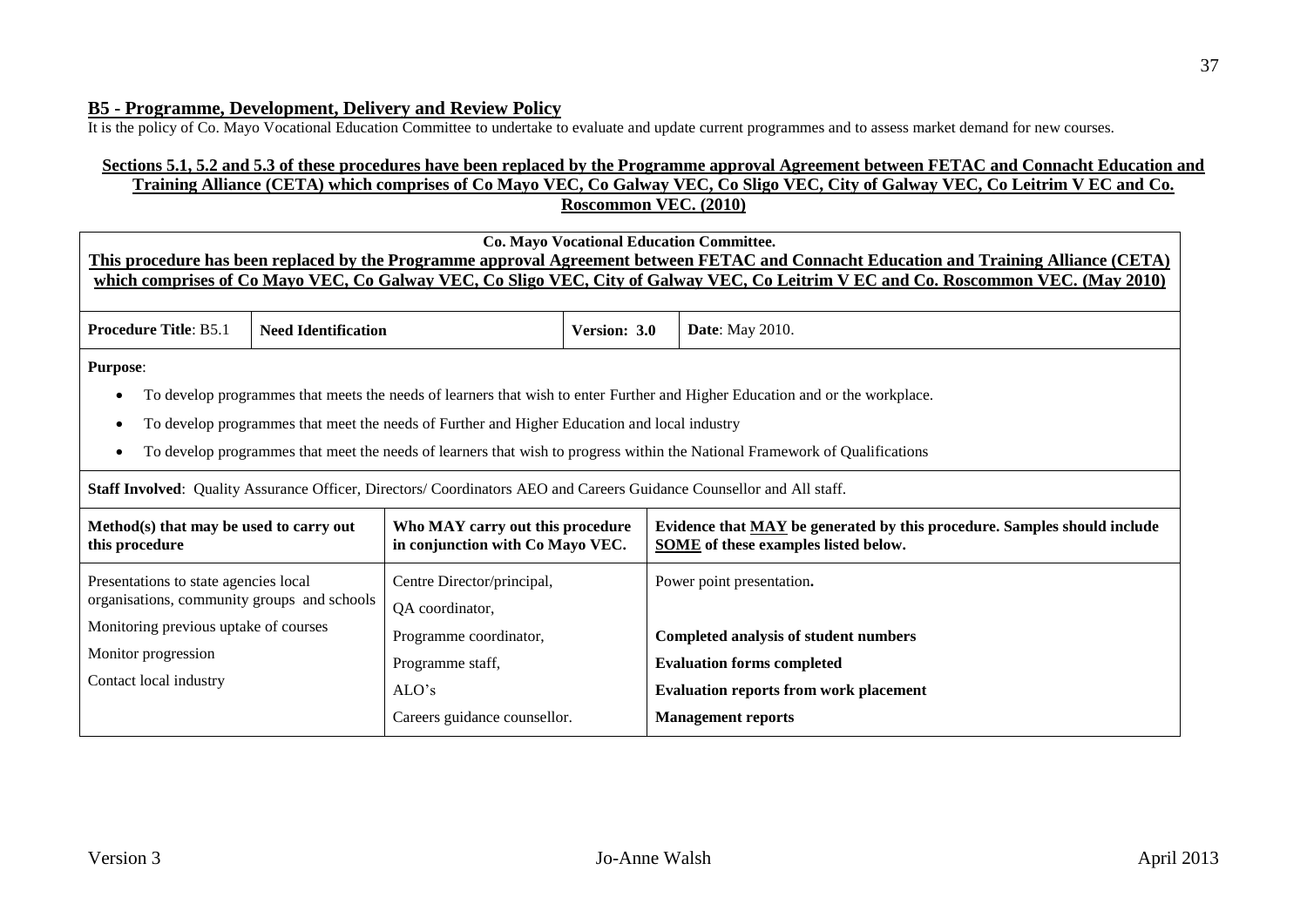## **B5 - Programme, Development, Delivery and Review Policy**

It is the policy of Co. Mayo Vocational Education Committee to undertake to evaluate and update current programmes and to assess market demand for new courses.

**Sections 5.1, 5.2 and 5.3 of these procedures have been replaced by the Programme approval Agreement between FETAC and Connacht Education and Training Alliance (CETA) which comprises of Co Mayo VEC, Co Galway VEC, Co Sligo VEC, City of Galway VEC, Co Leitrim V EC and Co. Roscommon VEC. (2010)**

**Co. Mayo Vocational Education Committee.**

**This procedure has been replaced by the Programme approval Agreement between FETAC and Connacht Education and Training Alliance (CETA) which comprises of Co Mayo VEC, Co Galway VEC, Co Sligo VEC, City of Galway VEC, Co Leitrim V EC and Co. Roscommon VEC. (May 2010)**

| **Procedure Title**: B5.1 | **Need Identification** | **Version: 3.0** | **Date**: May 2010. |
|---|---|---|---|

**Purpose**:

- To develop programmes that meets the needs of learners that wish to enter Further and Higher Education and or the workplace.
- To develop programmes that meet the needs of Further and Higher Education and local industry
- To develop programmes that meet the needs of learners that wish to progress within the National Framework of Qualifications

**Staff Involved**: Quality Assurance Officer, Directors/ Coordinators AEO and Careers Guidance Counsellor and All staff.

| **Method(s) that may be used to carry out this procedure** | **Who MAY carry out this procedure in conjunction with Co Mayo VEC.** | **Evidence that MAY be generated by this procedure. Samples should include SOME of these examples listed below.** |
|---|---|---|
| Presentations to state agencies local organisations, community groups and schools<br>Monitoring previous uptake of courses<br>Monitor progression<br>Contact local industry | Centre Director/principal,<br>QA coordinator,<br>Programme coordinator,<br>Programme staff,<br>ALO's<br>Careers guidance counsellor. | Power point presentation.<br><br>**Completed analysis of student numbers**<br>**Evaluation forms completed**<br>**Evaluation reports from work placement**<br>**Management reports** |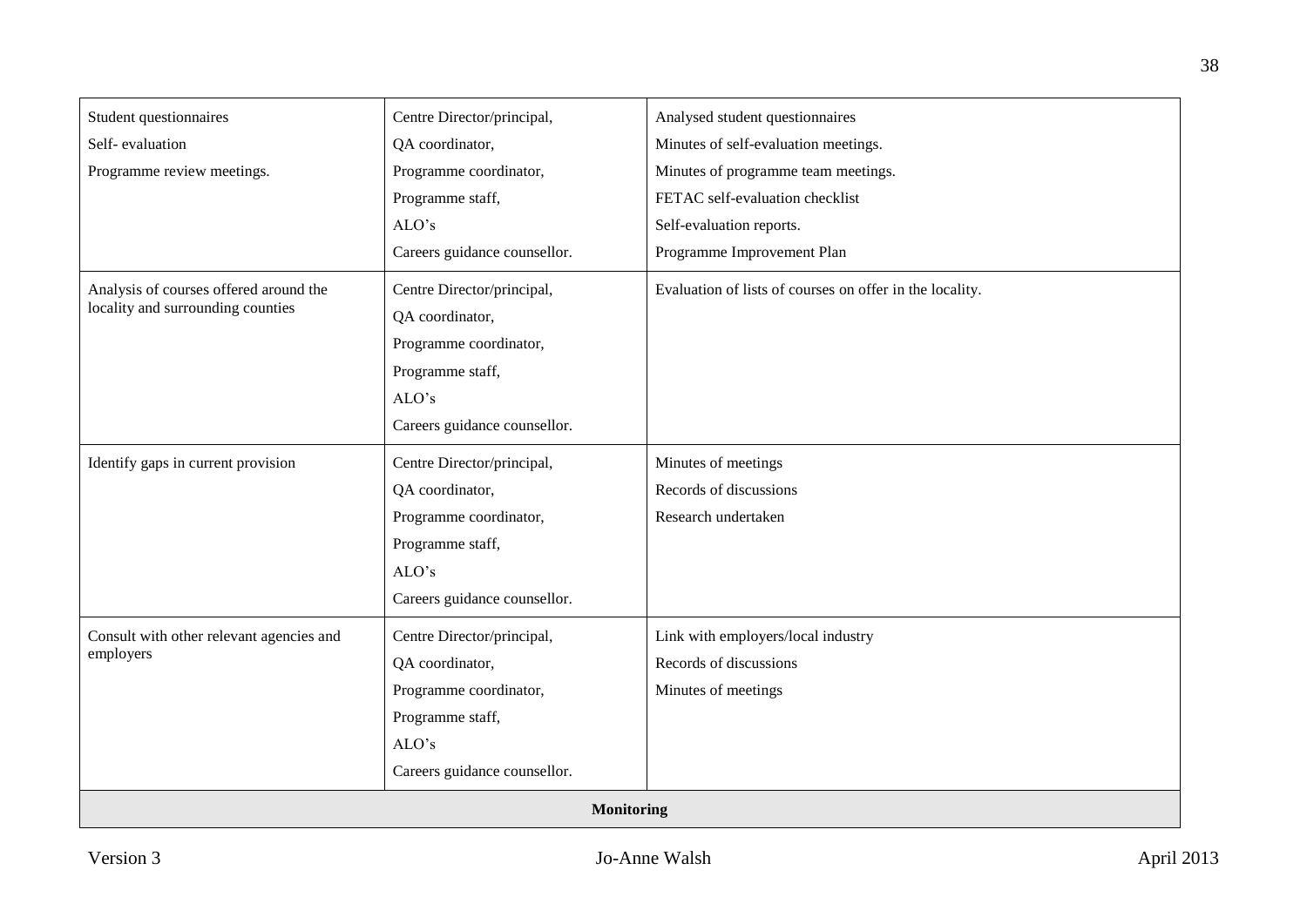| | | |
|---|---|---|
| Student questionnaires<br>Self- evaluation<br>Programme review meetings. | Centre Director/principal,<br>QA coordinator,<br>Programme coordinator,<br>Programme staff,<br>ALO's<br>Careers guidance counsellor. | Analysed student questionnaires<br>Minutes of self-evaluation meetings.<br>Minutes of programme team meetings.<br>FETAC self-evaluation checklist<br>Self-evaluation reports.<br>Programme Improvement Plan |
| Analysis of courses offered around the locality and surrounding counties | Centre Director/principal,<br>QA coordinator,<br>Programme coordinator,<br>Programme staff,<br>ALO's<br>Careers guidance counsellor. | Evaluation of lists of courses on offer in the locality. |
| Identify gaps in current provision | Centre Director/principal,<br>QA coordinator,<br>Programme coordinator,<br>Programme staff,<br>ALO's<br>Careers guidance counsellor. | Minutes of meetings<br>Records of discussions<br>Research undertaken |
| Consult with other relevant agencies and employers | Centre Director/principal,<br>QA coordinator,<br>Programme coordinator,<br>Programme staff,<br>ALO's<br>Careers guidance counsellor. | Link with employers/local industry<br>Records of discussions<br>Minutes of meetings |
| **Monitoring** | | |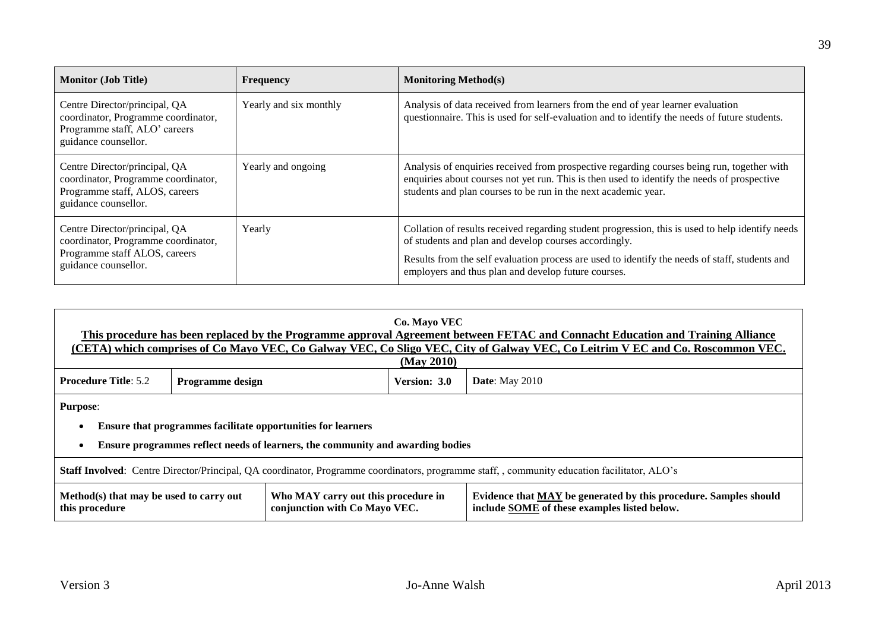| Monitor (Job Title) | Frequency | Monitoring Method(s) |
|---|---|---|
| Centre Director/principal, QA coordinator, Programme coordinator, Programme staff, ALO' careers guidance counsellor. | Yearly and six monthly | Analysis of data received from learners from the end of year learner evaluation questionnaire. This is used for self-evaluation and to identify the needs of future students. |
| Centre Director/principal, QA coordinator, Programme coordinator, Programme staff, ALOS, careers guidance counsellor. | Yearly and ongoing | Analysis of enquiries received from prospective regarding courses being run, together with enquiries about courses not yet run. This is then used to identify the needs of prospective students and plan courses to be run in the next academic year. |
| Centre Director/principal, QA coordinator, Programme coordinator, Programme staff ALOS, careers guidance counsellor. | Yearly | Collation of results received regarding student progression, this is used to help identify needs of students and plan and develop courses accordingly.<br><br>Results from the self evaluation process are used to identify the needs of staff, students and employers and thus plan and develop future courses. |

**Co. Mayo VEC**

**<u>This procedure has been replaced by the Programme approval Agreement between FETAC and Connacht Education and Training Alliance (CETA) which comprises of Co Mayo VEC, Co Galway VEC, Co Sligo VEC, City of Galway VEC, Co Leitrim V EC and Co. Roscommon VEC. (May 2010)</u>**

| **Procedure Title**: 5.2 | **Programme design** | **Version: 3.0** | **Date**: May 2010 |
|---|---|---|---|

**Purpose**:

- **Ensure that programmes facilitate opportunities for learners**
- **Ensure programmes reflect needs of learners, the community and awarding bodies**

**Staff Involved**: Centre Director/Principal, QA coordinator, Programme coordinators, programme staff, , community education facilitator, ALO's

| Method(s) that may be used to carry out this procedure | Who MAY carry out this procedure in conjunction with Co Mayo VEC. | Evidence that <u>MAY</u> be generated by this procedure. Samples should include <u>SOME</u> of these examples listed below. |
|---|---|---|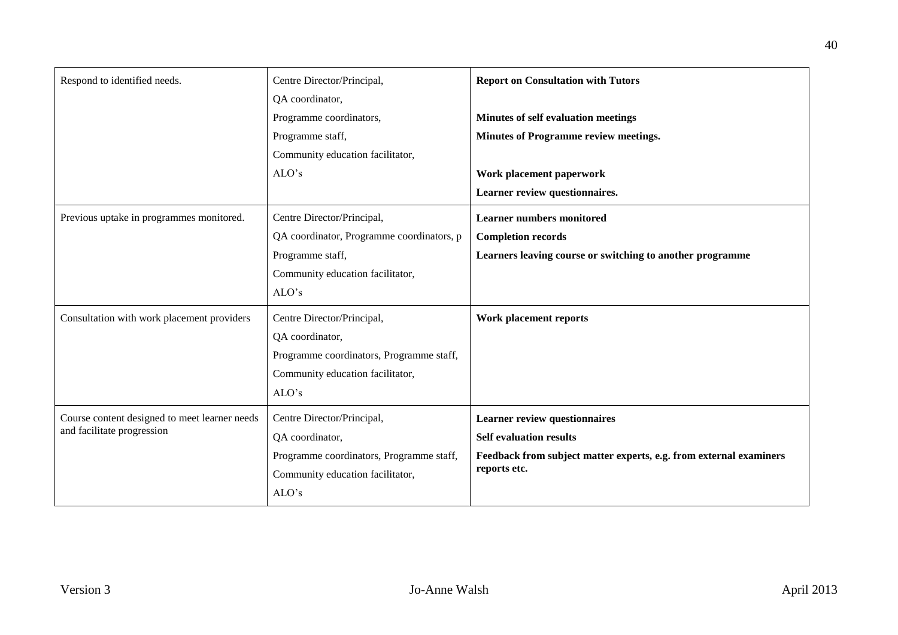| | | |
|---|---|---|
| Respond to identified needs. | Centre Director/Principal,<br>QA coordinator,<br>Programme coordinators,<br>Programme staff,<br>Community education facilitator,<br>ALO's | **Report on Consultation with Tutors**<br><br>**Minutes of self evaluation meetings**<br>**Minutes of Programme review meetings.**<br><br>**Work placement paperwork**<br>**Learner review questionnaires.** |
| Previous uptake in programmes monitored. | Centre Director/Principal,<br>QA coordinator, Programme coordinators, p<br>Programme staff,<br>Community education facilitator,<br>ALO's | **Learner numbers monitored**<br>**Completion records**<br>**Learners leaving course or switching to another programme** |
| Consultation with work placement providers | Centre Director/Principal,<br>QA coordinator,<br>Programme coordinators, Programme staff,<br>Community education facilitator,<br>ALO's | **Work placement reports** |
| Course content designed to meet learner needs and facilitate progression | Centre Director/Principal,<br>QA coordinator,<br>Programme coordinators, Programme staff,<br>Community education facilitator,<br>ALO's | **Learner review questionnaires**<br>**Self evaluation results**<br>**Feedback from subject matter experts, e.g. from external examiners reports etc.** |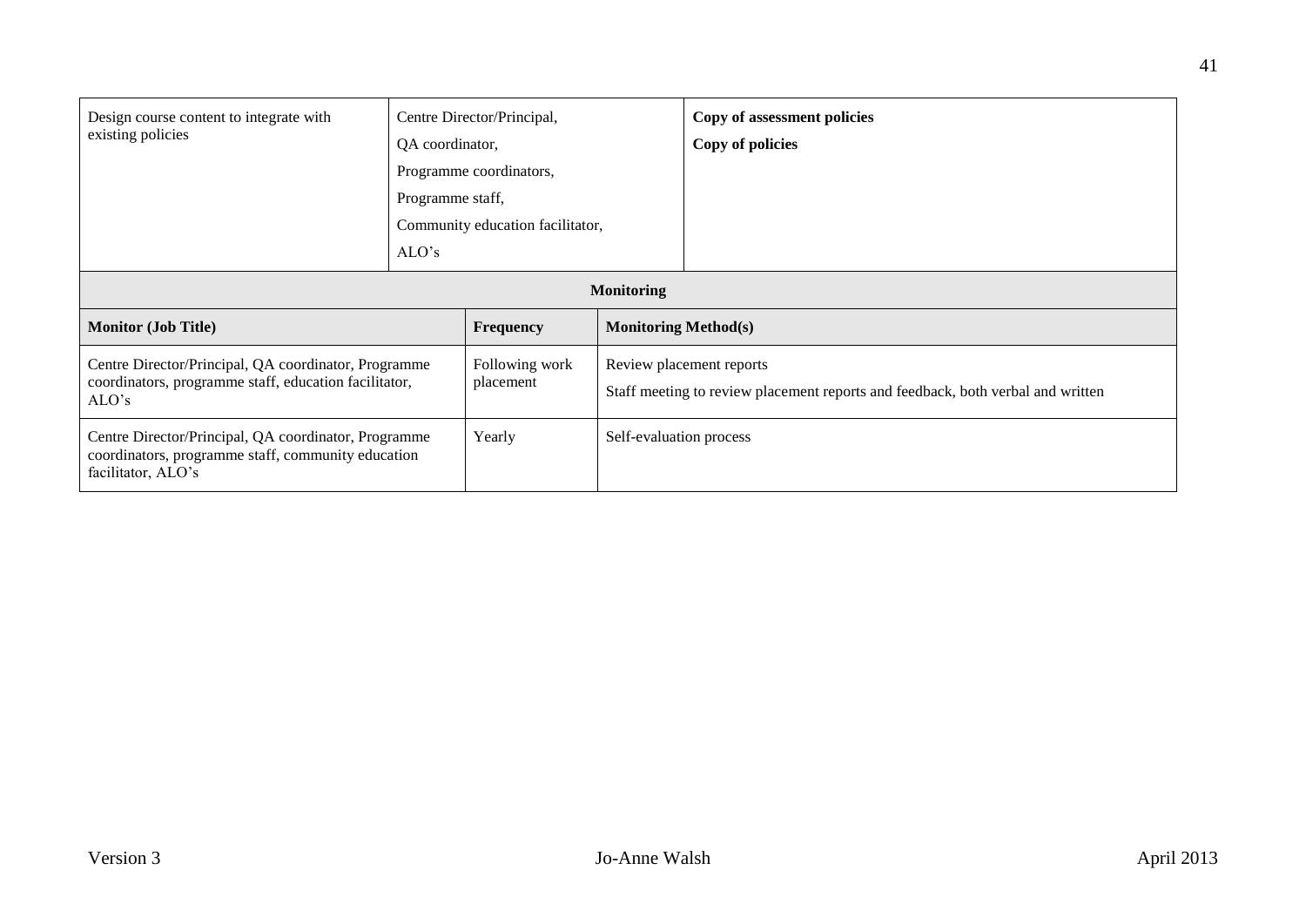| Design course content to integrate with existing policies | Centre Director/Principal,<br>QA coordinator,<br>Programme coordinators,<br>Programme staff,<br>Community education facilitator,<br>ALO's | **Copy of assessment policies**<br>**Copy of policies** |
|---|---|---|

| **Monitoring** | | |
|---|---|---|
| **Monitor (Job Title)** | **Frequency** | **Monitoring Method(s)** |
| Centre Director/Principal, QA coordinator, Programme coordinators, programme staff, education facilitator, ALO's | Following work placement | Review placement reports<br>Staff meeting to review placement reports and feedback, both verbal and written |
| Centre Director/Principal, QA coordinator, Programme coordinators, programme staff, community education facilitator, ALO's | Yearly | Self-evaluation process |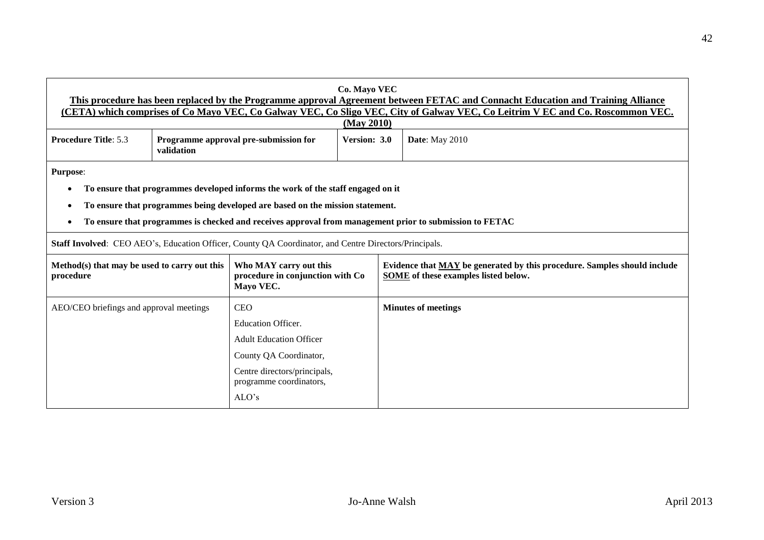**Co. Mayo VEC**

**This procedure has been replaced by the Programme approval Agreement between FETAC and Connacht Education and Training Alliance (CETA) which comprises of Co Mayo VEC, Co Galway VEC, Co Sligo VEC, City of Galway VEC, Co Leitrim V EC and Co. Roscommon VEC. (May 2010)**

| **Procedure Title**: 5.3 | **Programme approval pre-submission for validation** | **Version: 3.0** | **Date**: May 2010 |
|---|---|---|---|

**Purpose**:

- **To ensure that programmes developed informs the work of the staff engaged on it**
- **To ensure that programmes being developed are based on the mission statement.**
- **To ensure that programmes is checked and receives approval from management prior to submission to FETAC**

**Staff Involved**: CEO AEO's, Education Officer, County QA Coordinator, and Centre Directors/Principals.

| **Method(s) that may be used to carry out this procedure** | **Who MAY carry out this procedure in conjunction with Co Mayo VEC.** | **Evidence that MAY be generated by this procedure. Samples should include SOME of these examples listed below.** |
|---|---|---|
| AEO/CEO briefings and approval meetings | CEO<br>Education Officer.<br>Adult Education Officer<br>County QA Coordinator,<br>Centre directors/principals, programme coordinators,<br>ALO's | **Minutes of meetings** |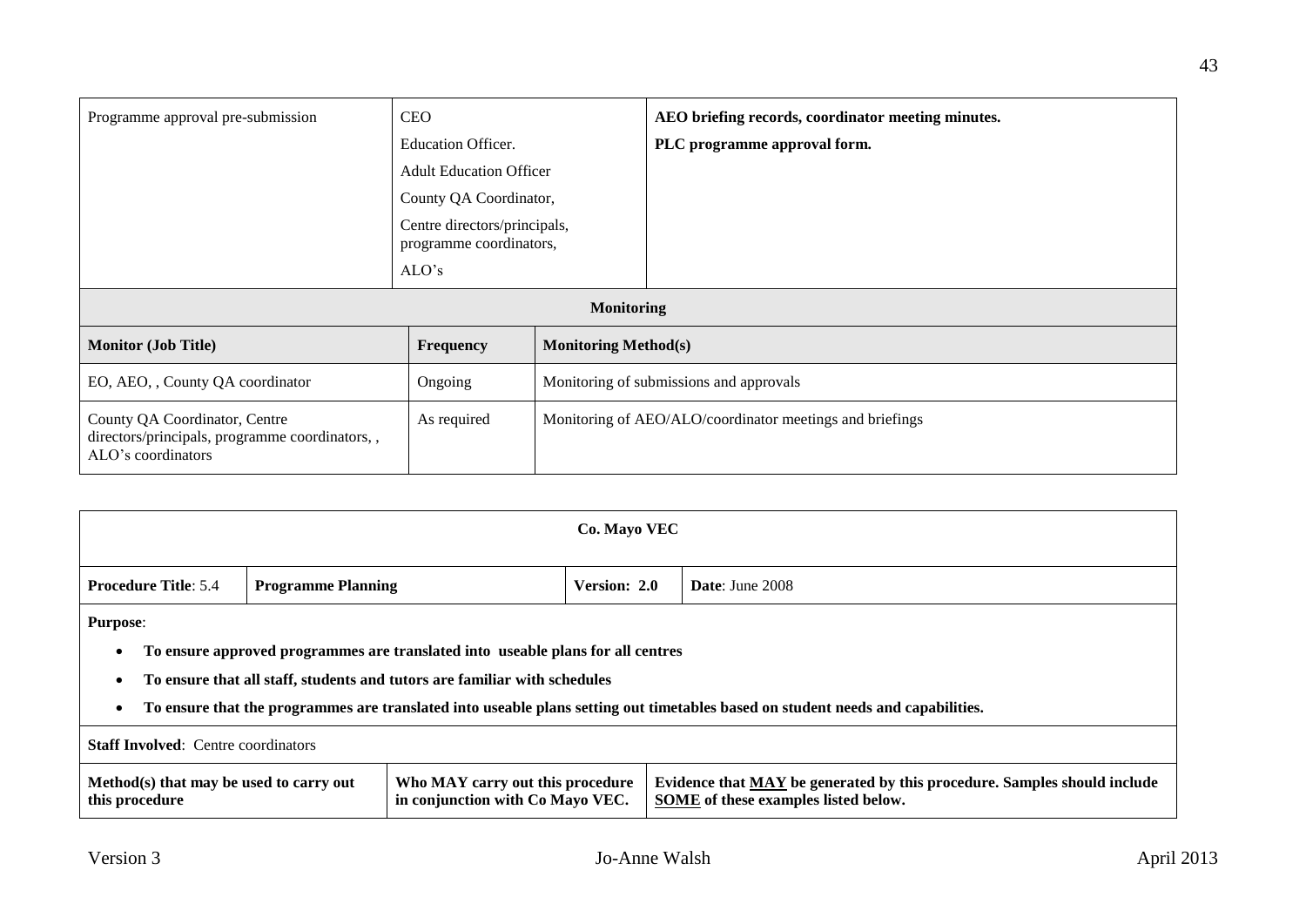| Programme approval pre-submission | CEO<br>Education Officer.<br>Adult Education Officer<br>County QA Coordinator,<br>Centre directors/principals, programme coordinators,<br>ALO's | **AEO briefing records, coordinator meeting minutes.**<br>**PLC programme approval form.** |
|---|---|---|

| **Monitoring** | | |
|---|---|---|
| **Monitor (Job Title)** | **Frequency** | **Monitoring Method(s)** |
| EO, AEO, , County QA coordinator | Ongoing | Monitoring of submissions and approvals |
| County QA Coordinator, Centre directors/principals, programme coordinators, , ALO's coordinators | As required | Monitoring of AEO/ALO/coordinator meetings and briefings |

| **Co. Mayo VEC** | | | |
|---|---|---|---|
| **Procedure Title**: 5.4 | **Programme Planning** | **Version: 2.0** | **Date**: June 2008 |

**Purpose**:

- **To ensure approved programmes are translated into useable plans for all centres**
- **To ensure that all staff, students and tutors are familiar with schedules**
- **To ensure that the programmes are translated into useable plans setting out timetables based on student needs and capabilities.**

**Staff Involved**: Centre coordinators

| **Method(s) that may be used to carry out this procedure** | **Who MAY carry out this procedure in conjunction with Co Mayo VEC.** | **Evidence that MAY be generated by this procedure. Samples should include SOME of these examples listed below.** |
|---|---|---|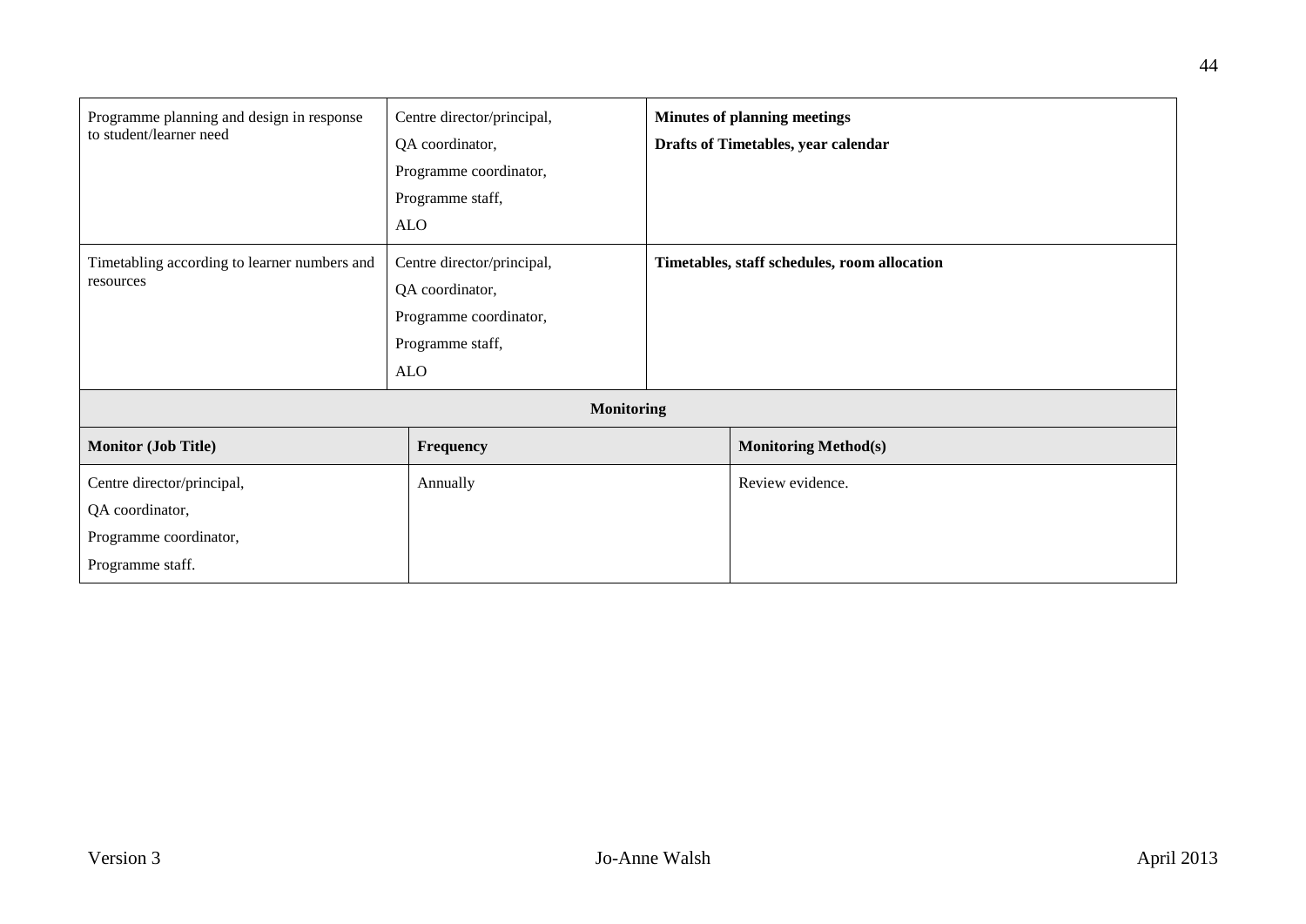| | | |
|---|---|---|
| Programme planning and design in response to student/learner need | Centre director/principal,<br>QA coordinator,<br>Programme coordinator,<br>Programme staff,<br>ALO | **Minutes of planning meetings**<br>**Drafts of Timetables, year calendar** |
| Timetabling according to learner numbers and resources | Centre director/principal,<br>QA coordinator,<br>Programme coordinator,<br>Programme staff,<br>ALO | **Timetables, staff schedules, room allocation** |

| **Monitoring** | | |
|---|---|---|
| **Monitor (Job Title)** | **Frequency** | **Monitoring Method(s)** |
| Centre director/principal,<br>QA coordinator,<br>Programme coordinator,<br>Programme staff. | Annually | Review evidence. |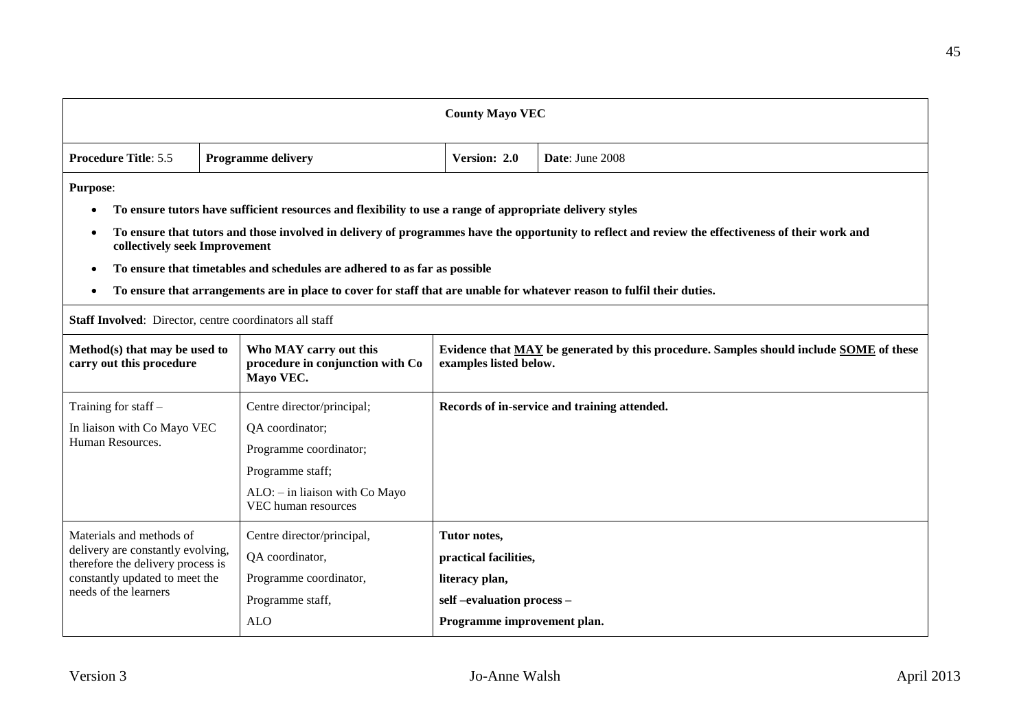| County Mayo VEC | | | |
|---|---|---|---|
| **Procedure Title**: 5.5 | **Programme delivery** | **Version: 2.0** | **Date**: June 2008 |

**Purpose**:

- **To ensure tutors have sufficient resources and flexibility to use a range of appropriate delivery styles**
- **To ensure that tutors and those involved in delivery of programmes have the opportunity to reflect and review the effectiveness of their work and collectively seek Improvement**
- **To ensure that timetables and schedules are adhered to as far as possible**
- **To ensure that arrangements are in place to cover for staff that are unable for whatever reason to fulfil their duties.**

**Staff Involved**: Director, centre coordinators all staff

| Method(s) that may be used to carry out this procedure | Who MAY carry out this procedure in conjunction with Co Mayo VEC. | Evidence that MAY be generated by this procedure. Samples should include SOME of these examples listed below. |
|---|---|---|
| Training for staff – <br> In liaison with Co Mayo VEC Human Resources. | Centre director/principal; <br> QA coordinator; <br> Programme coordinator; <br> Programme staff; <br> ALO: – in liaison with Co Mayo VEC human resources | **Records of in-service and training attended.** |
| Materials and methods of delivery are constantly evolving, therefore the delivery process is constantly updated to meet the needs of the learners | Centre director/principal, <br> QA coordinator, <br> Programme coordinator, <br> Programme staff, <br> ALO | **Tutor notes,** <br> **practical facilities,** <br> **literacy plan,** <br> **self –evaluation process –** <br> **Programme improvement plan.** |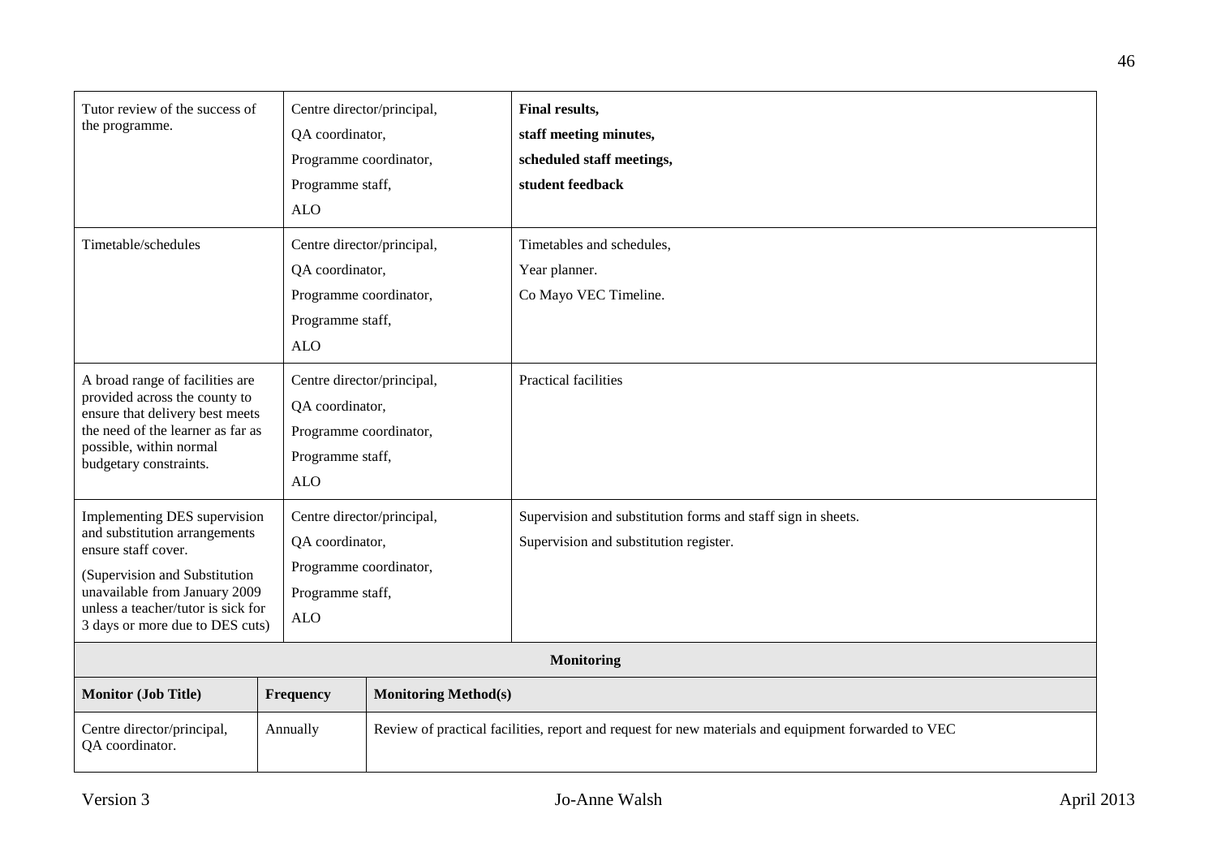| | | |
|---|---|---|
| Tutor review of the success of the programme. | Centre director/principal,<br>QA coordinator,<br>Programme coordinator,<br>Programme staff,<br>ALO | **Final results,**<br>**staff meeting minutes,**<br>**scheduled staff meetings,**<br>**student feedback** |
| Timetable/schedules | Centre director/principal,<br>QA coordinator,<br>Programme coordinator,<br>Programme staff,<br>ALO | Timetables and schedules,<br>Year planner.<br>Co Mayo VEC Timeline. |
| A broad range of facilities are provided across the county to ensure that delivery best meets the need of the learner as far as possible, within normal budgetary constraints. | Centre director/principal,<br>QA coordinator,<br>Programme coordinator,<br>Programme staff,<br>ALO | Practical facilities |
| Implementing DES supervision and substitution arrangements ensure staff cover.<br><br>(Supervision and Substitution unavailable from January 2009 unless a teacher/tutor is sick for 3 days or more due to DES cuts) | Centre director/principal,<br>QA coordinator,<br>Programme coordinator,<br>Programme staff,<br>ALO | Supervision and substitution forms and staff sign in sheets.<br>Supervision and substitution register. |

**Monitoring**

| Monitor (Job Title) | Frequency | Monitoring Method(s) |
|---|---|---|
| Centre director/principal, QA coordinator. | Annually | Review of practical facilities, report and request for new materials and equipment forwarded to VEC |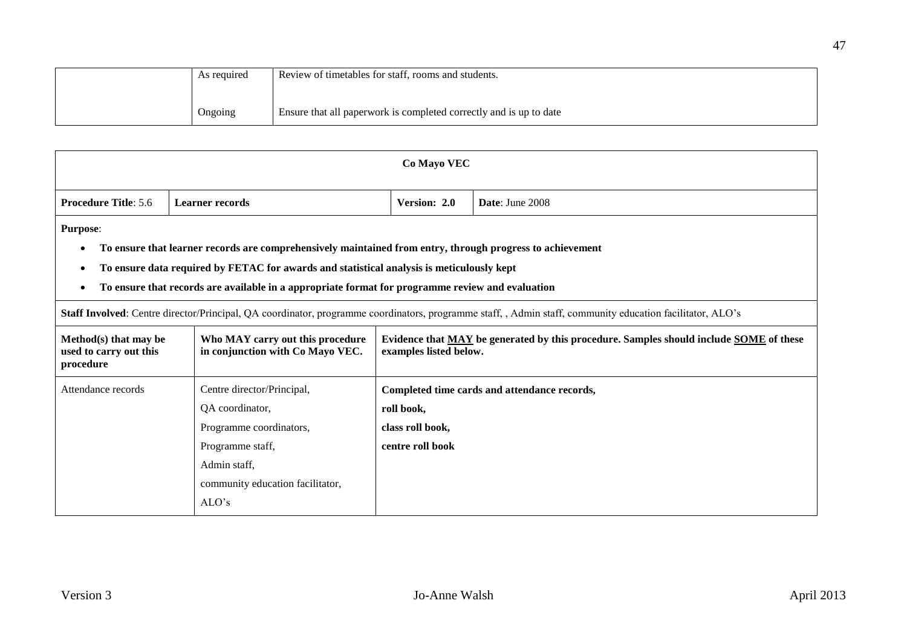| | As required | Review of timetables for staff, rooms and students. |
|---|---|---|
| | Ongoing | Ensure that all paperwork is completed correctly and is up to date |

| **Co Mayo VEC** | | | |
|---|---|---|---|
| **Procedure Title**: 5.6 | **Learner records** | **Version: 2.0** | **Date**: June 2008 |

**Purpose**:

- **To ensure that learner records are comprehensively maintained from entry, through progress to achievement**
- **To ensure data required by FETAC for awards and statistical analysis is meticulously kept**
- **To ensure that records are available in a appropriate format for programme review and evaluation**

**Staff Involved**: Centre director/Principal, QA coordinator, programme coordinators, programme staff, , Admin staff, community education facilitator, ALO's

| **Method(s) that may be used to carry out this procedure** | **Who MAY carry out this procedure in conjunction with Co Mayo VEC.** | **Evidence that MAY be generated by this procedure. Samples should include SOME of these examples listed below.** |
|---|---|---|
| Attendance records | Centre director/Principal,<br>QA coordinator,<br>Programme coordinators,<br>Programme staff,<br>Admin staff,<br>community education facilitator,<br>ALO's | **Completed time cards and attendance records,**<br>**roll book,**<br>**class roll book,**<br>**centre roll book** |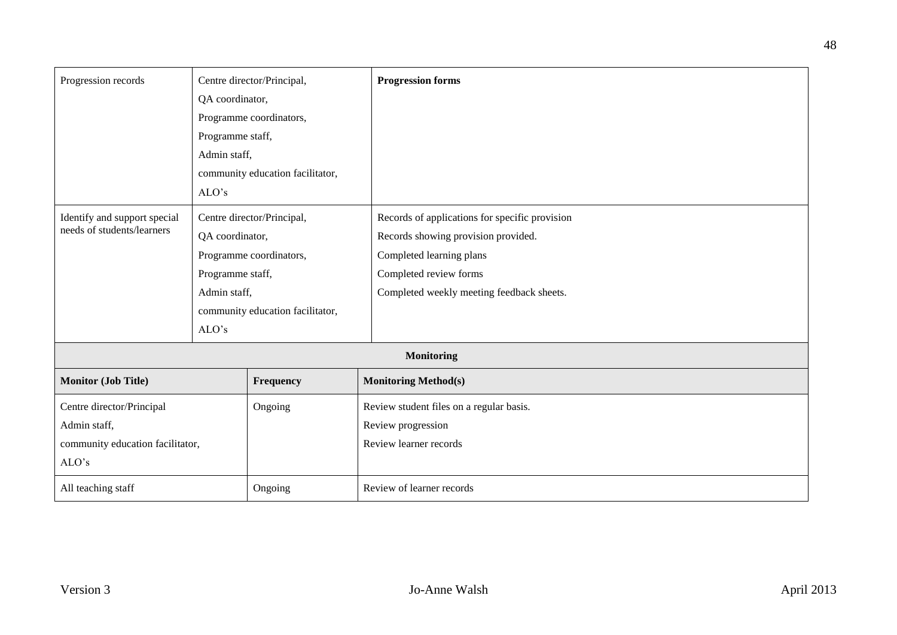| Progression records | Centre director/Principal,<br>QA coordinator,<br>Programme coordinators,<br>Programme staff,<br>Admin staff,<br>community education facilitator,<br>ALO's | **Progression forms** |
|---|---|---|
| Identify and support special needs of students/learners | Centre director/Principal,<br>QA coordinator,<br>Programme coordinators,<br>Programme staff,<br>Admin staff,<br>community education facilitator,<br>ALO's | Records of applications for specific provision<br>Records showing provision provided.<br>Completed learning plans<br>Completed review forms<br>Completed weekly meeting feedback sheets. |

**Monitoring**

| Monitor (Job Title) | Frequency | Monitoring Method(s) |
|---|---|---|
| Centre director/Principal<br>Admin staff,<br>community education facilitator,<br>ALO's | Ongoing | Review student files on a regular basis.<br>Review progression<br>Review learner records |
| All teaching staff | Ongoing | Review of learner records |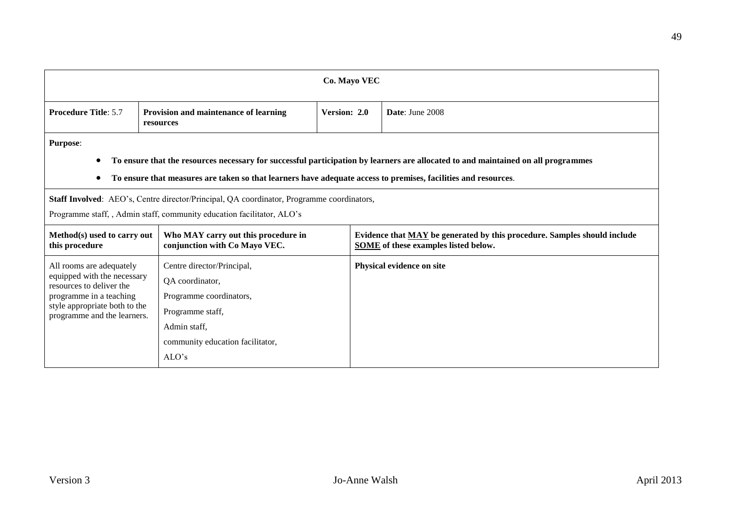| Co. Mayo VEC | | | |
|---|---|---|---|
| **Procedure Title**: 5.7 | **Provision and maintenance of learning resources** | **Version: 2.0** | **Date**: June 2008 |

**Purpose**:

- **To ensure that the resources necessary for successful participation by learners are allocated to and maintained on all programmes**
- **To ensure that measures are taken so that learners have adequate access to premises, facilities and resources**.

**Staff Involved**: AEO's, Centre director/Principal, QA coordinator, Programme coordinators, Programme staff, , Admin staff, community education facilitator, ALO's

| **Method(s) used to carry out this procedure** | **Who MAY carry out this procedure in conjunction with Co Mayo VEC.** | **Evidence that MAY be generated by this procedure. Samples should include SOME of these examples listed below.** |
|---|---|---|
| All rooms are adequately equipped with the necessary resources to deliver the programme in a teaching style appropriate both to the programme and the learners. | Centre director/Principal,<br>QA coordinator,<br>Programme coordinators,<br>Programme staff,<br>Admin staff,<br>community education facilitator,<br>ALO's | **Physical evidence on site** |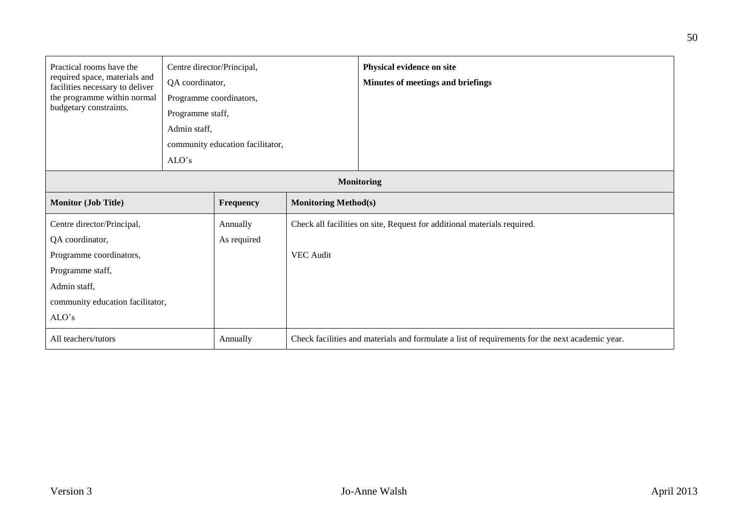| Practical rooms have the required space, materials and facilities necessary to deliver the programme within normal budgetary constraints. | Centre director/Principal,<br>QA coordinator,<br>Programme coordinators,<br>Programme staff,<br>Admin staff,<br>community education facilitator,<br>ALO's | **Physical evidence on site**<br>**Minutes of meetings and briefings** |
|---|---|---|

| **Monitoring** | | |
|---|---|---|
| **Monitor (Job Title)** | **Frequency** | **Monitoring Method(s)** |
| Centre director/Principal,<br>QA coordinator,<br>Programme coordinators,<br>Programme staff,<br>Admin staff,<br>community education facilitator,<br>ALO's | Annually<br>As required | Check all facilities on site, Request for additional materials required.<br><br>VEC Audit |
| All teachers/tutors | Annually | Check facilities and materials and formulate a list of requirements for the next academic year. |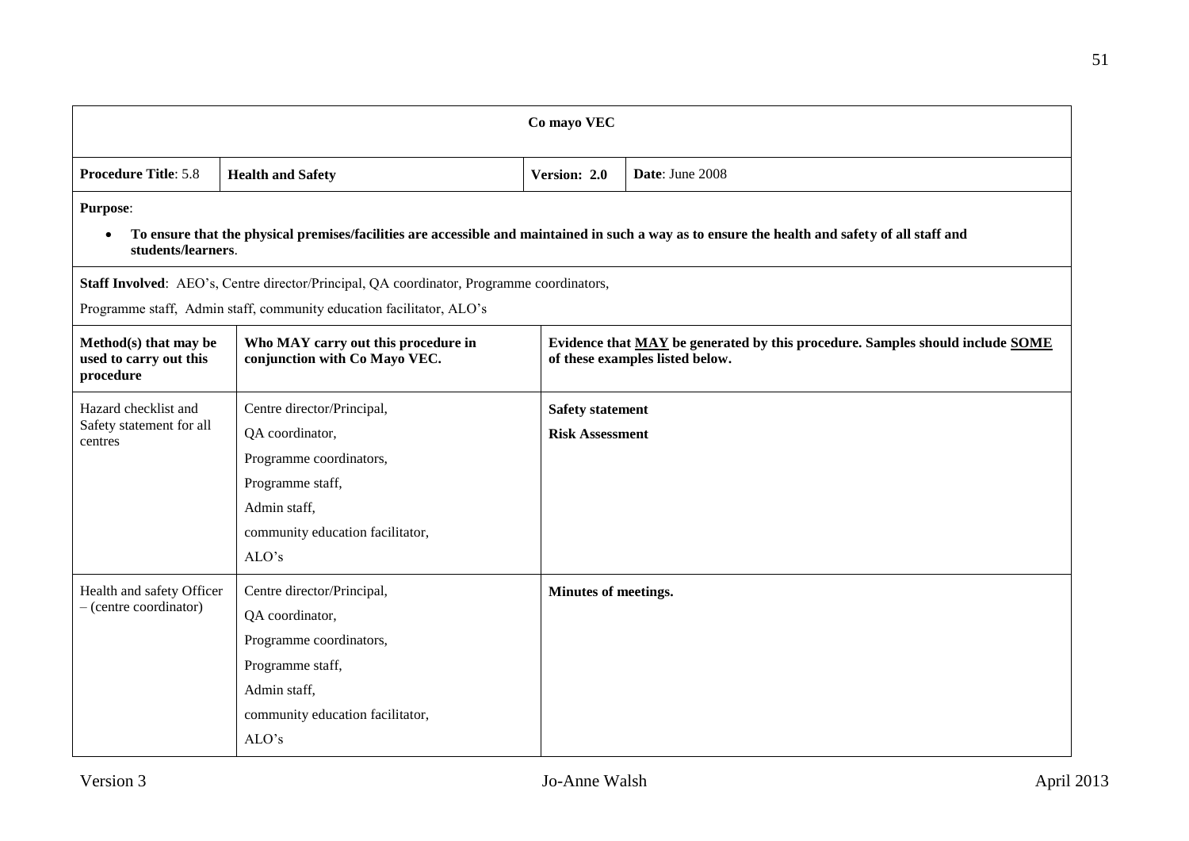| Co mayo VEC | | | |
|---|---|---|---|
| **Procedure Title**: 5.8 | **Health and Safety** | **Version: 2.0** | **Date**: June 2008 |

**Purpose**:

- **To ensure that the physical premises/facilities are accessible and maintained in such a way as to ensure the health and safety of all staff and students/learners**.

**Staff Involved**: AEO's, Centre director/Principal, QA coordinator, Programme coordinators,

Programme staff, Admin staff, community education facilitator, ALO's

| Method(s) that may be used to carry out this procedure | Who MAY carry out this procedure in conjunction with Co Mayo VEC. | Evidence that <u>MAY</u> be generated by this procedure. Samples should include <u>SOME</u> of these examples listed below. |
|---|---|---|
| Hazard checklist and Safety statement for all centres | Centre director/Principal,<br>QA coordinator,<br>Programme coordinators,<br>Programme staff,<br>Admin staff,<br>community education facilitator,<br>ALO's | **Safety statement**<br>**Risk Assessment** |
| Health and safety Officer – (centre coordinator) | Centre director/Principal,<br>QA coordinator,<br>Programme coordinators,<br>Programme staff,<br>Admin staff,<br>community education facilitator,<br>ALO's | **Minutes of meetings.** |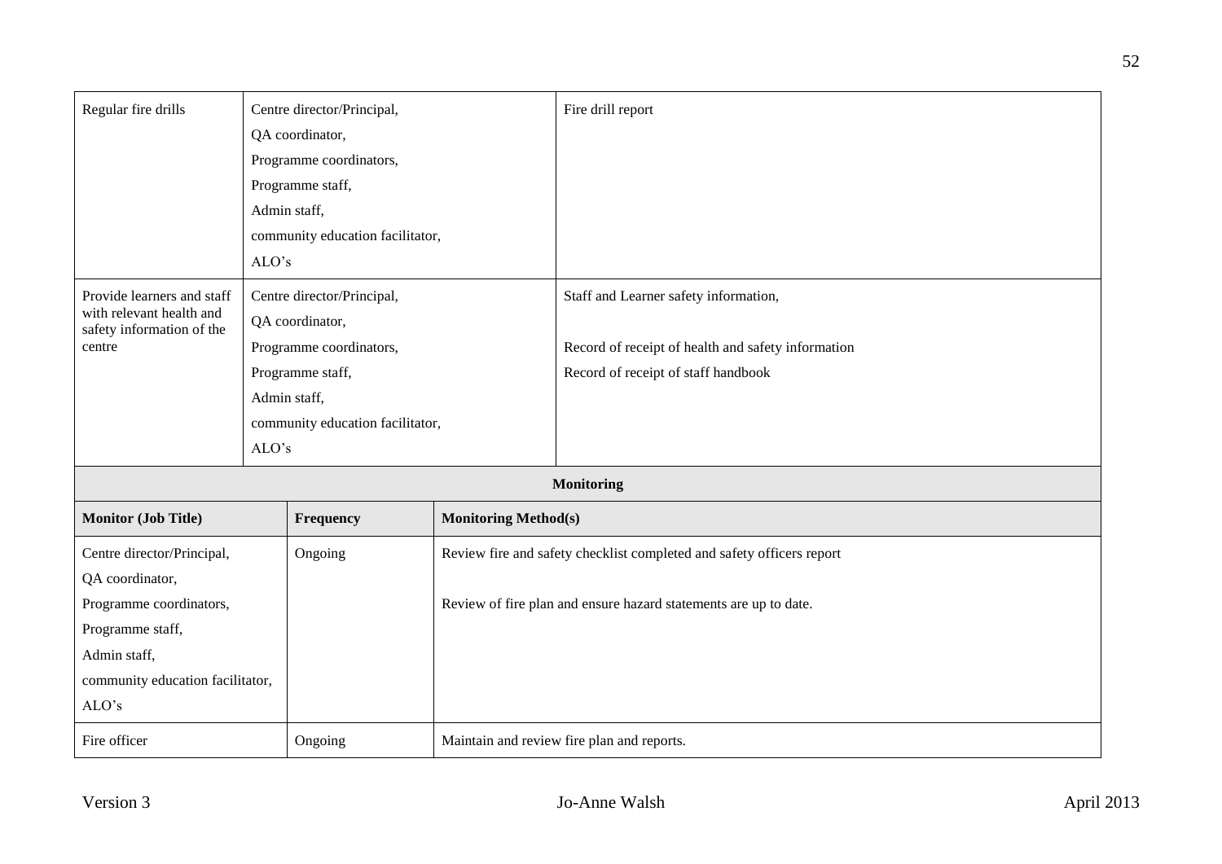| | | |
|---|---|---|
| Regular fire drills | Centre director/Principal,<br>QA coordinator,<br>Programme coordinators,<br>Programme staff,<br>Admin staff,<br>community education facilitator,<br>ALO's | Fire drill report |
| Provide learners and staff with relevant health and safety information of the centre | Centre director/Principal,<br>QA coordinator,<br>Programme coordinators,<br>Programme staff,<br>Admin staff,<br>community education facilitator,<br>ALO's | Staff and Learner safety information,<br><br>Record of receipt of health and safety information<br>Record of receipt of staff handbook |

**Monitoring**

| Monitor (Job Title) | Frequency | Monitoring Method(s) |
|---|---|---|
| Centre director/Principal,<br>QA coordinator,<br>Programme coordinators,<br>Programme staff,<br>Admin staff,<br>community education facilitator,<br>ALO's | Ongoing | Review fire and safety checklist completed and safety officers report<br><br>Review of fire plan and ensure hazard statements are up to date. |
| Fire officer | Ongoing | Maintain and review fire plan and reports. |

Version 3 Jo-Anne Walsh April 2013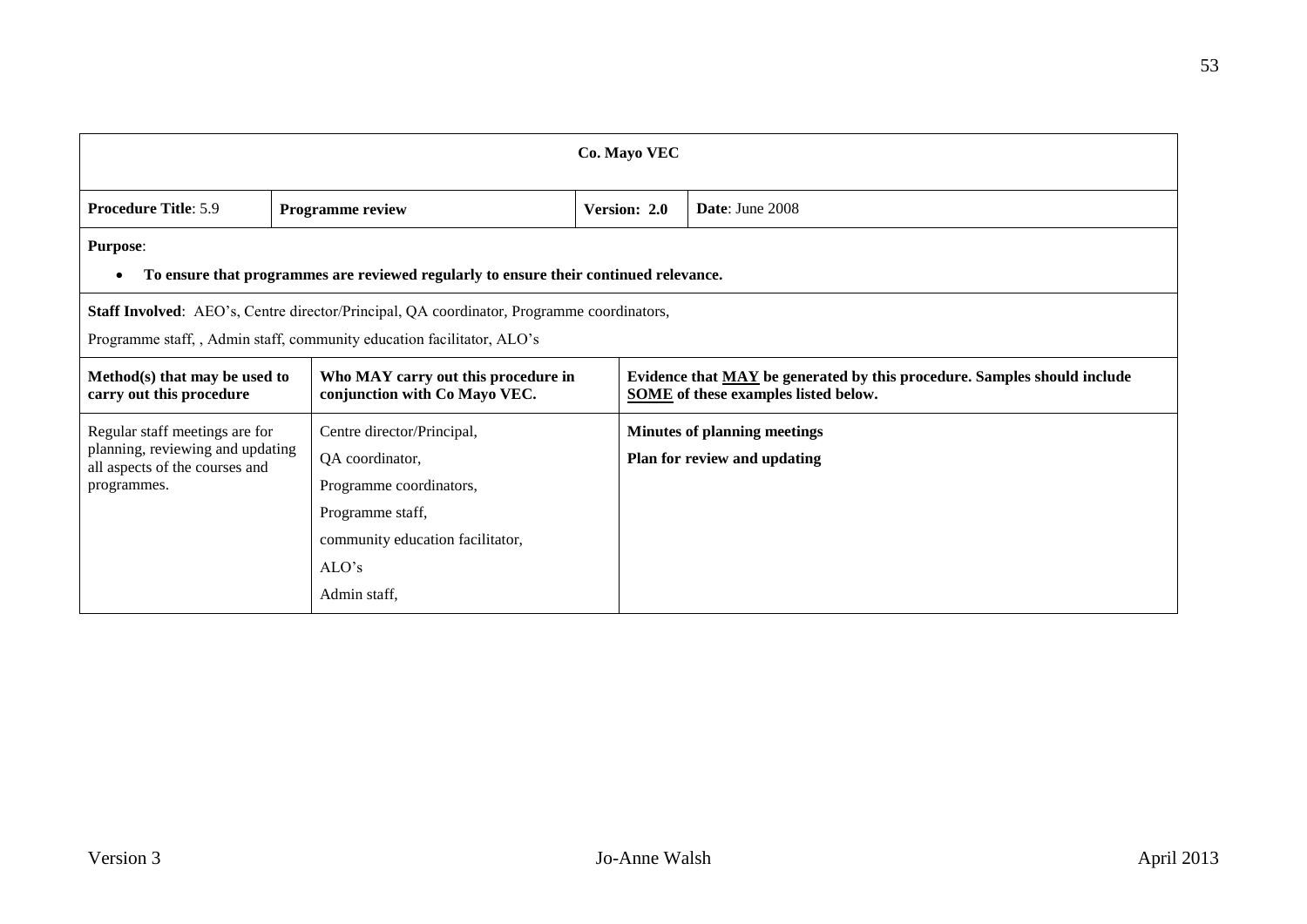**Co. Mayo VEC**

| **Procedure Title**: 5.9 | **Programme review** | **Version: 2.0** | **Date**: June 2008 |
|---|---|---|---|

**Purpose**:

- **To ensure that programmes are reviewed regularly to ensure their continued relevance.**

**Staff Involved**: AEO's, Centre director/Principal, QA coordinator, Programme coordinators,

Programme staff, , Admin staff, community education facilitator, ALO's

| **Method(s) that may be used to carry out this procedure** | **Who MAY carry out this procedure in conjunction with Co Mayo VEC.** | **Evidence that MAY be generated by this procedure. Samples should include SOME of these examples listed below.** |
|---|---|---|
| Regular staff meetings are for planning, reviewing and updating all aspects of the courses and programmes. | Centre director/Principal,<br>QA coordinator,<br>Programme coordinators,<br>Programme staff,<br>community education facilitator,<br>ALO's<br>Admin staff, | **Minutes of planning meetings**<br>**Plan for review and updating** |

Version 3 Jo-Anne Walsh April 2013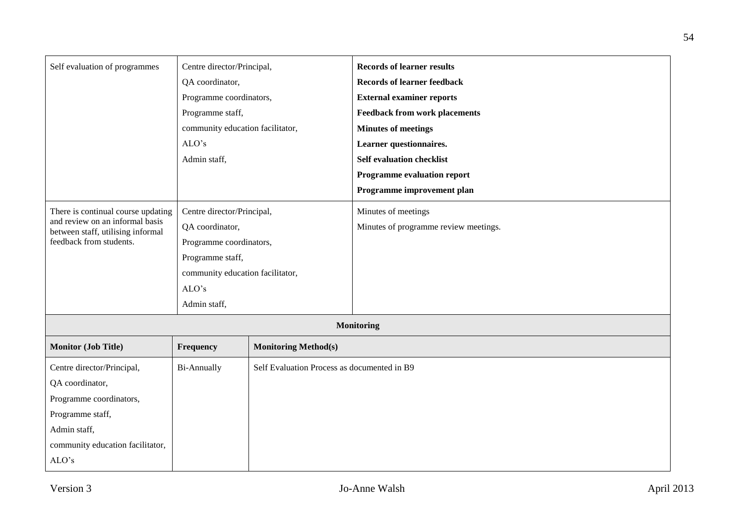| Self evaluation of programmes | Centre director/Principal,<br>QA coordinator,<br>Programme coordinators,<br>Programme staff,<br>community education facilitator,<br>ALO's<br>Admin staff, | **Records of learner results**<br>**Records of learner feedback**<br>**External examiner reports**<br>**Feedback from work placements**<br>**Minutes of meetings**<br>**Learner questionnaires.**<br>**Self evaluation checklist**<br>**Programme evaluation report**<br>**Programme improvement plan** |
|---|---|---|
| There is continual course updating and review on an informal basis between staff, utilising informal feedback from students. | Centre director/Principal,<br>QA coordinator,<br>Programme coordinators,<br>Programme staff,<br>community education facilitator,<br>ALO's<br>Admin staff, | Minutes of meetings<br>Minutes of programme review meetings. |

| **Monitoring** | | |
|---|---|---|
| **Monitor (Job Title)** | **Frequency** | **Monitoring Method(s)** |
| Centre director/Principal,<br>QA coordinator,<br>Programme coordinators,<br>Programme staff,<br>Admin staff,<br>community education facilitator,<br>ALO's | Bi-Annually | Self Evaluation Process as documented in B9 |

Version 3 Jo-Anne Walsh April 2013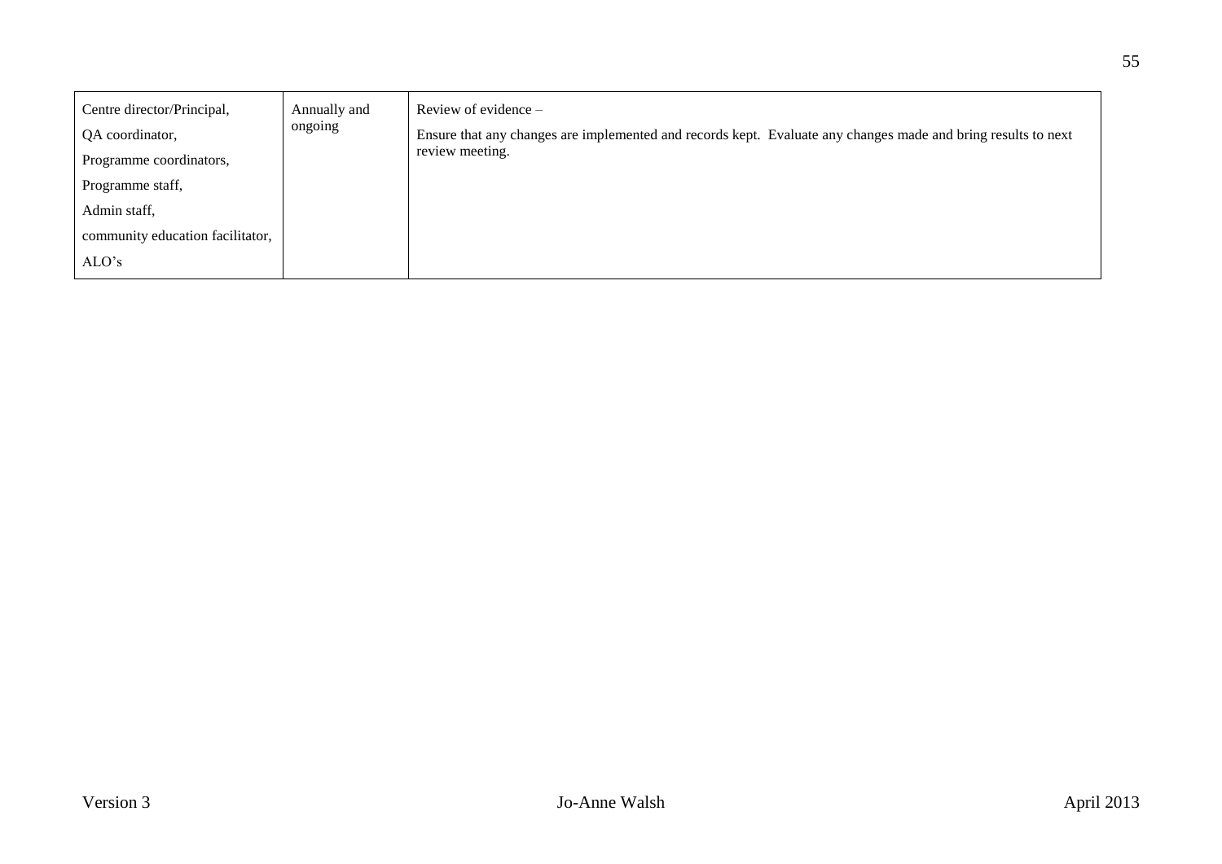| | | |
|---|---|---|
| Centre director/Principal,<br>QA coordinator,<br>Programme coordinators,<br>Programme staff,<br>Admin staff,<br>community education facilitator,<br>ALO's | Annually and ongoing | Review of evidence –<br>Ensure that any changes are implemented and records kept. Evaluate any changes made and bring results to next review meeting. |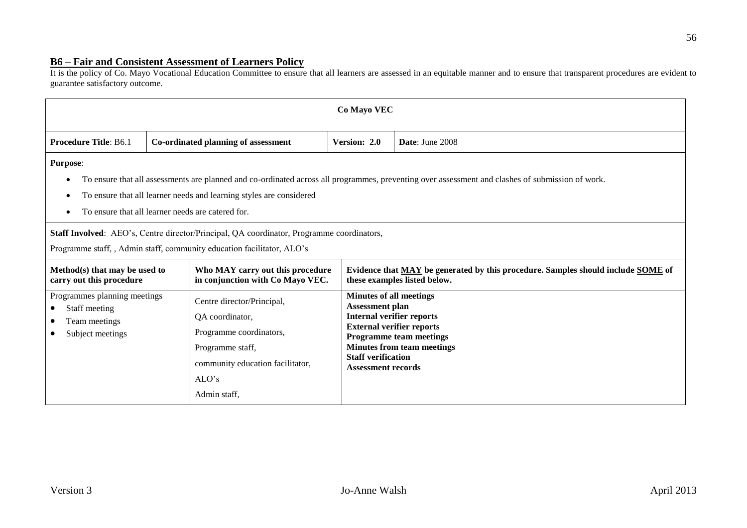## B6 – Fair and Consistent Assessment of Learners Policy

It is the policy of Co. Mayo Vocational Education Committee to ensure that all learners are assessed in an equitable manner and to ensure that transparent procedures are evident to guarantee satisfactory outcome.

| Co Mayo VEC | | | |
|---|---|---|---|
| **Procedure Title**: B6.1 | **Co-ordinated planning of assessment** | **Version: 2.0** | **Date**: June 2008 |

**Purpose**:

- To ensure that all assessments are planned and co-ordinated across all programmes, preventing over assessment and clashes of submission of work.
- To ensure that all learner needs and learning styles are considered
- To ensure that all learner needs are catered for.

**Staff Involved**: AEO's, Centre director/Principal, QA coordinator, Programme coordinators,

Programme staff, , Admin staff, community education facilitator, ALO's

| Method(s) that may be used to carry out this procedure | Who MAY carry out this procedure in conjunction with Co Mayo VEC. | Evidence that MAY be generated by this procedure. Samples should include SOME of these examples listed below. |
|---|---|---|
| Programmes planning meetings<br>• Staff meeting<br>• Team meetings<br>• Subject meetings | Centre director/Principal,<br>QA coordinator,<br>Programme coordinators,<br>Programme staff,<br>community education facilitator,<br>ALO's<br>Admin staff, | **Minutes of all meetings**<br>**Assessment plan**<br>**Internal verifier reports**<br>**External verifier reports**<br>**Programme team meetings**<br>**Minutes from team meetings**<br>**Staff verification**<br>**Assessment records** |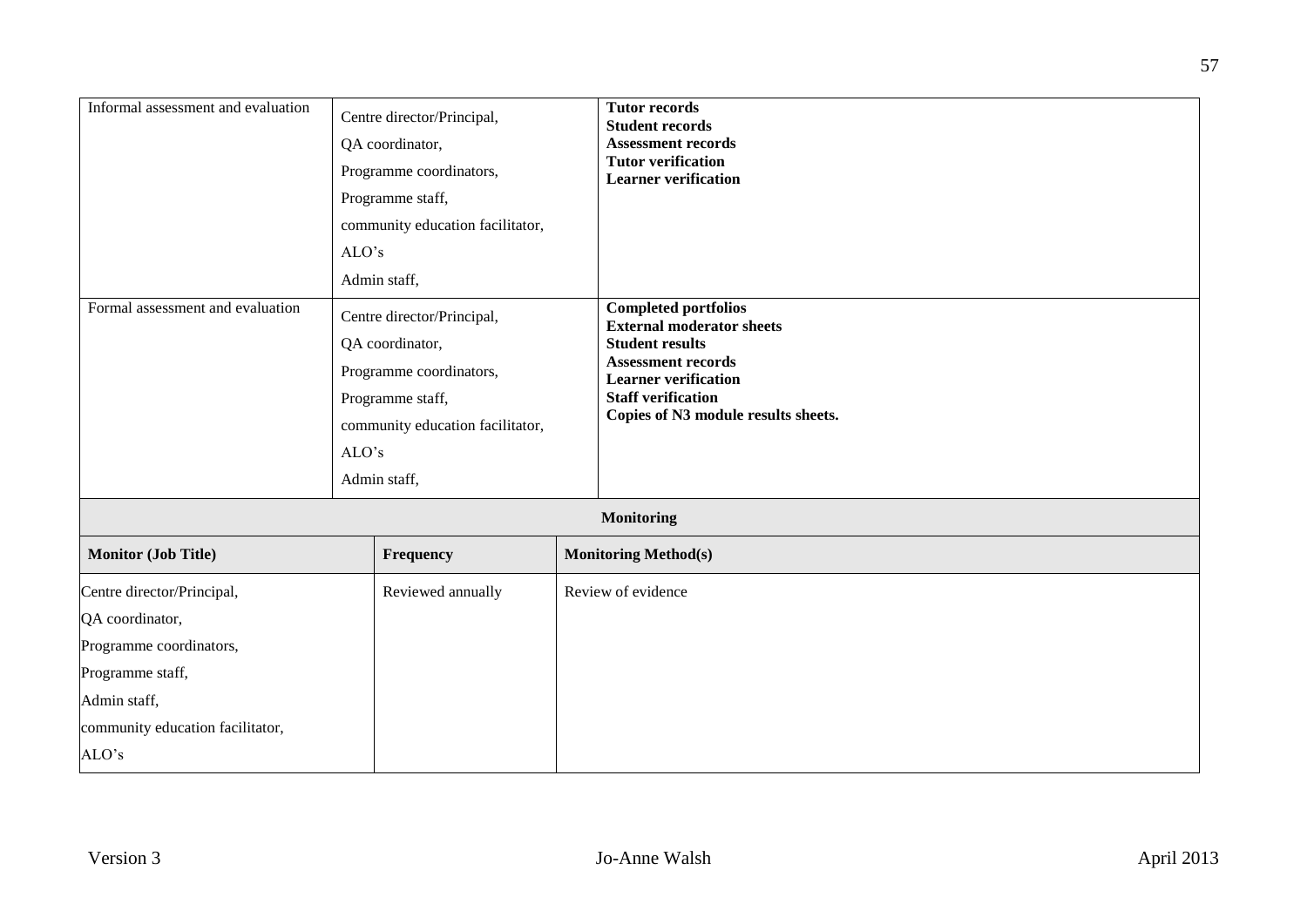| Informal assessment and evaluation | Centre director/Principal,<br>QA coordinator,<br>Programme coordinators,<br>Programme staff,<br>community education facilitator,<br>ALO's<br>Admin staff, | **Tutor records**<br>**Student records**<br>**Assessment records**<br>**Tutor verification**<br>**Learner verification** |
|---|---|---|
| Formal assessment and evaluation | Centre director/Principal,<br>QA coordinator,<br>Programme coordinators,<br>Programme staff,<br>community education facilitator,<br>ALO's<br>Admin staff, | **Completed portfolios**<br>**External moderator sheets**<br>**Student results**<br>**Assessment records**<br>**Learner verification**<br>**Staff verification**<br>**Copies of N3 module results sheets.** |

| **Monitoring** | | |
|---|---|---|
| **Monitor (Job Title)** | **Frequency** | **Monitoring Method(s)** |
| Centre director/Principal,<br>QA coordinator,<br>Programme coordinators,<br>Programme staff,<br>Admin staff,<br>community education facilitator,<br>ALO's | Reviewed annually | Review of evidence |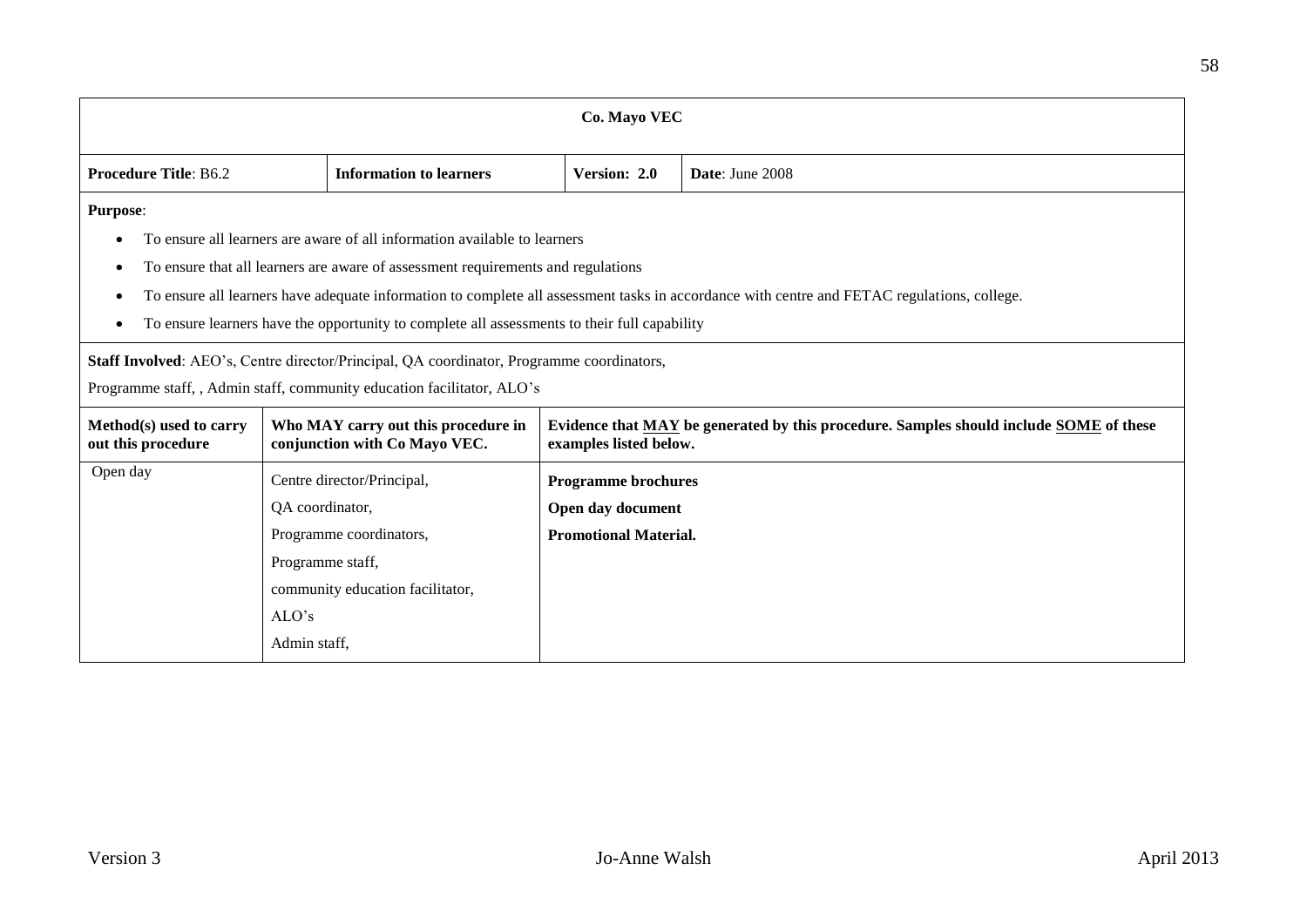| Co. Mayo VEC | | | |
|---|---|---|---|
| **Procedure Title**: B6.2 | **Information to learners** | **Version: 2.0** | **Date**: June 2008 |

**Purpose**:

- To ensure all learners are aware of all information available to learners
- To ensure that all learners are aware of assessment requirements and regulations
- To ensure all learners have adequate information to complete all assessment tasks in accordance with centre and FETAC regulations, college.
- To ensure learners have the opportunity to complete all assessments to their full capability

**Staff Involved**: AEO's, Centre director/Principal, QA coordinator, Programme coordinators,

Programme staff, , Admin staff, community education facilitator, ALO's

| **Method(s) used to carry out this procedure** | **Who MAY carry out this procedure in conjunction with Co Mayo VEC.** | **Evidence that MAY be generated by this procedure. Samples should include SOME of these examples listed below.** |
|---|---|---|
| Open day | Centre director/Principal,<br>QA coordinator,<br>Programme coordinators,<br>Programme staff,<br>community education facilitator,<br>ALO's<br>Admin staff, | **Programme brochures**<br>**Open day document**<br>**Promotional Material.** |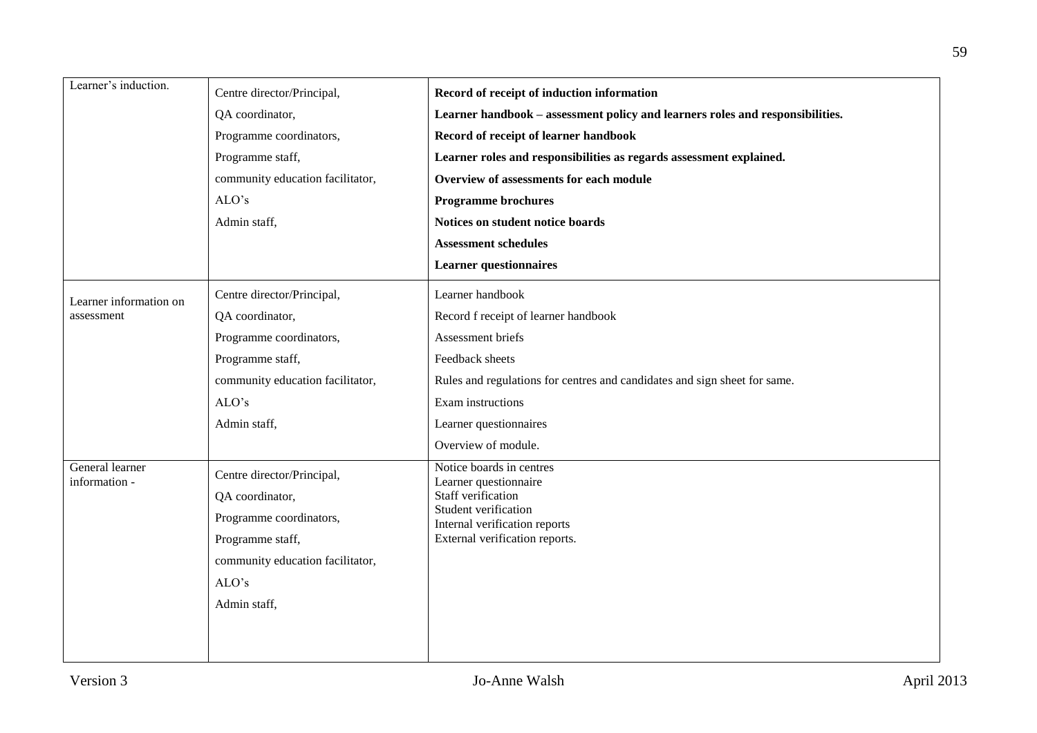| | | |
|---|---|---|
| Learner's induction. | Centre director/Principal,<br>QA coordinator,<br>Programme coordinators,<br>Programme staff,<br>community education facilitator,<br>ALO's<br>Admin staff, | **Record of receipt of induction information**<br>**Learner handbook – assessment policy and learners roles and responsibilities.**<br>**Record of receipt of learner handbook**<br>**Learner roles and responsibilities as regards assessment explained.**<br>**Overview of assessments for each module**<br>**Programme brochures**<br>**Notices on student notice boards**<br>**Assessment schedules**<br>**Learner questionnaires** |
| Learner information on assessment | Centre director/Principal,<br>QA coordinator,<br>Programme coordinators,<br>Programme staff,<br>community education facilitator,<br>ALO's<br>Admin staff, | Learner handbook<br>Record f receipt of learner handbook<br>Assessment briefs<br>Feedback sheets<br>Rules and regulations for centres and candidates and sign sheet for same.<br>Exam instructions<br>Learner questionnaires<br>Overview of module. |
| General learner information - | Centre director/Principal,<br>QA coordinator,<br>Programme coordinators,<br>Programme staff,<br>community education facilitator,<br>ALO's<br>Admin staff, | Notice boards in centres<br>Learner questionnaire<br>Staff verification<br>Student verification<br>Internal verification reports<br>External verification reports. |

Version 3 Jo-Anne Walsh April 2013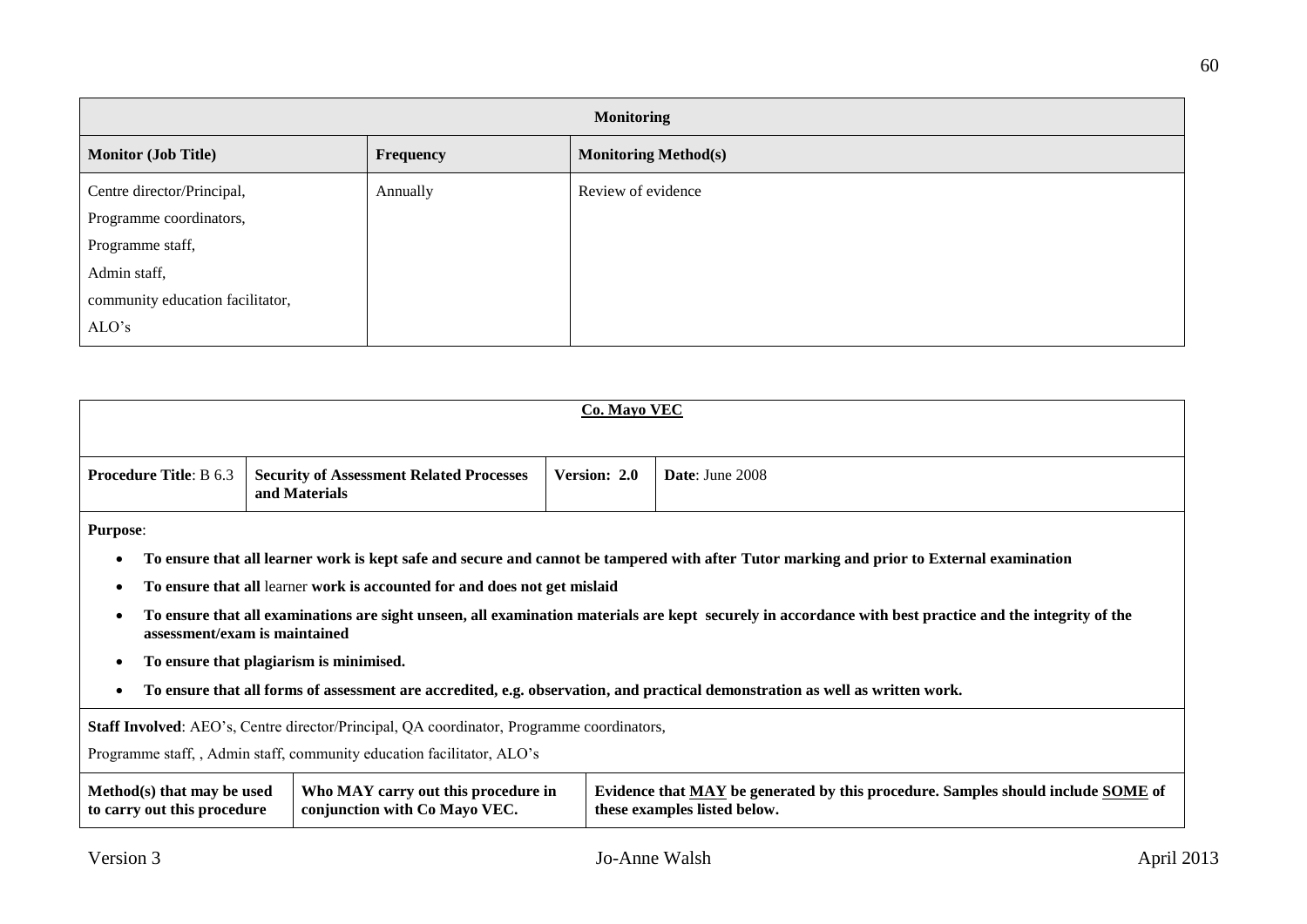| Monitoring | | |
|---|---|---|
| **Monitor (Job Title)** | **Frequency** | **Monitoring Method(s)** |
| Centre director/Principal,<br>Programme coordinators,<br>Programme staff,<br>Admin staff,<br>community education facilitator,<br>ALO's | Annually | Review of evidence |

**Co. Mayo VEC**

| **Procedure Title**: B 6.3 | **Security of Assessment Related Processes and Materials** | **Version: 2.0** | **Date**: June 2008 |
|---|---|---|---|

**Purpose**:

- **To ensure that all learner work is kept safe and secure and cannot be tampered with after Tutor marking and prior to External examination**
- **To ensure that all** learner **work is accounted for and does not get mislaid**
- **To ensure that all examinations are sight unseen, all examination materials are kept securely in accordance with best practice and the integrity of the assessment/exam is maintained**
- **To ensure that plagiarism is minimised.**
- **To ensure that all forms of assessment are accredited, e.g. observation, and practical demonstration as well as written work.**

**Staff Involved**: AEO's, Centre director/Principal, QA coordinator, Programme coordinators,

Programme staff, , Admin staff, community education facilitator, ALO's

| **Method(s) that may be used to carry out this procedure** | **Who MAY carry out this procedure in conjunction with Co Mayo VEC.** | **Evidence that MAY be generated by this procedure. Samples should include SOME of these examples listed below.** |
|---|---|---|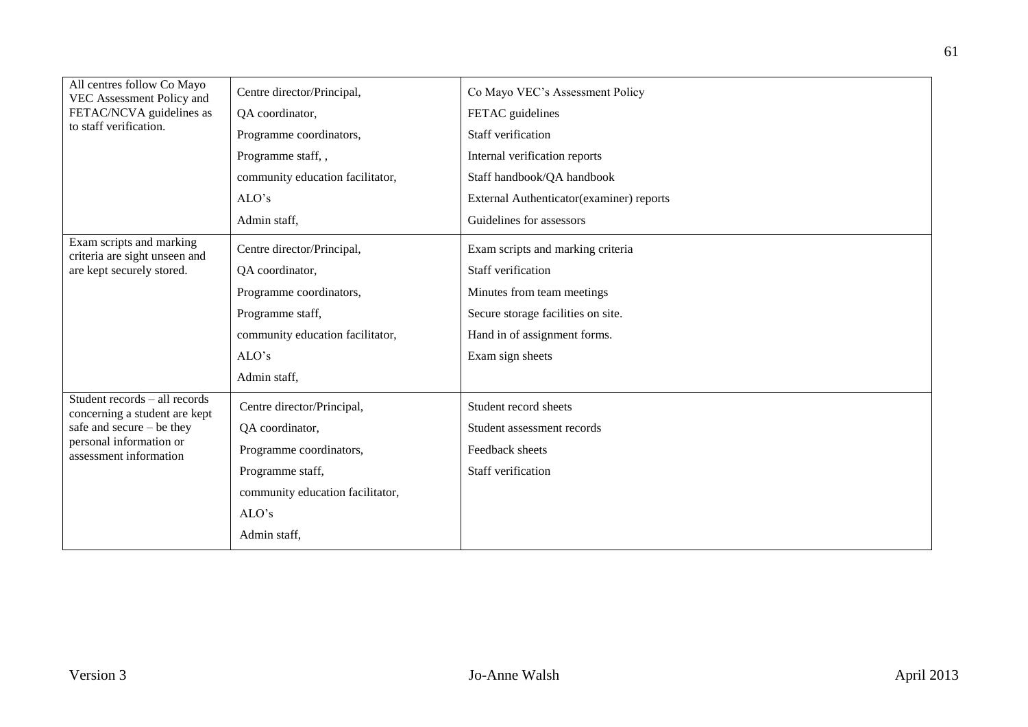| | | |
|---|---|---|
| All centres follow Co Mayo VEC Assessment Policy and FETAC/NCVA guidelines as to staff verification. | Centre director/Principal,<br>QA coordinator,<br>Programme coordinators,<br>Programme staff, ,<br>community education facilitator,<br>ALO's<br>Admin staff, | Co Mayo VEC's Assessment Policy<br>FETAC guidelines<br>Staff verification<br>Internal verification reports<br>Staff handbook/QA handbook<br>External Authenticator(examiner) reports<br>Guidelines for assessors |
| Exam scripts and marking criteria are sight unseen and are kept securely stored. | Centre director/Principal,<br>QA coordinator,<br>Programme coordinators,<br>Programme staff,<br>community education facilitator,<br>ALO's<br>Admin staff, | Exam scripts and marking criteria<br>Staff verification<br>Minutes from team meetings<br>Secure storage facilities on site.<br>Hand in of assignment forms.<br>Exam sign sheets |
| Student records – all records concerning a student are kept safe and secure – be they personal information or assessment information | Centre director/Principal,<br>QA coordinator,<br>Programme coordinators,<br>Programme staff,<br>community education facilitator,<br>ALO's<br>Admin staff, | Student record sheets<br>Student assessment records<br>Feedback sheets<br>Staff verification |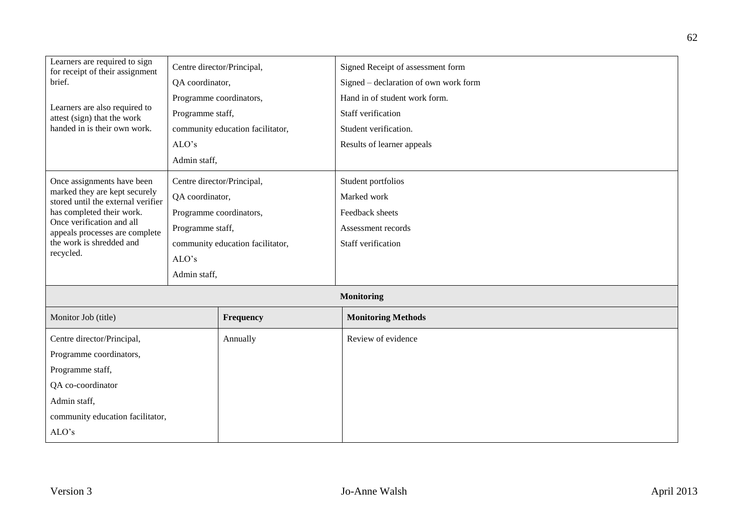| | | |
|---|---|---|
| Learners are required to sign for receipt of their assignment brief.<br><br>Learners are also required to attest (sign) that the work handed in is their own work. | Centre director/Principal,<br>QA coordinator,<br>Programme coordinators,<br>Programme staff,<br>community education facilitator,<br>ALO's<br>Admin staff, | Signed Receipt of assessment form<br>Signed – declaration of own work form<br>Hand in of student work form.<br>Staff verification<br>Student verification.<br>Results of learner appeals |
| Once assignments have been marked they are kept securely stored until the external verifier has completed their work. Once verification and all appeals processes are complete the work is shredded and recycled. | Centre director/Principal,<br>QA coordinator,<br>Programme coordinators,<br>Programme staff,<br>community education facilitator,<br>ALO's<br>Admin staff, | Student portfolios<br>Marked work<br>Feedback sheets<br>Assessment records<br>Staff verification |

**Monitoring**

| Monitor Job (title) | Frequency | Monitoring Methods |
|---|---|---|
| Centre director/Principal,<br>Programme coordinators,<br>Programme staff,<br>QA co-coordinator<br>Admin staff,<br>community education facilitator,<br>ALO's | Annually | Review of evidence |

Version 3 | Jo-Anne Walsh | April 2013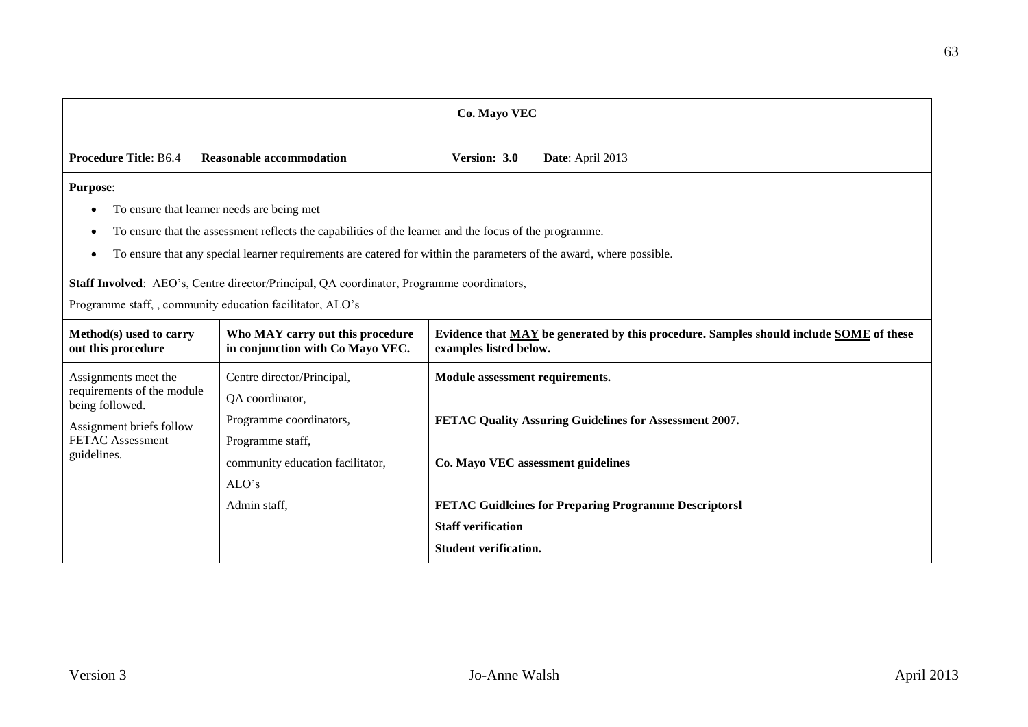| Co. Mayo VEC | | | |
|---|---|---|---|
| **Procedure Title**: B6.4 | **Reasonable accommodation** | **Version: 3.0** | **Date**: April 2013 |

**Purpose**:

- To ensure that learner needs are being met
- To ensure that the assessment reflects the capabilities of the learner and the focus of the programme.
- To ensure that any special learner requirements are catered for within the parameters of the award, where possible.

**Staff Involved**: AEO's, Centre director/Principal, QA coordinator, Programme coordinators,
Programme staff, , community education facilitator, ALO's

| Method(s) used to carry out this procedure | Who MAY carry out this procedure in conjunction with Co Mayo VEC. | Evidence that <u>MAY</u> be generated by this procedure. Samples should include <u>SOME</u> of these examples listed below. |
|---|---|---|
| Assignments meet the requirements of the module being followed.<br><br>Assignment briefs follow FETAC Assessment guidelines. | Centre director/Principal,<br>QA coordinator,<br>Programme coordinators,<br>Programme staff,<br>community education facilitator,<br>ALO's<br>Admin staff, | **Module assessment requirements.**<br><br>**FETAC Quality Assuring Guidelines for Assessment 2007.**<br><br>**Co. Mayo VEC assessment guidelines**<br><br>**FETAC Guidleines for Preparing Programme Descriptorsl**<br>**Staff verification**<br>**Student verification.** |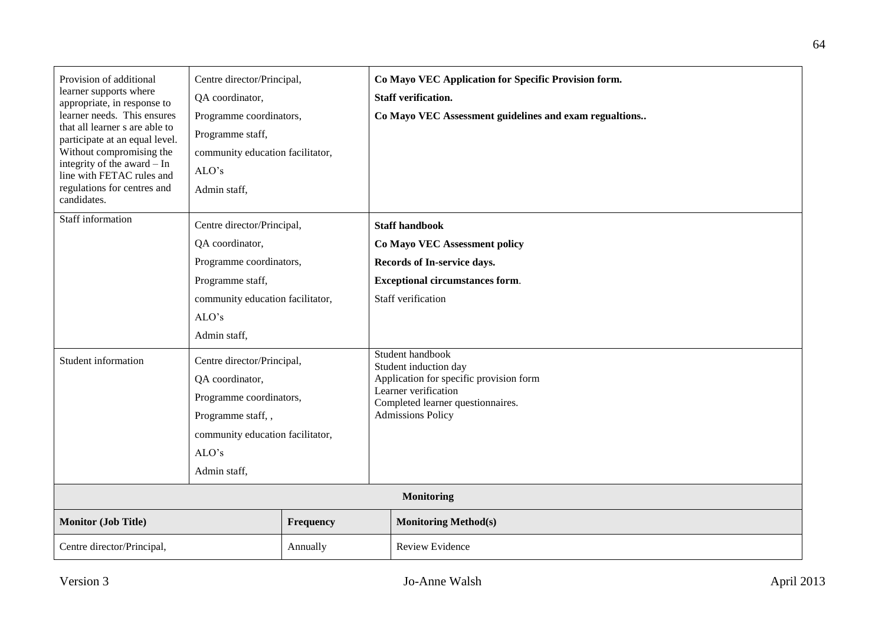| | | |
|---|---|---|
| Provision of additional learner supports where appropriate, in response to learner needs. This ensures that all learner s are able to participate at an equal level. Without compromising the integrity of the award – In line with FETAC rules and regulations for centres and candidates. | Centre director/Principal,<br>QA coordinator,<br>Programme coordinators,<br>Programme staff,<br>community education facilitator,<br>ALO's<br>Admin staff, | **Co Mayo VEC Application for Specific Provision form.**<br>**Staff verification.**<br>**Co Mayo VEC Assessment guidelines and exam regualtions..** |
| Staff information | Centre director/Principal,<br>QA coordinator,<br>Programme coordinators,<br>Programme staff,<br>community education facilitator,<br>ALO's<br>Admin staff, | **Staff handbook**<br>**Co Mayo VEC Assessment policy**<br>**Records of In-service days.**<br>**Exceptional circumstances form**.<br>Staff verification |
| Student information | Centre director/Principal,<br>QA coordinator,<br>Programme coordinators,<br>Programme staff, ,<br>community education facilitator,<br>ALO's<br>Admin staff, | Student handbook<br>Student induction day<br>Application for specific provision form<br>Learner verification<br>Completed learner questionnaires.<br>Admissions Policy |

| **Monitoring** | | |
|---|---|---|
| **Monitor (Job Title)** | **Frequency** | **Monitoring Method(s)** |
| Centre director/Principal, | Annually | Review Evidence |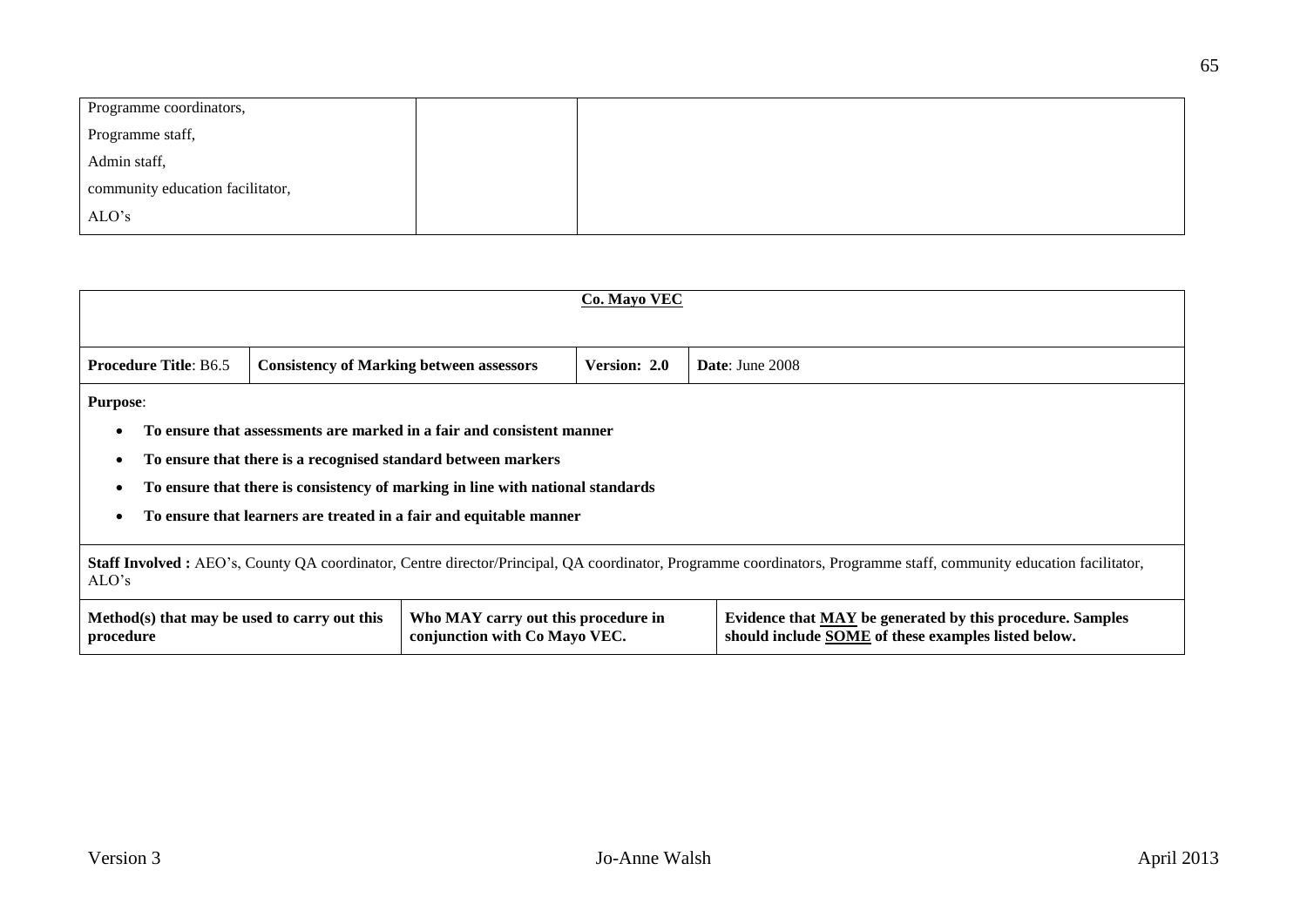| Programme coordinators, Programme staff, Admin staff, community education facilitator, ALO's | | |
|---|---|---|

| **Co. Mayo VEC** | | | |
|---|---|---|---|
| **Procedure Title**: B6.5 | **Consistency of Marking between assessors** | **Version: 2.0** | **Date**: June 2008 |

**Purpose**:

- **To ensure that assessments are marked in a fair and consistent manner**
- **To ensure that there is a recognised standard between markers**
- **To ensure that there is consistency of marking in line with national standards**
- **To ensure that learners are treated in a fair and equitable manner**

**Staff Involved :** AEO's, County QA coordinator, Centre director/Principal, QA coordinator, Programme coordinators, Programme staff, community education facilitator, ALO's

| Method(s) that may be used to carry out this procedure | Who MAY carry out this procedure in conjunction with Co Mayo VEC. | Evidence that MAY be generated by this procedure. Samples should include SOME of these examples listed below. |
|---|---|---|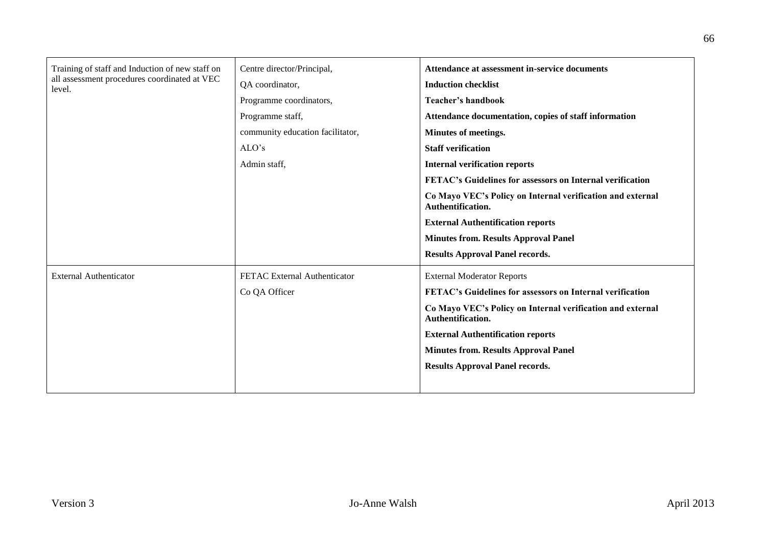| | | |
|---|---|---|
| Training of staff and Induction of new staff on all assessment procedures coordinated at VEC level. | Centre director/Principal,<br>QA coordinator,<br>Programme coordinators,<br>Programme staff,<br>community education facilitator,<br>ALO's<br>Admin staff, | **Attendance at assessment in-service documents**<br>**Induction checklist**<br>**Teacher's handbook**<br>**Attendance documentation, copies of staff information**<br>**Minutes of meetings.**<br>**Staff verification**<br>**Internal verification reports**<br>**FETAC's Guidelines for assessors on Internal verification**<br>**Co Mayo VEC's Policy on Internal verification and external Authentification.**<br>**External Authentification reports**<br>**Minutes from. Results Approval Panel**<br>**Results Approval Panel records.** |
| External Authenticator | FETAC External Authenticator<br>Co QA Officer | External Moderator Reports<br>**FETAC's Guidelines for assessors on Internal verification**<br>**Co Mayo VEC's Policy on Internal verification and external Authentification.**<br>**External Authentification reports**<br>**Minutes from. Results Approval Panel**<br>**Results Approval Panel records.** |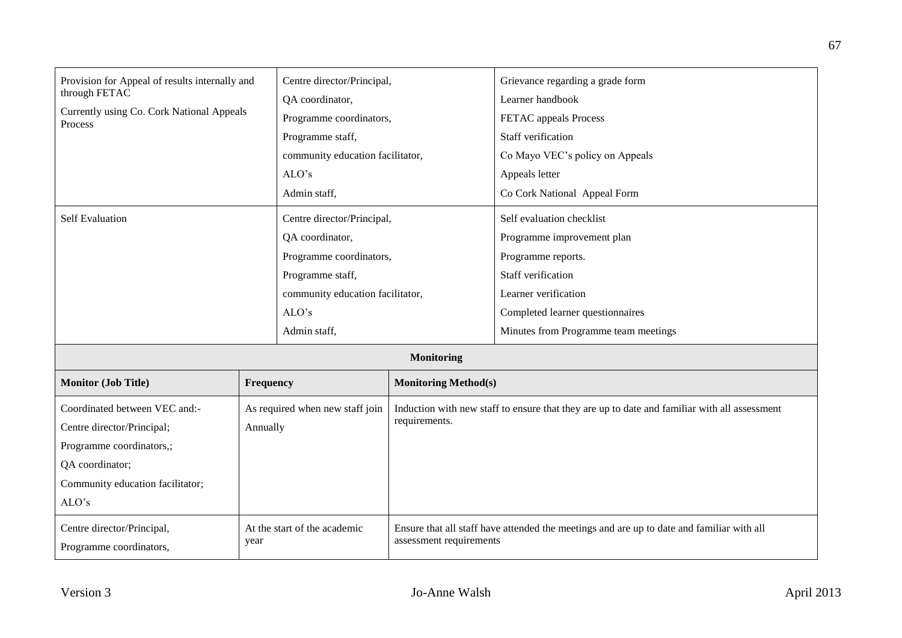| | | |
|---|---|---|
| Provision for Appeal of results internally and through FETAC<br>Currently using Co. Cork National Appeals Process | Centre director/Principal,<br>QA coordinator,<br>Programme coordinators,<br>Programme staff,<br>community education facilitator,<br>ALO's<br>Admin staff, | Grievance regarding a grade form<br>Learner handbook<br>FETAC appeals Process<br>Staff verification<br>Co Mayo VEC's policy on Appeals<br>Appeals letter<br>Co Cork National Appeal Form |
| Self Evaluation | Centre director/Principal,<br>QA coordinator,<br>Programme coordinators,<br>Programme staff,<br>community education facilitator,<br>ALO's<br>Admin staff, | Self evaluation checklist<br>Programme improvement plan<br>Programme reports.<br>Staff verification<br>Learner verification<br>Completed learner questionnaires<br>Minutes from Programme team meetings |

**Monitoring**

| Monitor (Job Title) | Frequency | Monitoring Method(s) |
|---|---|---|
| Coordinated between VEC and:-<br>Centre director/Principal;<br>Programme coordinators,;<br>QA coordinator;<br>Community education facilitator;<br>ALO's | As required when new staff join<br>Annually | Induction with new staff to ensure that they are up to date and familiar with all assessment requirements. |
| Centre director/Principal,<br>Programme coordinators, | At the start of the academic year | Ensure that all staff have attended the meetings and are up to date and familiar with all assessment requirements |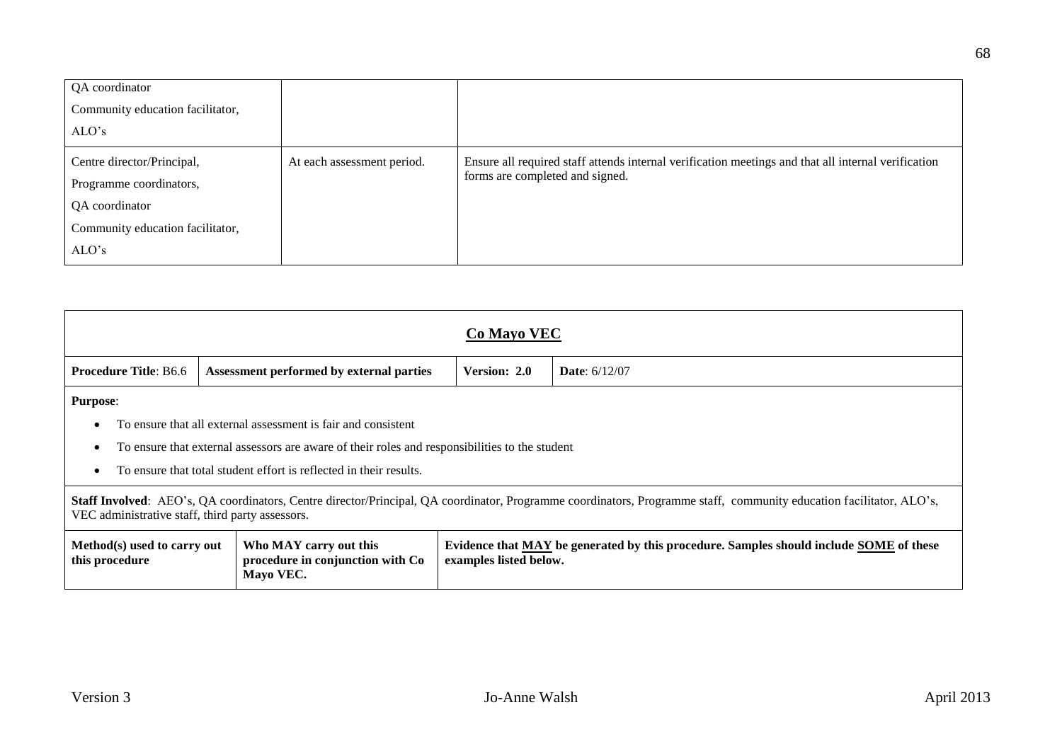| | | |
|---|---|---|
| QA coordinator<br>Community education facilitator,<br>ALO's | | |
| Centre director/Principal,<br>Programme coordinators,<br>QA coordinator<br>Community education facilitator,<br>ALO's | At each assessment period. | Ensure all required staff attends internal verification meetings and that all internal verification forms are completed and signed. |

| **Co Mayo VEC** | | | |
|---|---|---|---|
| **Procedure Title**: B6.6 | **Assessment performed by external parties** | **Version: 2.0** | **Date**: 6/12/07 |

**Purpose**:

- To ensure that all external assessment is fair and consistent
- To ensure that external assessors are aware of their roles and responsibilities to the student
- To ensure that total student effort is reflected in their results.

**Staff Involved**: AEO's, QA coordinators, Centre director/Principal, QA coordinator, Programme coordinators, Programme staff, community education facilitator, ALO's, VEC administrative staff, third party assessors.

| Method(s) used to carry out this procedure | Who MAY carry out this procedure in conjunction with Co Mayo VEC. | Evidence that MAY be generated by this procedure. Samples should include SOME of these examples listed below. |
|---|---|---|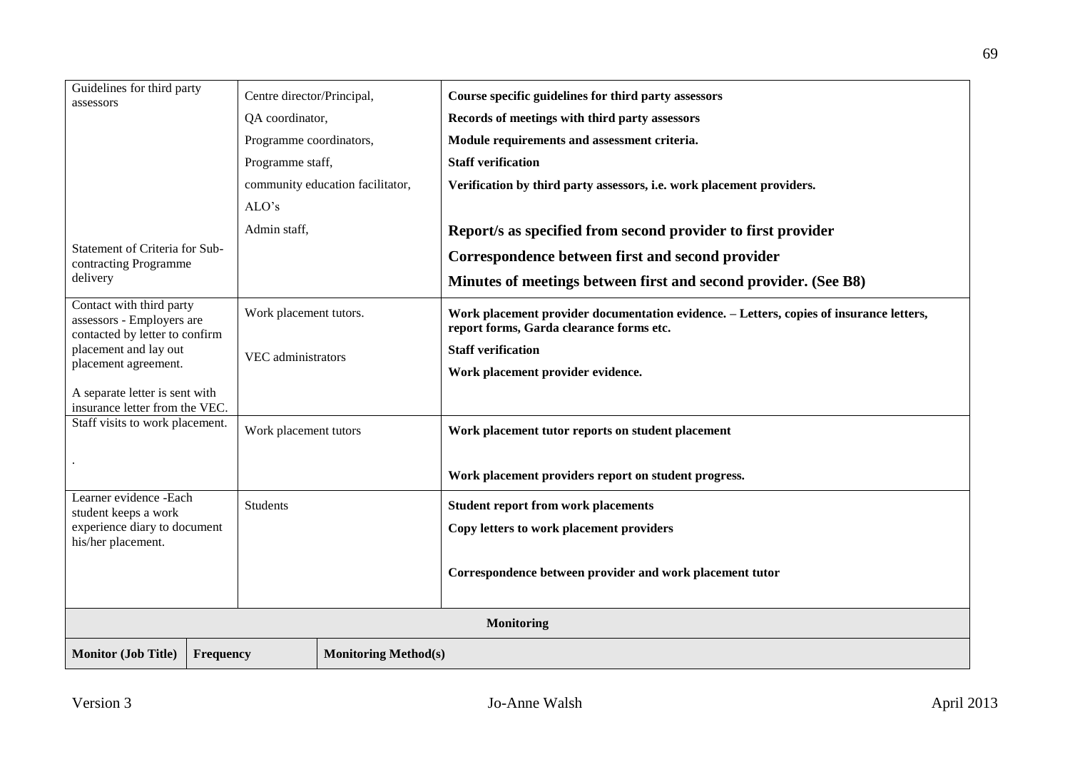| | | |
|---|---|---|
| Guidelines for third party assessors<br><br>Statement of Criteria for Sub-contracting Programme delivery | Centre director/Principal,<br>QA coordinator,<br>Programme coordinators,<br>Programme staff,<br>community education facilitator,<br>ALO's<br>Admin staff, | **Course specific guidelines for third party assessors**<br>**Records of meetings with third party assessors**<br>**Module requirements and assessment criteria.**<br>**Staff verification**<br>**Verification by third party assessors, i.e. work placement providers.**<br><br>**Report/s as specified from second provider to first provider**<br>**Correspondence between first and second provider**<br>**Minutes of meetings between first and second provider. (See B8)** |
| Contact with third party assessors - Employers are contacted by letter to confirm placement and lay out placement agreement.<br><br>A separate letter is sent with insurance letter from the VEC. | Work placement tutors.<br><br>VEC administrators | **Work placement provider documentation evidence. – Letters, copies of insurance letters, report forms, Garda clearance forms etc.**<br>**Staff verification**<br>**Work placement provider evidence.** |
| Staff visits to work placement.<br><br>. | Work placement tutors | **Work placement tutor reports on student placement**<br><br>**Work placement providers report on student progress.** |
| Learner evidence -Each student keeps a work experience diary to document his/her placement. | Students | **Student report from work placements**<br>**Copy letters to work placement providers**<br><br>**Correspondence between provider and work placement tutor** |

| **Monitoring** | | |
|---|---|---|
| **Monitor (Job Title)** | **Frequency** | **Monitoring Method(s)** |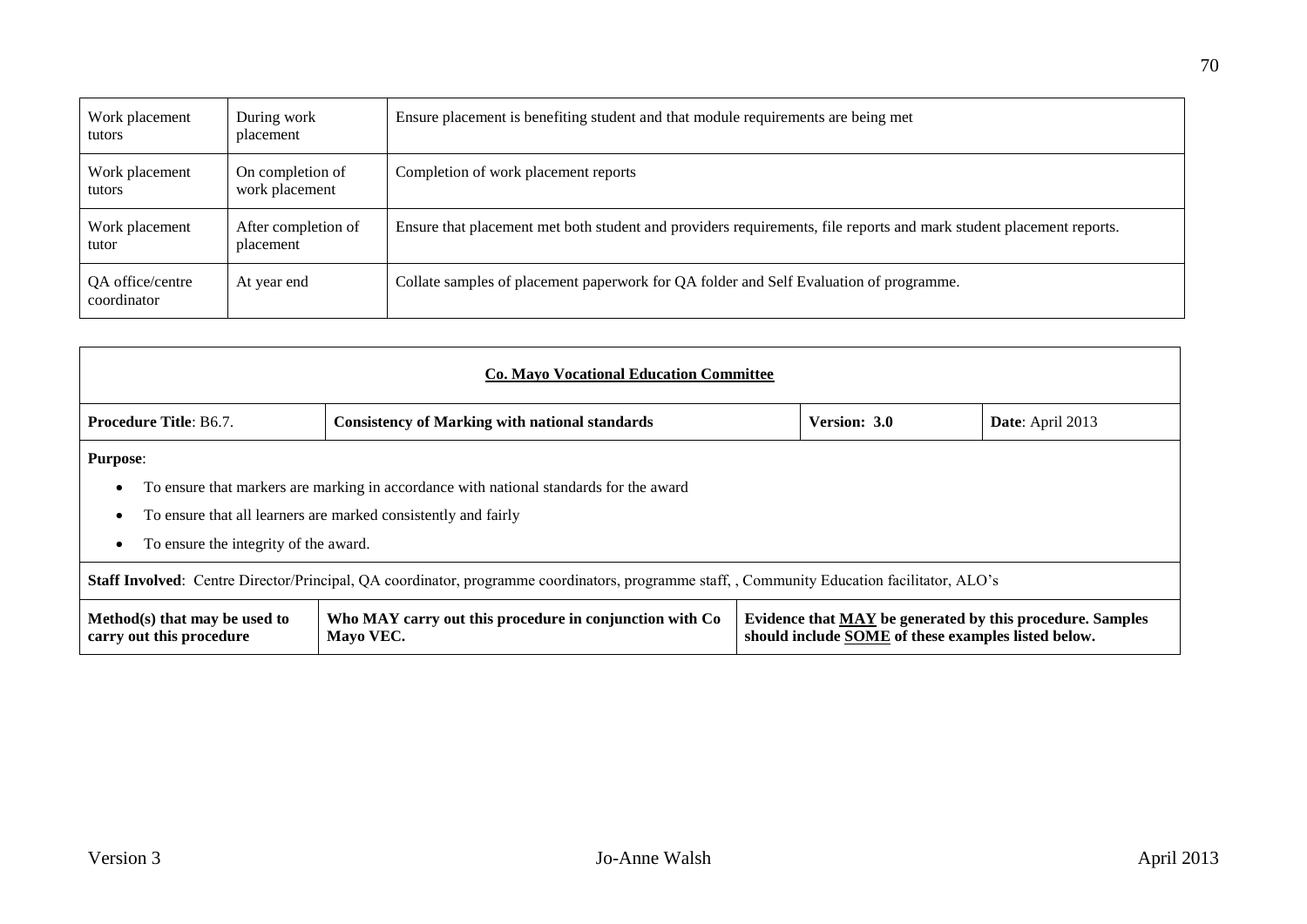| Work placement tutors | During work placement | Ensure placement is benefiting student and that module requirements are being met |
|---|---|---|
| Work placement tutors | On completion of work placement | Completion of work placement reports |
| Work placement tutor | After completion of placement | Ensure that placement met both student and providers requirements, file reports and mark student placement reports. |
| QA office/centre coordinator | At year end | Collate samples of placement paperwork for QA folder and Self Evaluation of programme. |

| **Co. Mayo Vocational Education Committee** | | | |
|---|---|---|---|
| **Procedure Title**: B6.7. | **Consistency of Marking with national standards** | **Version: 3.0** | **Date**: April 2013 |

**Purpose**:

- To ensure that markers are marking in accordance with national standards for the award
- To ensure that all learners are marked consistently and fairly
- To ensure the integrity of the award.

**Staff Involved**: Centre Director/Principal, QA coordinator, programme coordinators, programme staff, , Community Education facilitator, ALO's

| **Method(s) that may be used to carry out this procedure** | **Who MAY carry out this procedure in conjunction with Co Mayo VEC.** | **Evidence that MAY be generated by this procedure. Samples should include SOME of these examples listed below.** |
|---|---|---|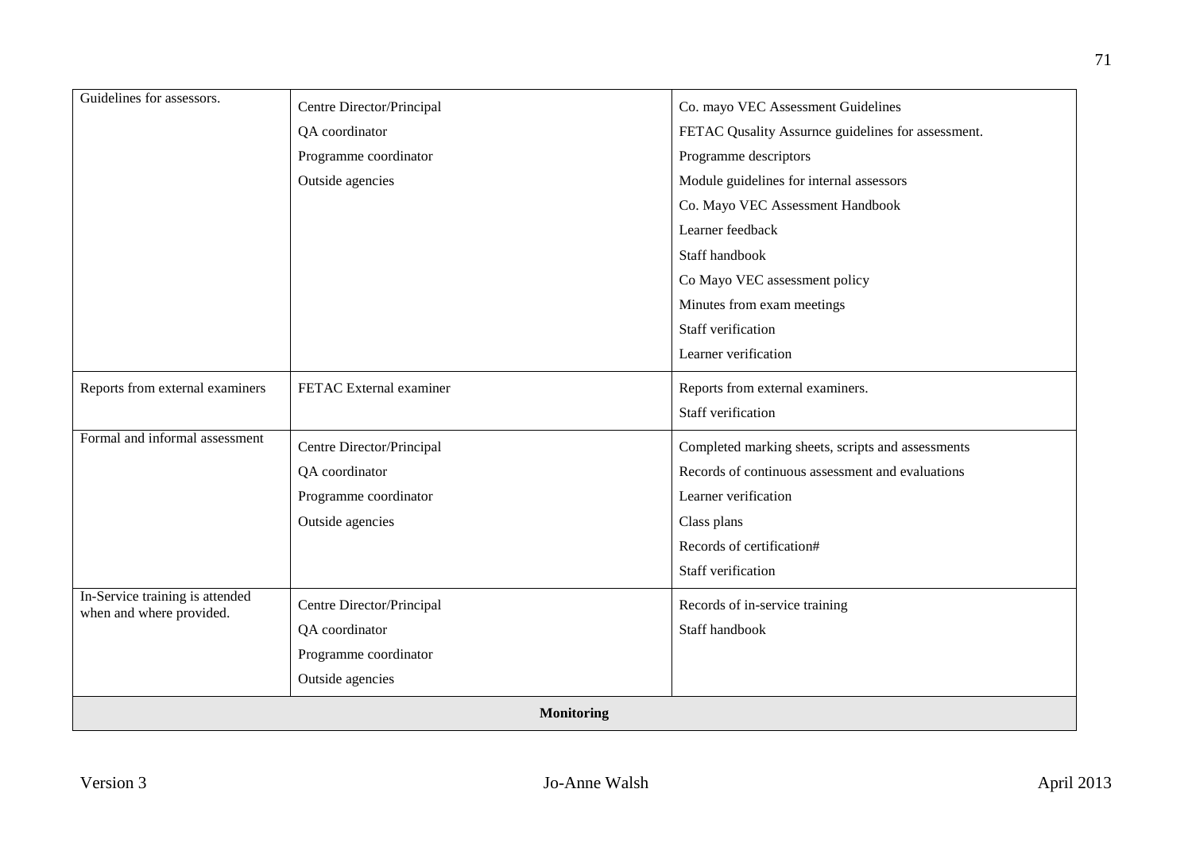| | | |
|---|---|---|
| Guidelines for assessors. | Centre Director/Principal<br>QA coordinator<br>Programme coordinator<br>Outside agencies | Co. mayo VEC Assessment Guidelines<br>FETAC Qusality Assurnce guidelines for assessment.<br>Programme descriptors<br>Module guidelines for internal assessors<br>Co. Mayo VEC Assessment Handbook<br>Learner feedback<br>Staff handbook<br>Co Mayo VEC assessment policy<br>Minutes from exam meetings<br>Staff verification<br>Learner verification |
| Reports from external examiners | FETAC External examiner | Reports from external examiners.<br>Staff verification |
| Formal and informal assessment | Centre Director/Principal<br>QA coordinator<br>Programme coordinator<br>Outside agencies | Completed marking sheets, scripts and assessments<br>Records of continuous assessment and evaluations<br>Learner verification<br>Class plans<br>Records of certification#<br>Staff verification |
| In-Service training is attended when and where provided. | Centre Director/Principal<br>QA coordinator<br>Programme coordinator<br>Outside agencies | Records of in-service training<br>Staff handbook |
| **Monitoring** | | |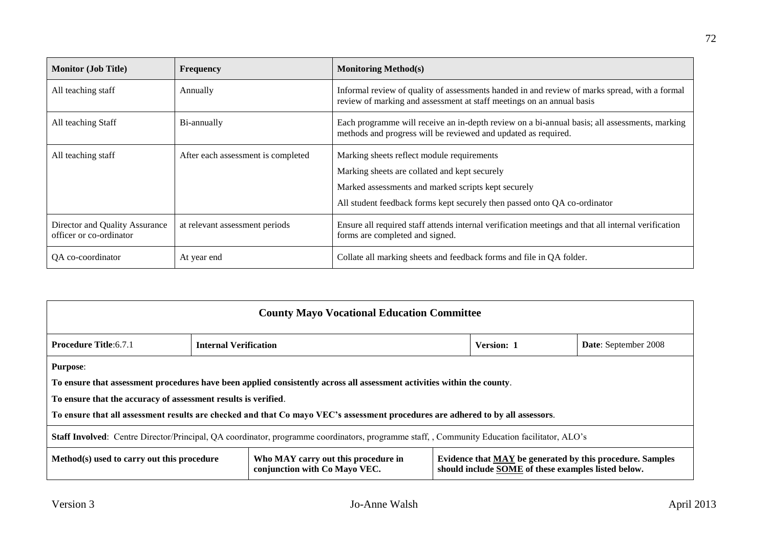| Monitor (Job Title) | Frequency | Monitoring Method(s) |
|---|---|---|
| All teaching staff | Annually | Informal review of quality of assessments handed in and review of marks spread, with a formal review of marking and assessment at staff meetings on an annual basis |
| All teaching Staff | Bi-annually | Each programme will receive an in-depth review on a bi-annual basis; all assessments, marking methods and progress will be reviewed and updated as required. |
| All teaching staff | After each assessment is completed | Marking sheets reflect module requirements<br>Marking sheets are collated and kept securely<br>Marked assessments and marked scripts kept securely<br>All student feedback forms kept securely then passed onto QA co-ordinator |
| Director and Quality Assurance officer or co-ordinator | at relevant assessment periods | Ensure all required staff attends internal verification meetings and that all internal verification forms are completed and signed. |
| QA co-coordinator | At year end | Collate all marking sheets and feedback forms and file in QA folder. |

| **County Mayo Vocational Education Committee** | | | |
|---|---|---|---|
| **Procedure Title**:6.7.1 | **Internal Verification** | **Version: 1** | **Date**: September 2008 |
| **Purpose**:<br>**To ensure that assessment procedures have been applied consistently across all assessment activities within the county**.<br>**To ensure that the accuracy of assessment results is verified**.<br>**To ensure that all assessment results are checked and that Co mayo VEC's assessment procedures are adhered to by all assessors**. | | | |
| **Staff Involved**: Centre Director/Principal, QA coordinator, programme coordinators, programme staff, , Community Education facilitator, ALO's | | | |
| **Method(s) used to carry out this procedure** | **Who MAY carry out this procedure in conjunction with Co Mayo VEC.** | **Evidence that MAY be generated by this procedure. Samples should include SOME of these examples listed below.** | |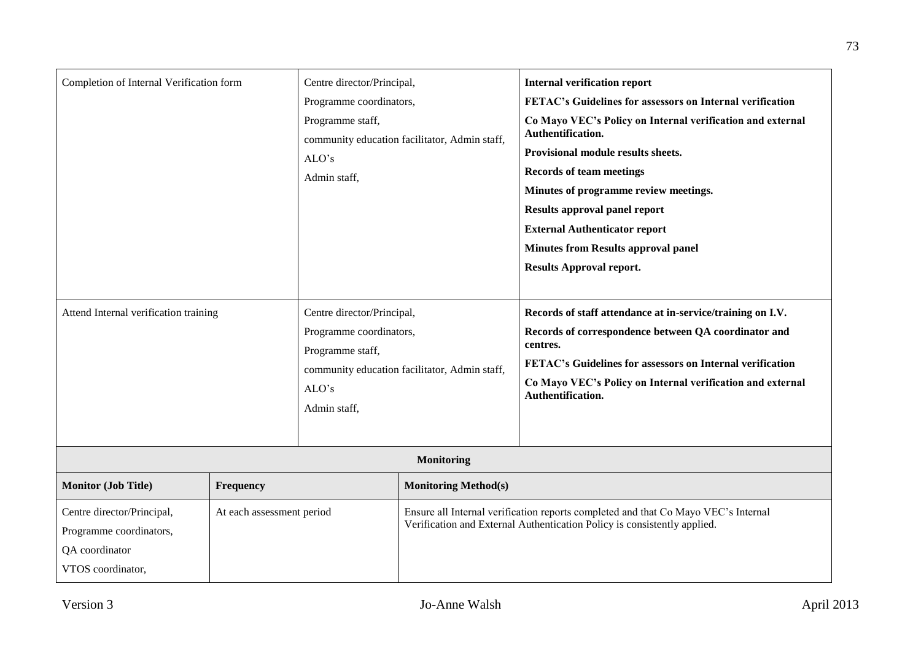| | | |
|---|---|---|
| Completion of Internal Verification form | Centre director/Principal,<br>Programme coordinators,<br>Programme staff,<br>community education facilitator, Admin staff,<br>ALO's<br>Admin staff, | **Internal verification report**<br>**FETAC's Guidelines for assessors on Internal verification**<br>**Co Mayo VEC's Policy on Internal verification and external Authentification.**<br>**Provisional module results sheets.**<br>**Records of team meetings**<br>**Minutes of programme review meetings.**<br>**Results approval panel report**<br>**External Authenticator report**<br>**Minutes from Results approval panel**<br>**Results Approval report.** |
| Attend Internal verification training | Centre director/Principal,<br>Programme coordinators,<br>Programme staff,<br>community education facilitator, Admin staff,<br>ALO's<br>Admin staff, | **Records of staff attendance at in-service/training on I.V.**<br>**Records of correspondence between QA coordinator and centres.**<br>**FETAC's Guidelines for assessors on Internal verification**<br>**Co Mayo VEC's Policy on Internal verification and external Authentification.** |

**Monitoring**

| Monitor (Job Title) | Frequency | Monitoring Method(s) |
|---|---|---|
| Centre director/Principal,<br>Programme coordinators,<br>QA coordinator<br>VTOS coordinator, | At each assessment period | Ensure all Internal verification reports completed and that Co Mayo VEC's Internal Verification and External Authentication Policy is consistently applied. |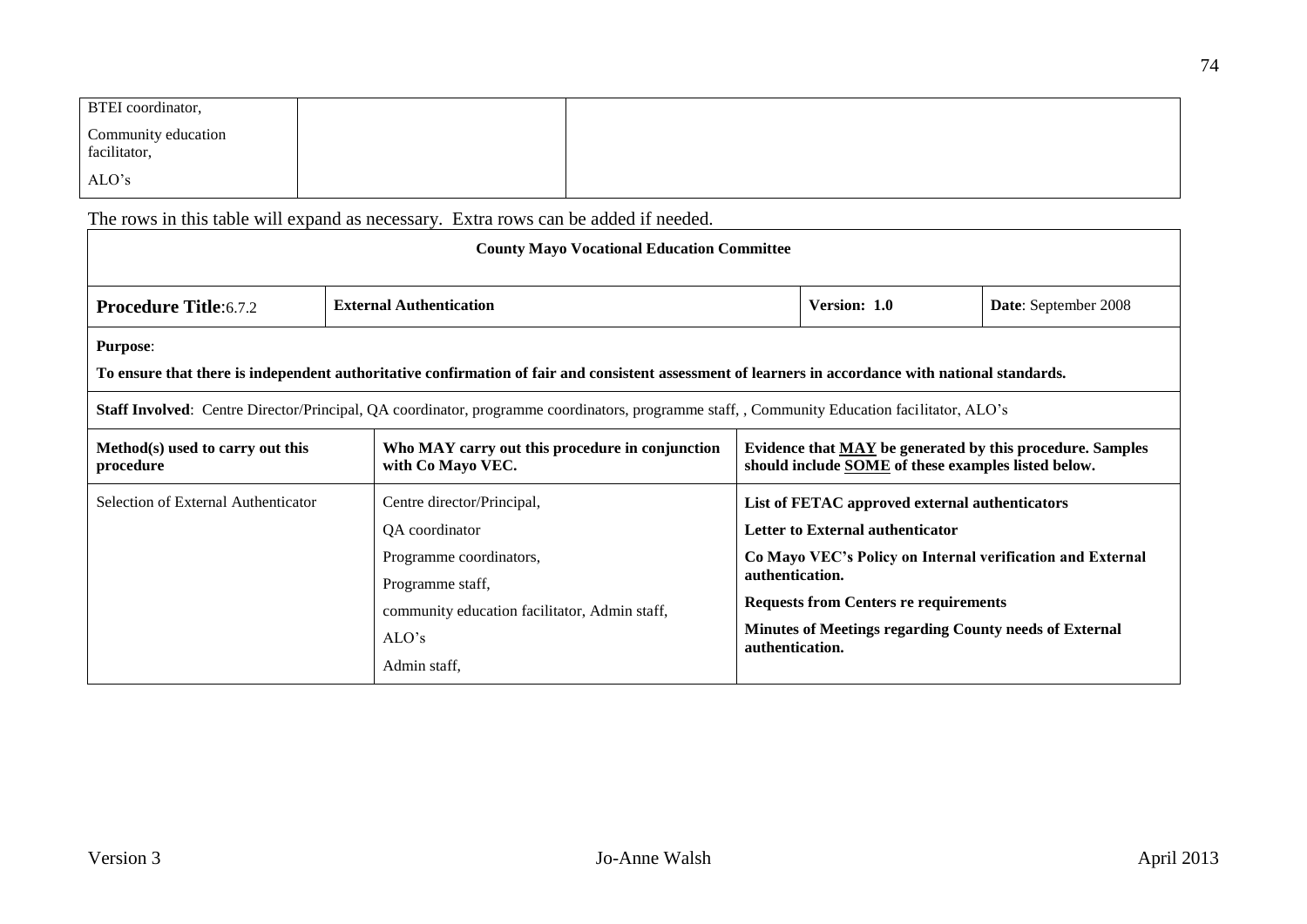| BTEI coordinator,<br>Community education facilitator,<br>ALO's | | |
|---|---|---|

The rows in this table will expand as necessary. Extra rows can be added if needed.

| **County Mayo Vocational Education Committee** | | | |
|---|---|---|---|
| **Procedure Title**:6.7.2 | **External Authentication** | **Version: 1.0** | **Date**: September 2008 |
| **Purpose**:<br>**To ensure that there is independent authoritative confirmation of fair and consistent assessment of learners in accordance with national standards.** | | | |
| **Staff Involved**: Centre Director/Principal, QA coordinator, programme coordinators, programme staff, , Community Education facilitator, ALO's | | | |

| **Method(s) used to carry out this procedure** | **Who MAY carry out this procedure in conjunction with Co Mayo VEC.** | **Evidence that MAY be generated by this procedure. Samples should include SOME of these examples listed below.** |
|---|---|---|
| Selection of External Authenticator | Centre director/Principal,<br>QA coordinator<br>Programme coordinators,<br>Programme staff,<br>community education facilitator, Admin staff,<br>ALO's<br>Admin staff, | **List of FETAC approved external authenticators**<br>**Letter to External authenticator**<br>**Co Mayo VEC's Policy on Internal verification and External authentication.**<br>**Requests from Centers re requirements**<br>**Minutes of Meetings regarding County needs of External authentication.** |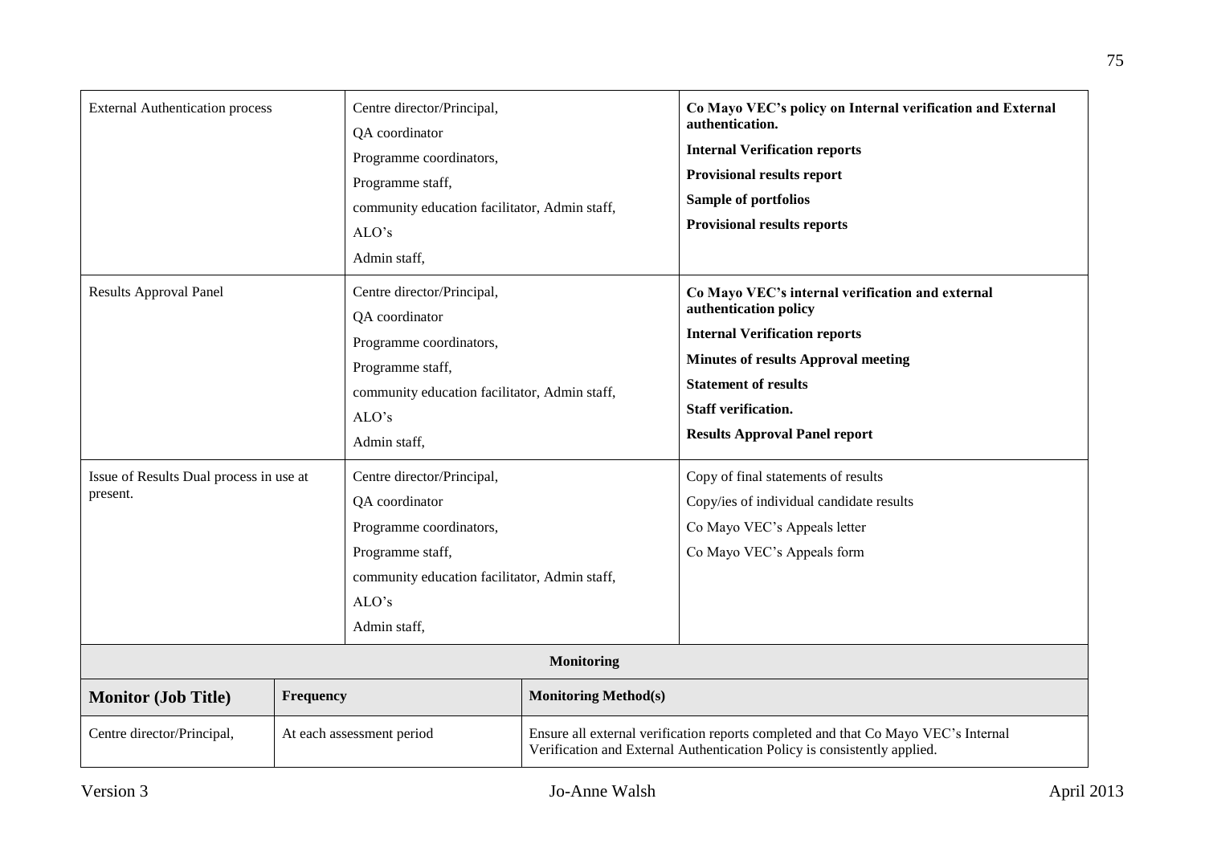| | | |
|---|---|---|
| External Authentication process | Centre director/Principal,<br>QA coordinator<br>Programme coordinators,<br>Programme staff,<br>community education facilitator, Admin staff,<br>ALO's<br>Admin staff, | **Co Mayo VEC's policy on Internal verification and External authentication.**<br>**Internal Verification reports**<br>**Provisional results report**<br>**Sample of portfolios**<br>**Provisional results reports** |
| Results Approval Panel | Centre director/Principal,<br>QA coordinator<br>Programme coordinators,<br>Programme staff,<br>community education facilitator, Admin staff,<br>ALO's<br>Admin staff, | **Co Mayo VEC's internal verification and external authentication policy**<br>**Internal Verification reports**<br>**Minutes of results Approval meeting**<br>**Statement of results**<br>**Staff verification.**<br>**Results Approval Panel report** |
| Issue of Results Dual process in use at present. | Centre director/Principal,<br>QA coordinator<br>Programme coordinators,<br>Programme staff,<br>community education facilitator, Admin staff,<br>ALO's<br>Admin staff, | Copy of final statements of results<br>Copy/ies of individual candidate results<br>Co Mayo VEC's Appeals letter<br>Co Mayo VEC's Appeals form |

**Monitoring**

| Monitor (Job Title) | Frequency | Monitoring Method(s) |
|---|---|---|
| Centre director/Principal, | At each assessment period | Ensure all external verification reports completed and that Co Mayo VEC's Internal Verification and External Authentication Policy is consistently applied. |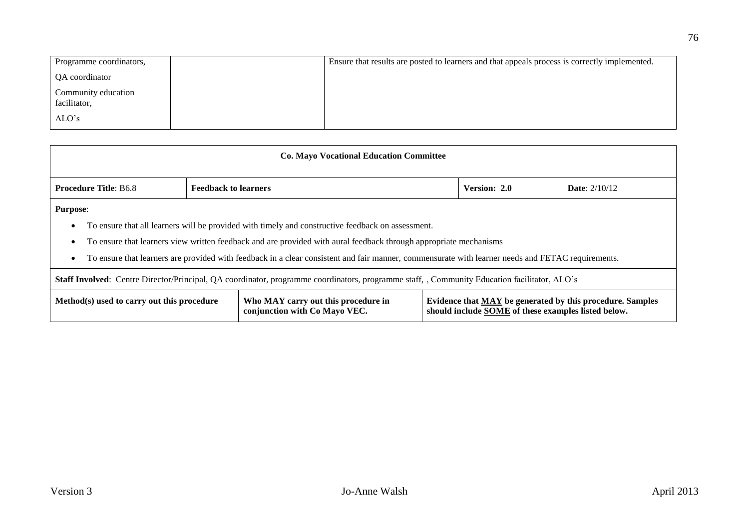| Programme coordinators,<br>QA coordinator<br>Community education facilitator,<br>ALO's | | Ensure that results are posted to learners and that appeals process is correctly implemented. |
|---|---|---|

| **Co. Mayo Vocational Education Committee** | | | |
|---|---|---|---|
| **Procedure Title**: B6.8 | **Feedback to learners** | **Version: 2.0** | **Date**: 2/10/12 |

**Purpose**:

- To ensure that all learners will be provided with timely and constructive feedback on assessment.
- To ensure that learners view written feedback and are provided with aural feedback through appropriate mechanisms
- To ensure that learners are provided with feedback in a clear consistent and fair manner, commensurate with learner needs and FETAC requirements.

**Staff Involved**: Centre Director/Principal, QA coordinator, programme coordinators, programme staff, , Community Education facilitator, ALO's

| Method(s) used to carry out this procedure | Who MAY carry out this procedure in conjunction with Co Mayo VEC. | Evidence that MAY be generated by this procedure. Samples should include SOME of these examples listed below. |
|---|---|---|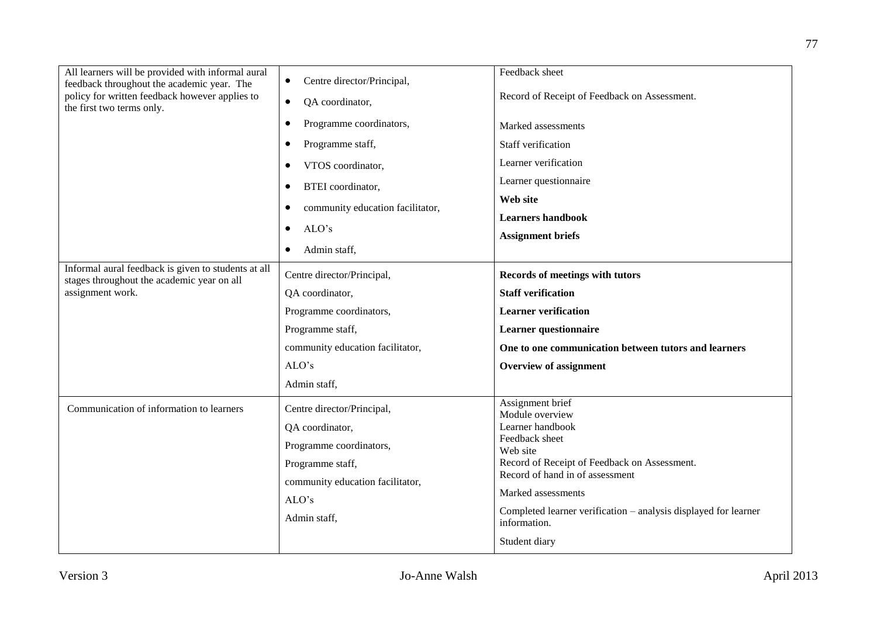| | | |
|---|---|---|
| All learners will be provided with informal aural feedback throughout the academic year. The policy for written feedback however applies to the first two terms only. | • Centre director/Principal,<br>• QA coordinator,<br>• Programme coordinators,<br>• Programme staff,<br>• VTOS coordinator,<br>• BTEI coordinator,<br>• community education facilitator,<br>• ALO's<br>• Admin staff, | Feedback sheet<br>Record of Receipt of Feedback on Assessment.<br>Marked assessments<br>Staff verification<br>Learner verification<br>Learner questionnaire<br>**Web site**<br>**Learners handbook**<br>**Assignment briefs** |
| Informal aural feedback is given to students at all stages throughout the academic year on all assignment work. | Centre director/Principal,<br>QA coordinator,<br>Programme coordinators,<br>Programme staff,<br>community education facilitator,<br>ALO's<br>Admin staff, | **Records of meetings with tutors**<br>**Staff verification**<br>**Learner verification**<br>**Learner questionnaire**<br>**One to one communication between tutors and learners**<br>**Overview of assignment** |
| Communication of information to learners | Centre director/Principal,<br>QA coordinator,<br>Programme coordinators,<br>Programme staff,<br>community education facilitator,<br>ALO's<br>Admin staff, | Assignment brief<br>Module overview<br>Learner handbook<br>Feedback sheet<br>Web site<br>Record of Receipt of Feedback on Assessment.<br>Record of hand in of assessment<br>Marked assessments<br>Completed learner verification – analysis displayed for learner information.<br>Student diary |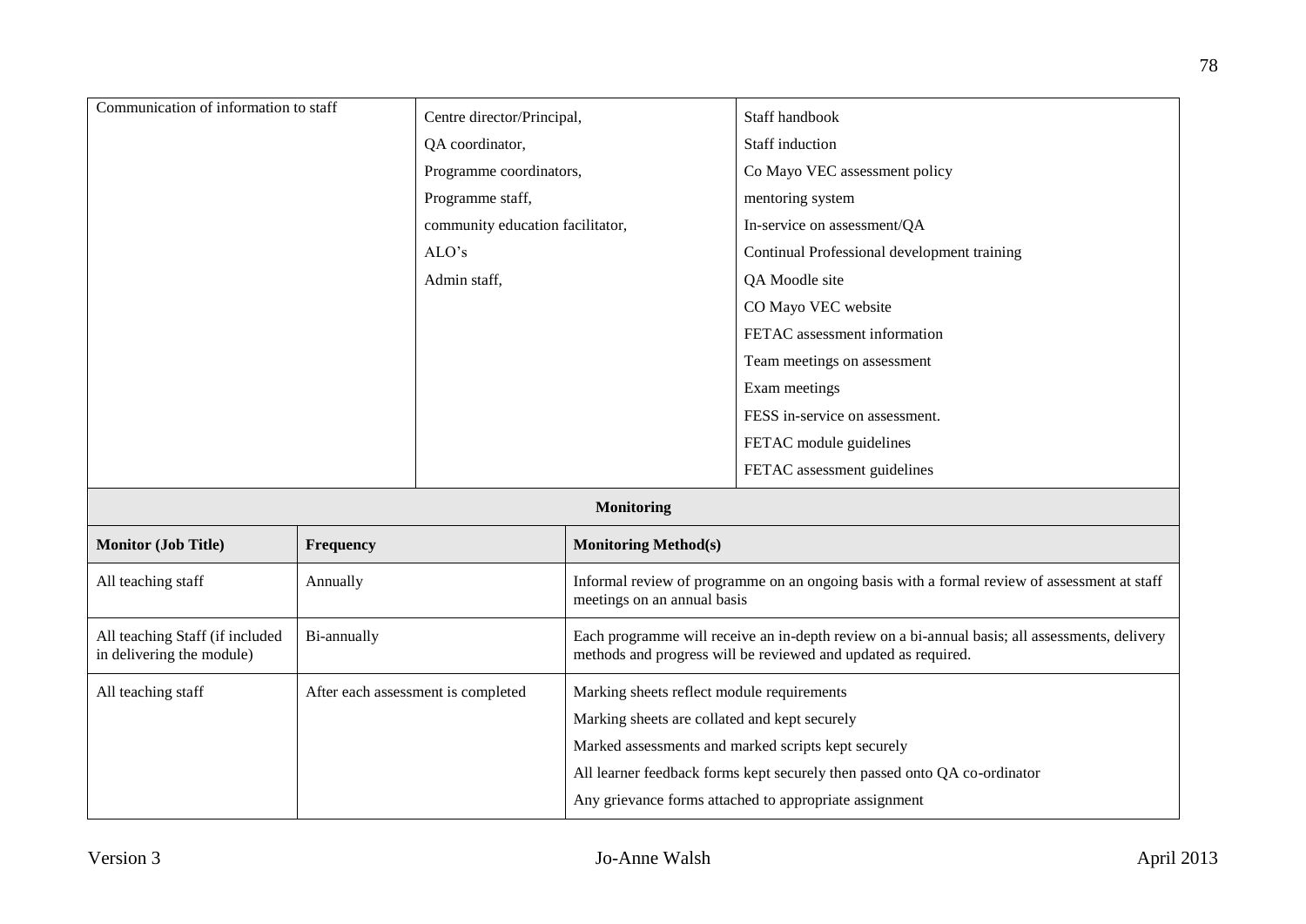| Communication of information to staff | Centre director/Principal,<br>QA coordinator,<br>Programme coordinators,<br>Programme staff,<br>community education facilitator,<br>ALO's<br>Admin staff, | Staff handbook<br>Staff induction<br>Co Mayo VEC assessment policy<br>mentoring system<br>In-service on assessment/QA<br>Continual Professional development training<br>QA Moodle site<br>CO Mayo VEC website<br>FETAC assessment information<br>Team meetings on assessment<br>Exam meetings<br>FESS in-service on assessment.<br>FETAC module guidelines<br>FETAC assessment guidelines |
|---|---|---|

| **Monitoring** | | |
|---|---|---|
| **Monitor (Job Title)** | **Frequency** | **Monitoring Method(s)** |
| All teaching staff | Annually | Informal review of programme on an ongoing basis with a formal review of assessment at staff meetings on an annual basis |
| All teaching Staff (if included in delivering the module) | Bi-annually | Each programme will receive an in-depth review on a bi-annual basis; all assessments, delivery methods and progress will be reviewed and updated as required. |
| All teaching staff | After each assessment is completed | Marking sheets reflect module requirements<br>Marking sheets are collated and kept securely<br>Marked assessments and marked scripts kept securely<br>All learner feedback forms kept securely then passed onto QA co-ordinator<br>Any grievance forms attached to appropriate assignment |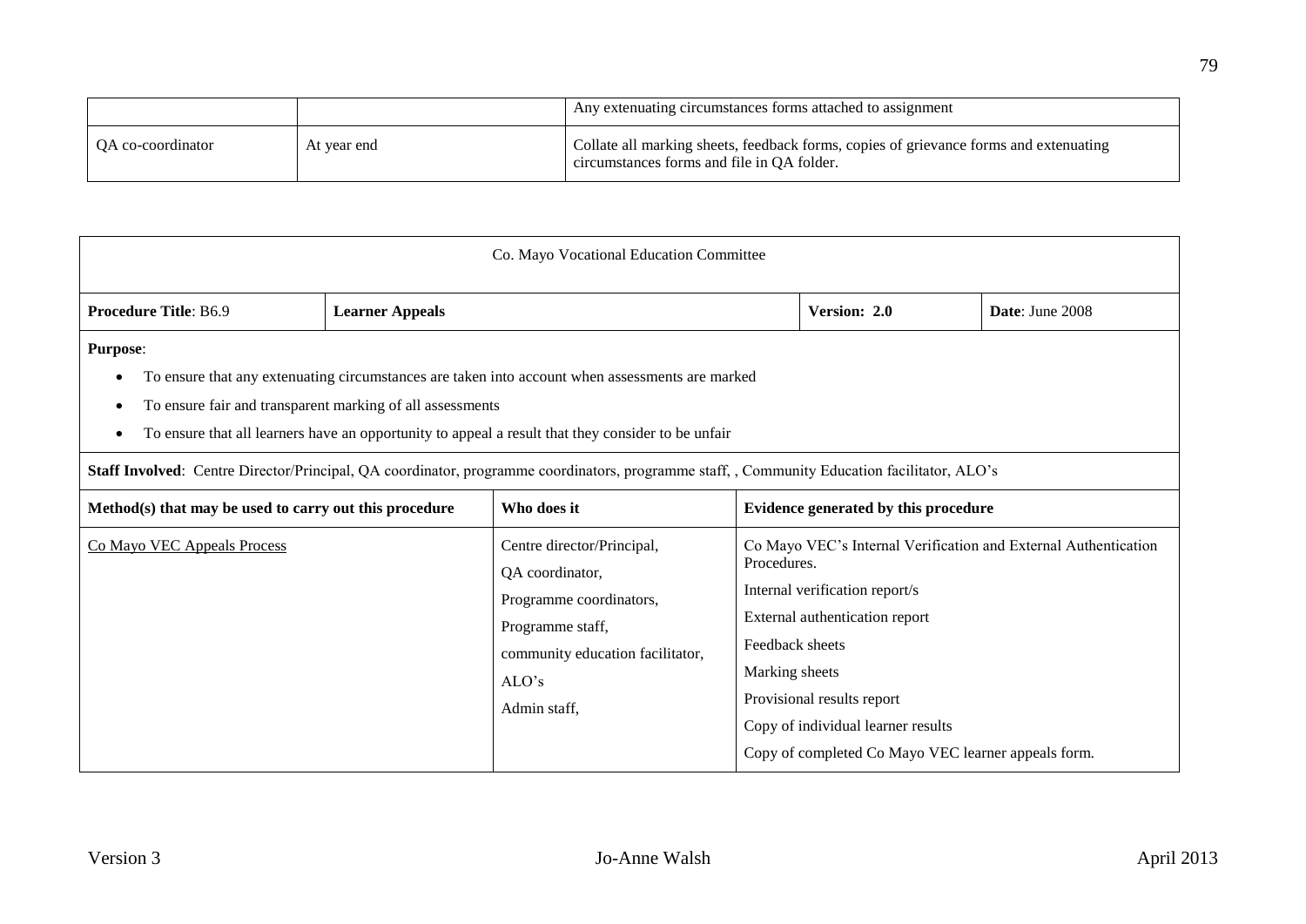| | | Any extenuating circumstances forms attached to assignment |
|---|---|---|
| QA co-coordinator | At year end | Collate all marking sheets, feedback forms, copies of grievance forms and extenuating circumstances forms and file in QA folder. |

| Co. Mayo Vocational Education Committee | | | |
|---|---|---|---|
| **Procedure Title**: B6.9 | **Learner Appeals** | **Version: 2.0** | **Date**: June 2008 |

**Purpose**:

- To ensure that any extenuating circumstances are taken into account when assessments are marked
- To ensure fair and transparent marking of all assessments
- To ensure that all learners have an opportunity to appeal a result that they consider to be unfair

**Staff Involved**: Centre Director/Principal, QA coordinator, programme coordinators, programme staff, , Community Education facilitator, ALO's

| Method(s) that may be used to carry out this procedure | Who does it | Evidence generated by this procedure |
|---|---|---|
| Co Mayo VEC Appeals Process | Centre director/Principal,<br>QA coordinator,<br>Programme coordinators,<br>Programme staff,<br>community education facilitator,<br>ALO's<br>Admin staff, | Co Mayo VEC's Internal Verification and External Authentication Procedures.<br>Internal verification report/s<br>External authentication report<br>Feedback sheets<br>Marking sheets<br>Provisional results report<br>Copy of individual learner results<br>Copy of completed Co Mayo VEC learner appeals form. |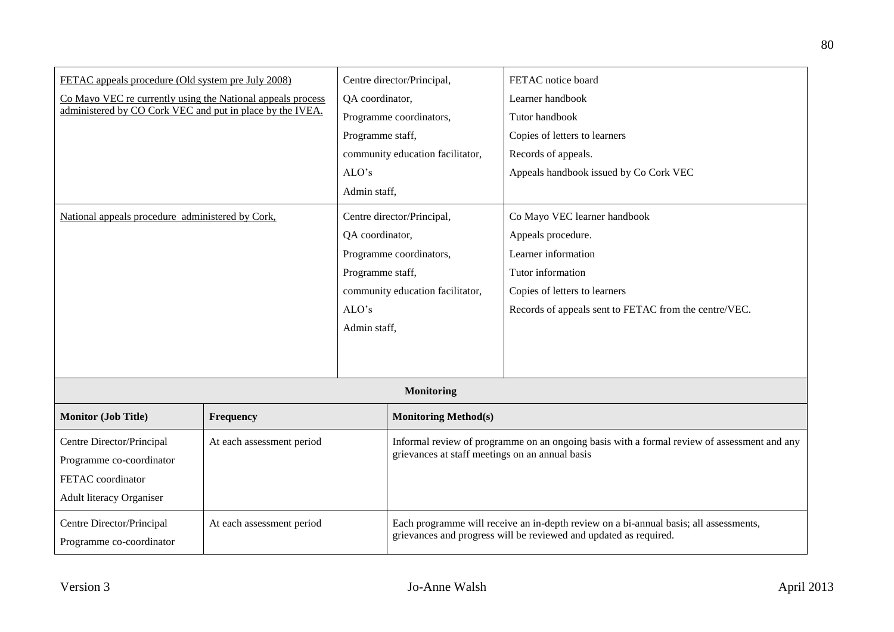| | | |
|---|---|---|
| FETAC appeals procedure (Old system pre July 2008)<br>Co Mayo VEC re currently using the National appeals process administered by CO Cork VEC and put in place by the IVEA. | Centre director/Principal,<br>QA coordinator,<br>Programme coordinators,<br>Programme staff,<br>community education facilitator,<br>ALO's<br>Admin staff, | FETAC notice board<br>Learner handbook<br>Tutor handbook<br>Copies of letters to learners<br>Records of appeals.<br>Appeals handbook issued by Co Cork VEC |
| National appeals procedure administered by Cork, | Centre director/Principal,<br>QA coordinator,<br>Programme coordinators,<br>Programme staff,<br>community education facilitator,<br>ALO's<br>Admin staff, | Co Mayo VEC learner handbook<br>Appeals procedure.<br>Learner information<br>Tutor information<br>Copies of letters to learners<br>Records of appeals sent to FETAC from the centre/VEC. |

**Monitoring**

| Monitor (Job Title) | Frequency | Monitoring Method(s) |
|---|---|---|
| Centre Director/Principal<br>Programme co-coordinator<br>FETAC coordinator<br>Adult literacy Organiser | At each assessment period | Informal review of programme on an ongoing basis with a formal review of assessment and any grievances at staff meetings on an annual basis |
| Centre Director/Principal<br>Programme co-coordinator | At each assessment period | Each programme will receive an in-depth review on a bi-annual basis; all assessments, grievances and progress will be reviewed and updated as required. |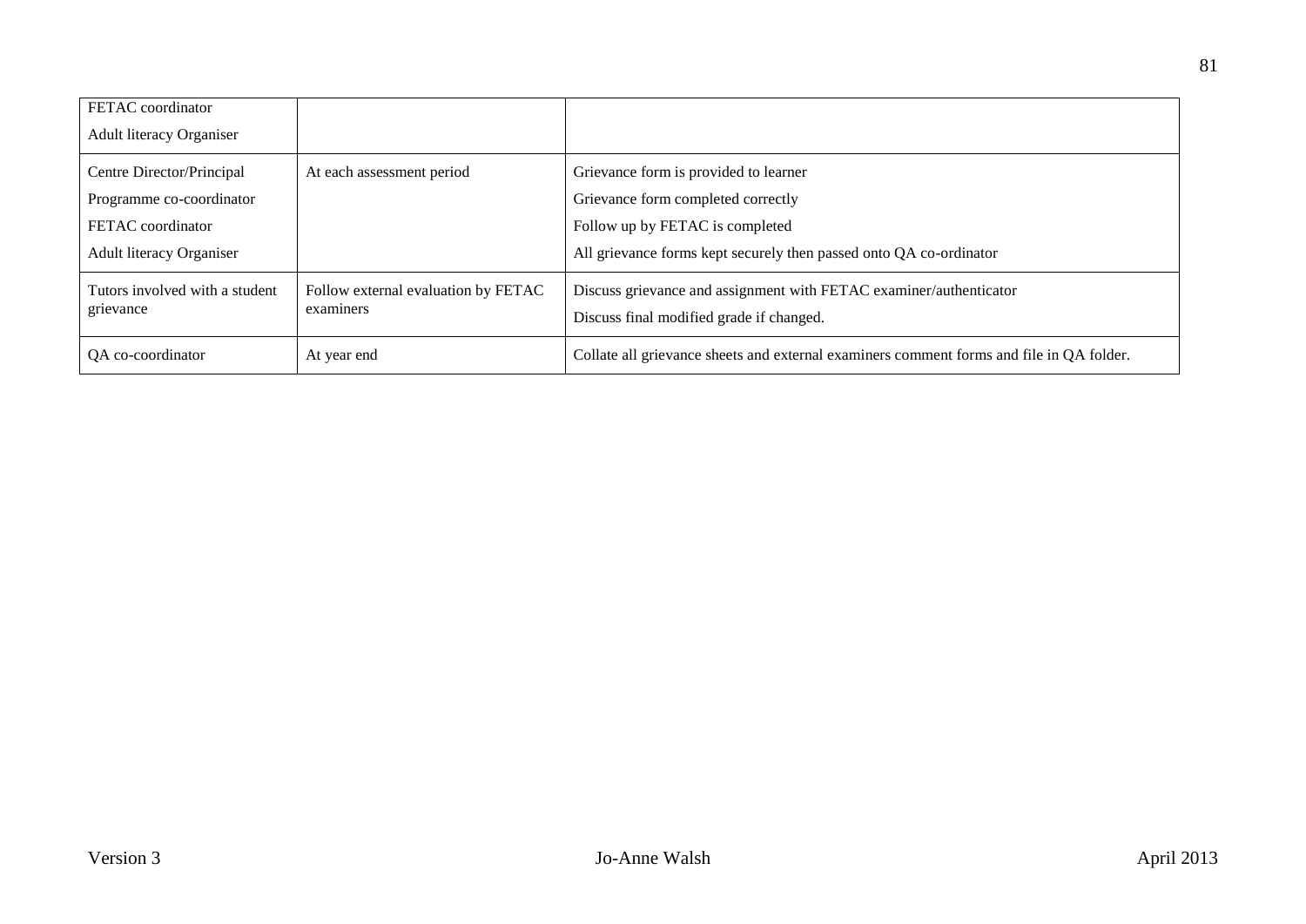| | | |
|---|---|---|
| FETAC coordinator<br>Adult literacy Organiser | | |
| Centre Director/Principal<br>Programme co-coordinator<br>FETAC coordinator<br>Adult literacy Organiser | At each assessment period | Grievance form is provided to learner<br>Grievance form completed correctly<br>Follow up by FETAC is completed<br>All grievance forms kept securely then passed onto QA co-ordinator |
| Tutors involved with a student grievance | Follow external evaluation by FETAC examiners | Discuss grievance and assignment with FETAC examiner/authenticator<br>Discuss final modified grade if changed. |
| QA co-coordinator | At year end | Collate all grievance sheets and external examiners comment forms and file in QA folder. |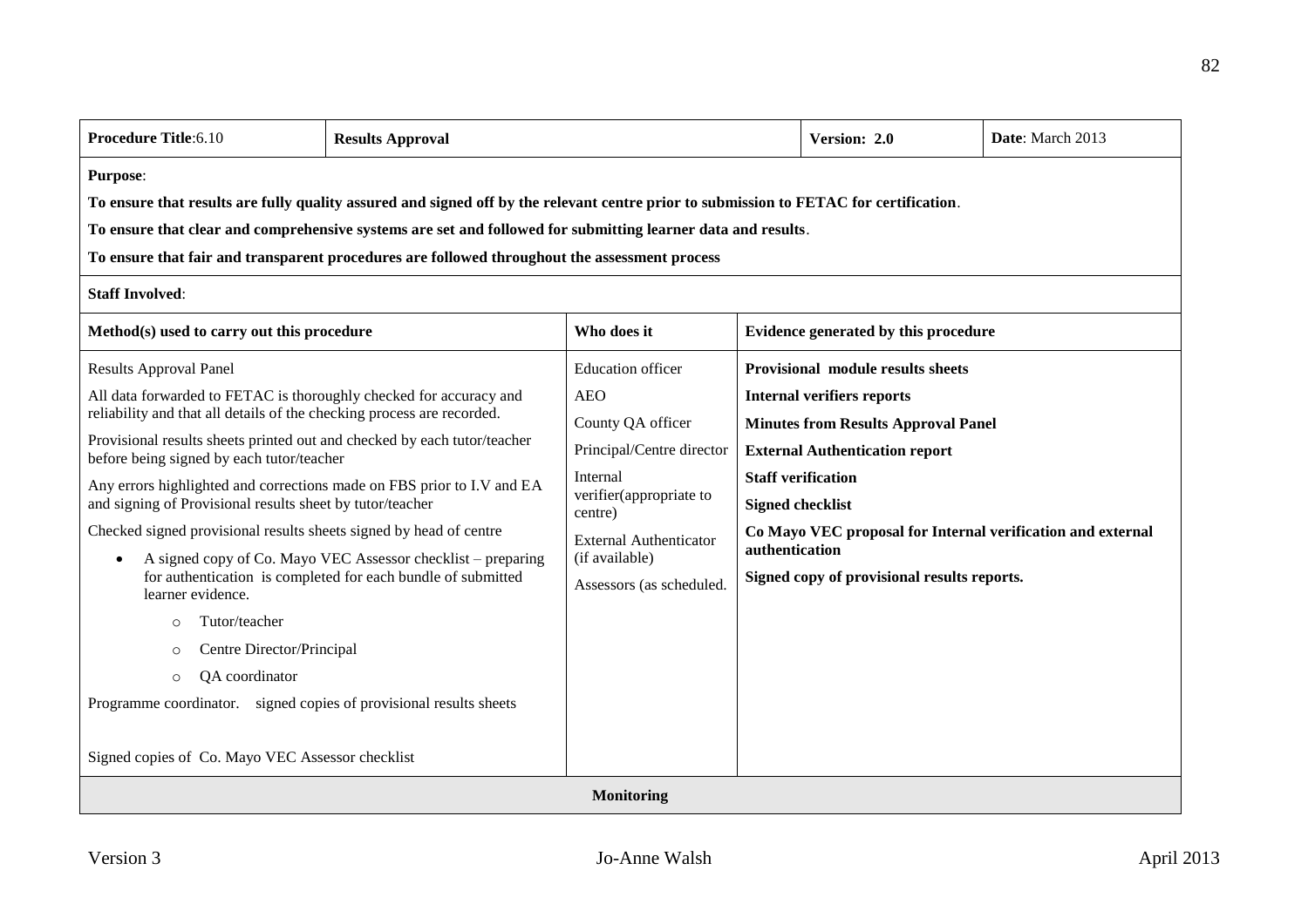| **Procedure Title**:6.10 | **Results Approval** | **Version: 2.0** | **Date**: March 2013 |
|---|---|---|---|

**Purpose**:

**To ensure that results are fully quality assured and signed off by the relevant centre prior to submission to FETAC for certification**.

**To ensure that clear and comprehensive systems are set and followed for submitting learner data and results**.

**To ensure that fair and transparent procedures are followed throughout the assessment process**

**Staff Involved**:

| **Method(s) used to carry out this procedure** | **Who does it** | **Evidence generated by this procedure** |
|---|---|---|
| Results Approval Panel<br><br>All data forwarded to FETAC is thoroughly checked for accuracy and reliability and that all details of the checking process are recorded.<br><br>Provisional results sheets printed out and checked by each tutor/teacher before being signed by each tutor/teacher<br><br>Any errors highlighted and corrections made on FBS prior to I.V and EA and signing of Provisional results sheet by tutor/teacher<br><br>Checked signed provisional results sheets signed by head of centre<br><br>• A signed copy of Co. Mayo VEC Assessor checklist – preparing for authentication is completed for each bundle of submitted learner evidence.<br>  ○ Tutor/teacher<br>  ○ Centre Director/Principal<br>  ○ QA coordinator<br><br>Programme coordinator. signed copies of provisional results sheets<br><br>Signed copies of Co. Mayo VEC Assessor checklist | Education officer<br><br>AEO<br><br>County QA officer<br><br>Principal/Centre director<br><br>Internal verifier(appropriate to centre)<br><br>External Authenticator (if available)<br><br>Assessors (as scheduled. | **Provisional module results sheets**<br><br>**Internal verifiers reports**<br><br>**Minutes from Results Approval Panel**<br><br>**External Authentication report**<br><br>**Staff verification**<br><br>**Signed checklist**<br><br>**Co Mayo VEC proposal for Internal verification and external authentication**<br><br>**Signed copy of provisional results reports.** |

**Monitoring**

Version 3 | Jo-Anne Walsh | April 2013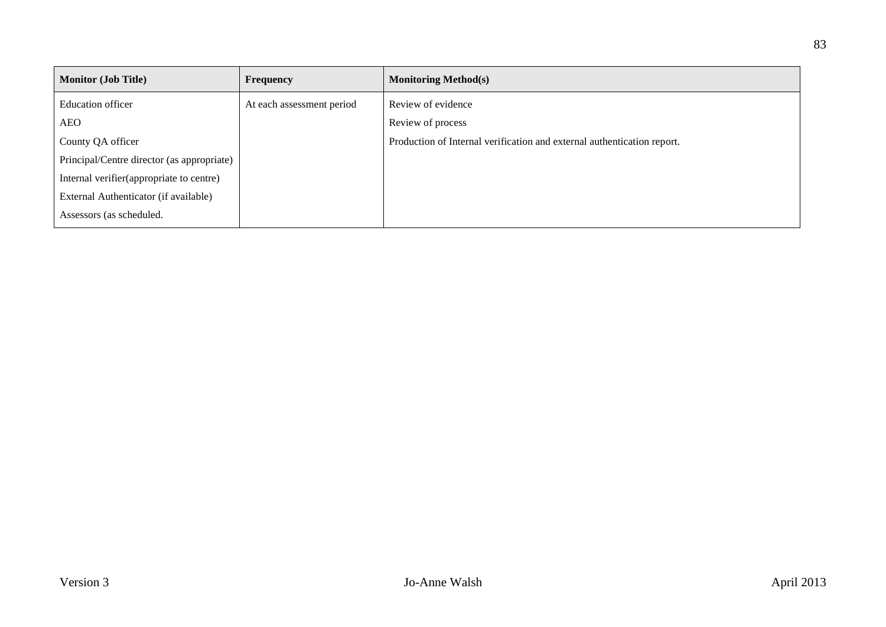| Monitor (Job Title) | Frequency | Monitoring Method(s) |
|---|---|---|
| Education officer<br>AEO<br>County QA officer<br>Principal/Centre director (as appropriate)<br>Internal verifier(appropriate to centre)<br>External Authenticator (if available)<br>Assessors (as scheduled. | At each assessment period | Review of evidence<br>Review of process<br>Production of Internal verification and external authentication report. |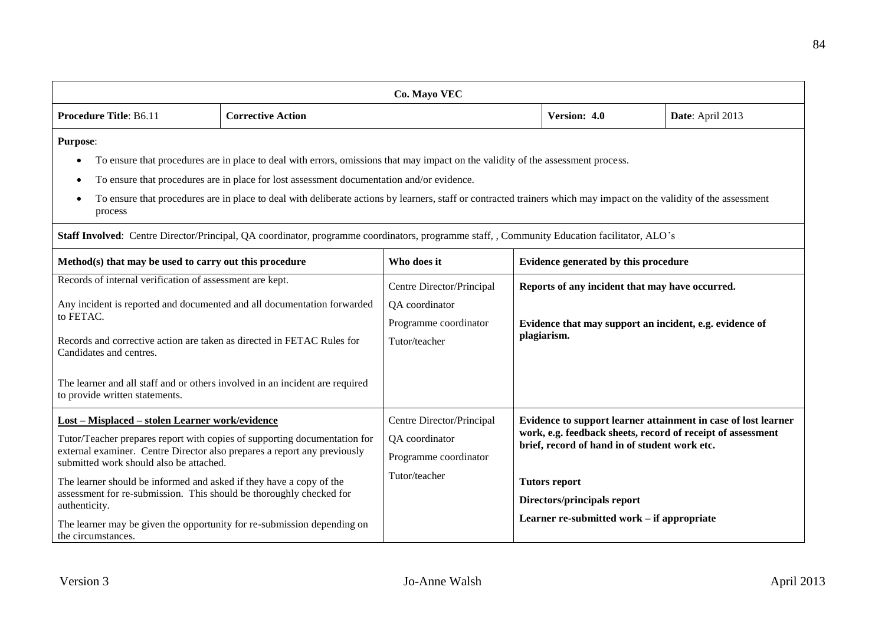| Co. Mayo VEC | | | | |
|---|---|---|---|---|
| **Procedure Title**: B6.11 | **Corrective Action** | | **Version: 4.0** | **Date**: April 2013 |

**Purpose**:

- To ensure that procedures are in place to deal with errors, omissions that may impact on the validity of the assessment process.
- To ensure that procedures are in place for lost assessment documentation and/or evidence.
- To ensure that procedures are in place to deal with deliberate actions by learners, staff or contracted trainers which may impact on the validity of the assessment process

**Staff Involved**: Centre Director/Principal, QA coordinator, programme coordinators, programme staff, , Community Education facilitator, ALO's

| Method(s) that may be used to carry out this procedure | Who does it | Evidence generated by this procedure |
|---|---|---|
| Records of internal verification of assessment are kept.<br><br>Any incident is reported and documented and all documentation forwarded to FETAC.<br><br>Records and corrective action are taken as directed in FETAC Rules for Candidates and centres.<br><br>The learner and all staff and or others involved in an incident are required to provide written statements. | Centre Director/Principal<br>QA coordinator<br>Programme coordinator<br>Tutor/teacher | **Reports of any incident that may have occurred.**<br><br>**Evidence that may support an incident, e.g. evidence of plagiarism.** |
| **Lost – Misplaced – stolen Learner work/evidence**<br><br>Tutor/Teacher prepares report with copies of supporting documentation for external examiner. Centre Director also prepares a report any previously submitted work should also be attached.<br><br>The learner should be informed and asked if they have a copy of the assessment for re-submission. This should be thoroughly checked for authenticity.<br><br>The learner may be given the opportunity for re-submission depending on the circumstances. | Centre Director/Principal<br>QA coordinator<br>Programme coordinator<br>Tutor/teacher | **Evidence to support learner attainment in case of lost learner work, e.g. feedback sheets, record of receipt of assessment brief, record of hand in of student work etc.**<br><br>**Tutors report**<br>**Directors/principals report**<br>**Learner re-submitted work – if appropriate** |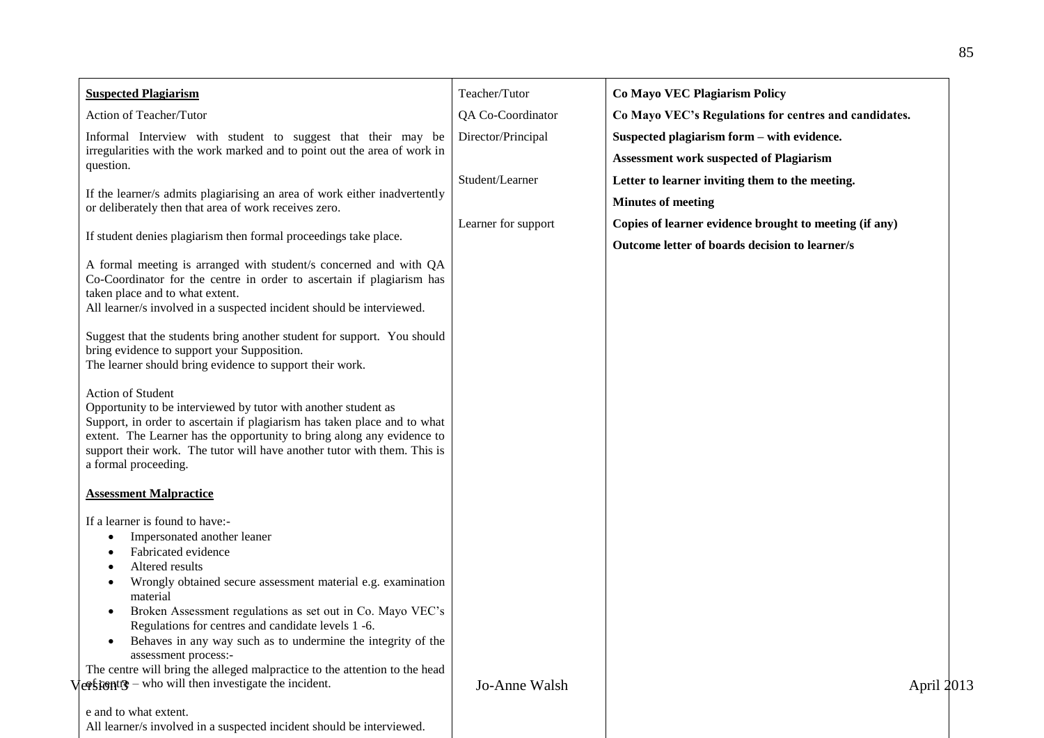| **Suspected Plagiarism**<br><br>Action of Teacher/Tutor<br><br>Informal Interview with student to suggest that their may be irregularities with the work marked and to point out the area of work in question.<br><br>If the learner/s admits plagiarising an area of work either inadvertently or deliberately then that area of work receives zero.<br><br>If student denies plagiarism then formal proceedings take place.<br><br>A formal meeting is arranged with student/s concerned and with QA Co-Coordinator for the centre in order to ascertain if plagiarism has taken place and to what extent.<br>All learner/s involved in a suspected incident should be interviewed.<br><br>Suggest that the students bring another student for support. You should bring evidence to support your Supposition.<br>The learner should bring evidence to support their work.<br><br>Action of Student<br>Opportunity to be interviewed by tutor with another student as Support, in order to ascertain if plagiarism has taken place and to what extent. The Learner has the opportunity to bring along any evidence to support their work. The tutor will have another tutor with them. This is a formal proceeding.<br><br>**Assessment Malpractice**<br><br>If a learner is found to have:-<br>• Impersonated another leaner<br>• Fabricated evidence<br>• Altered results<br>• Wrongly obtained secure assessment material e.g. examination material<br>• Broken Assessment regulations as set out in Co. Mayo VEC's Regulations for centres and candidate levels 1 -6.<br>• Behaves in any way such as to undermine the integrity of the assessment process:-<br>The centre will bring the alleged malpractice to the attention to the head of centre – who will then investigate the incident.<br><br>e and to what extent.<br>All learner/s involved in a suspected incident should be interviewed. | Teacher/Tutor<br><br>QA Co-Coordinator<br><br>Director/Principal<br><br>Student/Learner<br><br>Learner for support | **Co Mayo VEC Plagiarism Policy**<br><br>**Co Mayo VEC's Regulations for centres and candidates.**<br><br>**Suspected plagiarism form – with evidence.**<br><br>**Assessment work suspected of Plagiarism**<br><br>**Letter to learner inviting them to the meeting.**<br><br>**Minutes of meeting**<br><br>**Copies of learner evidence brought to meeting (if any)**<br><br>**Outcome letter of boards decision to learner/s** |
|---|---|---|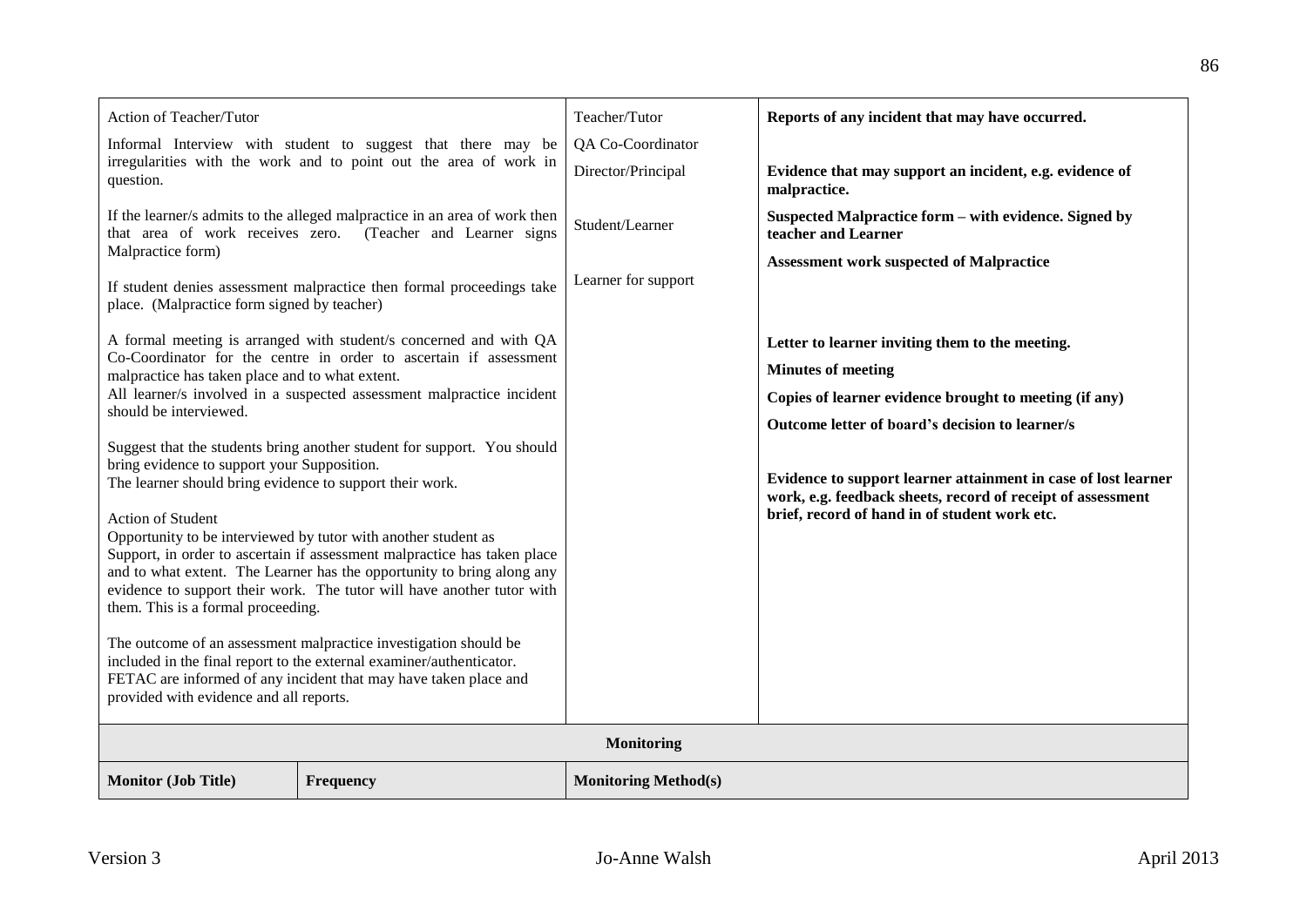| | | |
|---|---|---|
| Action of Teacher/Tutor<br><br>Informal Interview with student to suggest that there may be irregularities with the work and to point out the area of work in question.<br><br>If the learner/s admits to the alleged malpractice in an area of work then that area of work receives zero. (Teacher and Learner signs Malpractice form)<br><br>If student denies assessment malpractice then formal proceedings take place. (Malpractice form signed by teacher)<br><br>A formal meeting is arranged with student/s concerned and with QA Co-Coordinator for the centre in order to ascertain if assessment malpractice has taken place and to what extent.<br>All learner/s involved in a suspected assessment malpractice incident should be interviewed.<br><br>Suggest that the students bring another student for support. You should bring evidence to support your Supposition.<br>The learner should bring evidence to support their work.<br><br>Action of Student<br>Opportunity to be interviewed by tutor with another student as Support, in order to ascertain if assessment malpractice has taken place and to what extent. The Learner has the opportunity to bring along any evidence to support their work. The tutor will have another tutor with them. This is a formal proceeding.<br><br>The outcome of an assessment malpractice investigation should be included in the final report to the external examiner/authenticator.<br>FETAC are informed of any incident that may have taken place and provided with evidence and all reports. | Teacher/Tutor<br>QA Co-Coordinator<br>Director/Principal<br><br>Student/Learner<br><br>Learner for support | **Reports of any incident that may have occurred.**<br><br>**Evidence that may support an incident, e.g. evidence of malpractice.**<br><br>**Suspected Malpractice form – with evidence. Signed by teacher and Learner**<br><br>**Assessment work suspected of Malpractice**<br><br>**Letter to learner inviting them to the meeting.**<br><br>**Minutes of meeting**<br><br>**Copies of learner evidence brought to meeting (if any)**<br><br>**Outcome letter of board's decision to learner/s**<br><br>**Evidence to support learner attainment in case of lost learner work, e.g. feedback sheets, record of receipt of assessment brief, record of hand in of student work etc.** |

| **Monitoring** | | |
|---|---|---|
| **Monitor (Job Title)** | **Frequency** | **Monitoring Method(s)** |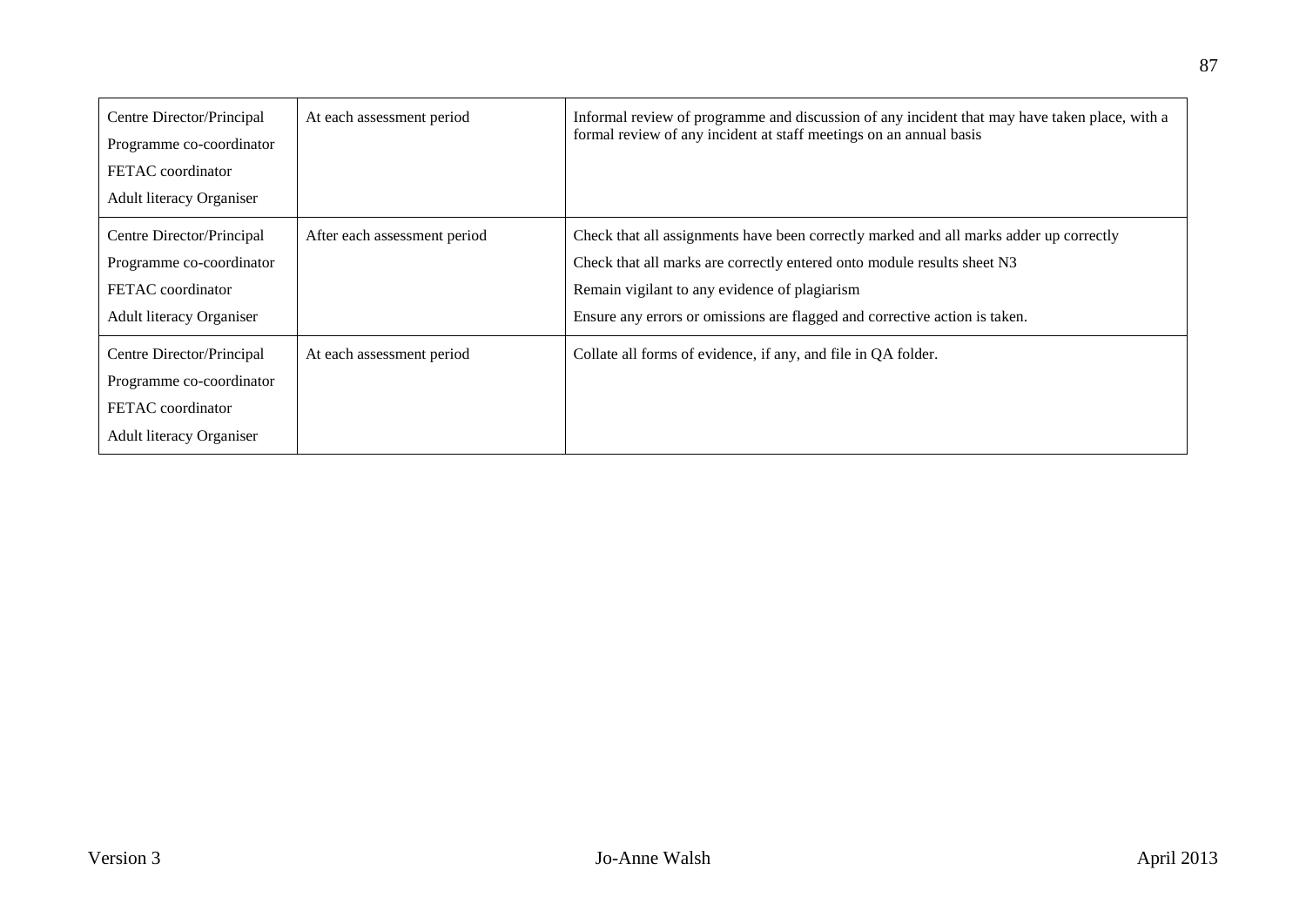| | | |
|---|---|---|
| Centre Director/Principal<br>Programme co-coordinator<br>FETAC coordinator<br>Adult literacy Organiser | At each assessment period | Informal review of programme and discussion of any incident that may have taken place, with a formal review of any incident at staff meetings on an annual basis |
| Centre Director/Principal<br>Programme co-coordinator<br>FETAC coordinator<br>Adult literacy Organiser | After each assessment period | Check that all assignments have been correctly marked and all marks adder up correctly<br>Check that all marks are correctly entered onto module results sheet N3<br>Remain vigilant to any evidence of plagiarism<br>Ensure any errors or omissions are flagged and corrective action is taken. |
| Centre Director/Principal<br>Programme co-coordinator<br>FETAC coordinator<br>Adult literacy Organiser | At each assessment period | Collate all forms of evidence, if any, and file in QA folder. |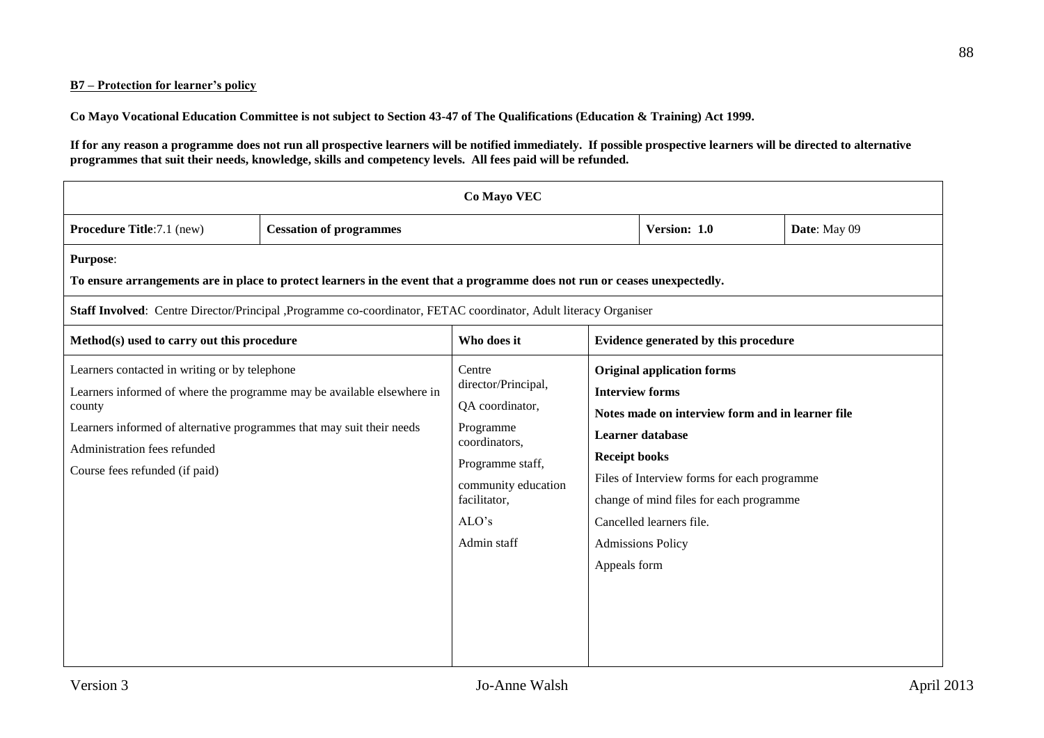**B7 – Protection for learner's policy**

**Co Mayo Vocational Education Committee is not subject to Section 43-47 of The Qualifications (Education & Training) Act 1999.**

**If for any reason a programme does not run all prospective learners will be notified immediately. If possible prospective learners will be directed to alternative programmes that suit their needs, knowledge, skills and competency levels. All fees paid will be refunded.**

| **Co Mayo VEC** | | | |
|---|---|---|---|
| **Procedure Title**:7.1 (new) | **Cessation of programmes** | **Version: 1.0** | **Date**: May 09 |
| **Purpose**:<br>**To ensure arrangements are in place to protect learners in the event that a programme does not run or ceases unexpectedly.** | | | |
| **Staff Involved**: Centre Director/Principal ,Programme co-coordinator, FETAC coordinator, Adult literacy Organiser | | | |
| **Method(s) used to carry out this procedure** | **Who does it** | **Evidence generated by this procedure** | |
| Learners contacted in writing or by telephone<br>Learners informed of where the programme may be available elsewhere in county<br>Learners informed of alternative programmes that may suit their needs<br>Administration fees refunded<br>Course fees refunded (if paid) | Centre director/Principal,<br>QA coordinator,<br>Programme coordinators,<br>Programme staff,<br>community education facilitator,<br>ALO's<br>Admin staff | **Original application forms**<br>**Interview forms**<br>**Notes made on interview form and in learner file**<br>**Learner database**<br>**Receipt books**<br>Files of Interview forms for each programme<br>change of mind files for each programme<br>Cancelled learners file.<br>Admissions Policy<br>Appeals form | |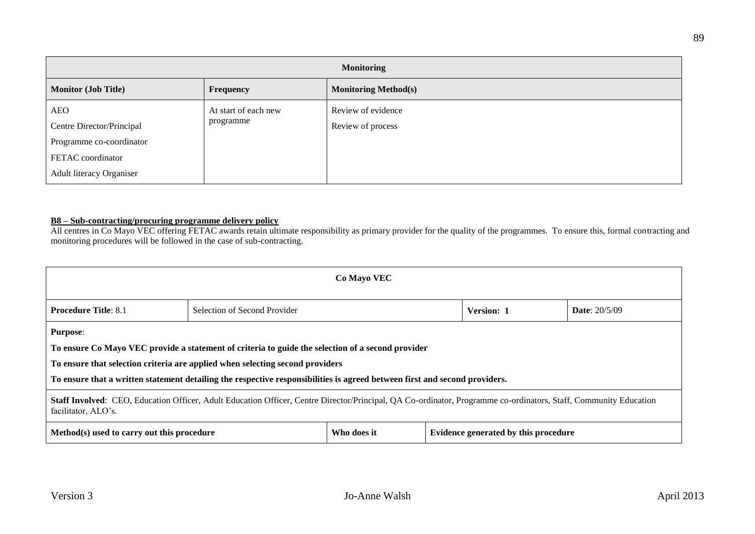| Monitoring | | |
|---|---|---|
| **Monitor (Job Title)** | **Frequency** | **Monitoring Method(s)** |
| AEO<br>Centre Director/Principal<br>Programme co-coordinator<br>FETAC coordinator<br>Adult literacy Organiser | At start of each new programme | Review of evidence<br>Review of process |

**B8 – Sub-contracting/procuring programme delivery policy**

All centres in Co Mayo VEC offering FETAC awards retain ultimate responsibility as primary provider for the quality of the programmes. To ensure this, formal contracting and monitoring procedures will be followed in the case of sub-contracting.

| Co Mayo VEC | | | | |
|---|---|---|---|---|
| **Procedure Title**: 8.1 | Selection of Second Provider | | **Version: 1** | **Date**: 20/5/09 |
| **Purpose**:<br>**To ensure Co Mayo VEC provide a statement of criteria to guide the selection of a second provider**<br>**To ensure that selection criteria are applied when selecting second providers**<br>**To ensure that a written statement detailing the respective responsibilities is agreed between first and second providers.** | | | | |
| **Staff Involved**: CEO, Education Officer, Adult Education Officer, Centre Director/Principal, QA Co-ordinator, Programme co-ordinators, Staff, Community Education facilitator, ALO's. | | | | |
| **Method(s) used to carry out this procedure** | | **Who does it** | **Evidence generated by this procedure** | |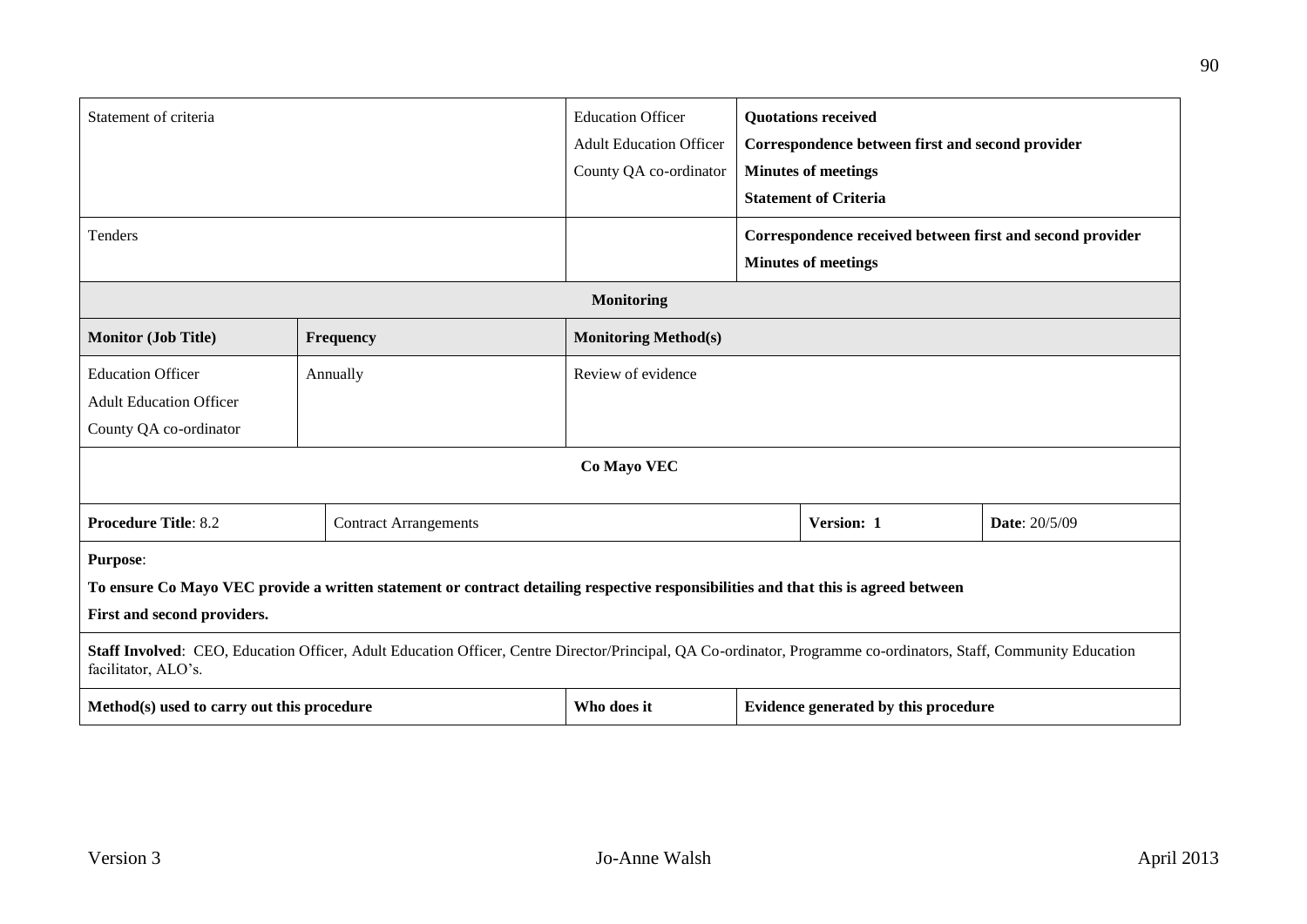| Statement of criteria | Education Officer<br>Adult Education Officer<br>County QA co-ordinator | **Quotations received**<br>**Correspondence between first and second provider**<br>**Minutes of meetings**<br>**Statement of Criteria** |
|---|---|---|
| Tenders | | **Correspondence received between first and second provider**<br>**Minutes of meetings** |

| **Monitoring** | | |
|---|---|---|
| **Monitor (Job Title)** | **Frequency** | **Monitoring Method(s)** |
| Education Officer<br>Adult Education Officer<br>County QA co-ordinator | Annually | Review of evidence |

**Co Mayo VEC**

| **Procedure Title**: 8.2 | Contract Arrangements | **Version: 1** | **Date**: 20/5/09 |
|---|---|---|---|

**Purpose**:

**To ensure Co Mayo VEC provide a written statement or contract detailing respective responsibilities and that this is agreed between First and second providers.**

**Staff Involved**: CEO, Education Officer, Adult Education Officer, Centre Director/Principal, QA Co-ordinator, Programme co-ordinators, Staff, Community Education facilitator, ALO's.

| **Method(s) used to carry out this procedure** | **Who does it** | **Evidence generated by this procedure** |
|---|---|---|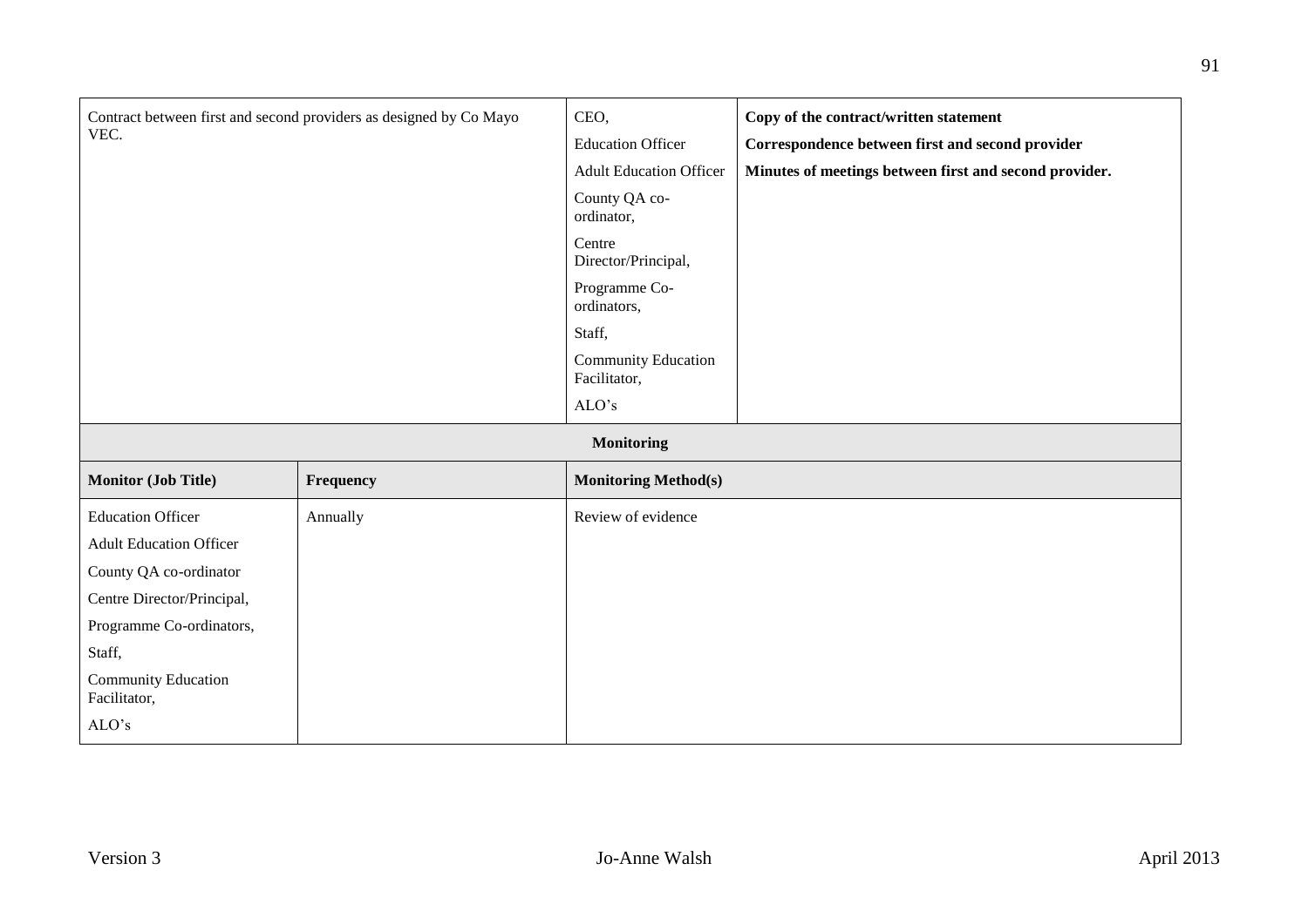| | | | |
|---|---|---|---|
| Contract between first and second providers as designed by Co Mayo VEC. | | CEO,<br>Education Officer<br>Adult Education Officer<br>County QA co-ordinator,<br>Centre Director/Principal,<br>Programme Co-ordinators,<br>Staff,<br>Community Education Facilitator,<br>ALO's | **Copy of the contract/written statement**<br>**Correspondence between first and second provider**<br>**Minutes of meetings between first and second provider.** |

| **Monitoring** | | |
|---|---|---|
| **Monitor (Job Title)** | **Frequency** | **Monitoring Method(s)** |
| Education Officer<br>Adult Education Officer<br>County QA co-ordinator<br>Centre Director/Principal,<br>Programme Co-ordinators,<br>Staff,<br>Community Education Facilitator,<br>ALO's | Annually | Review of evidence |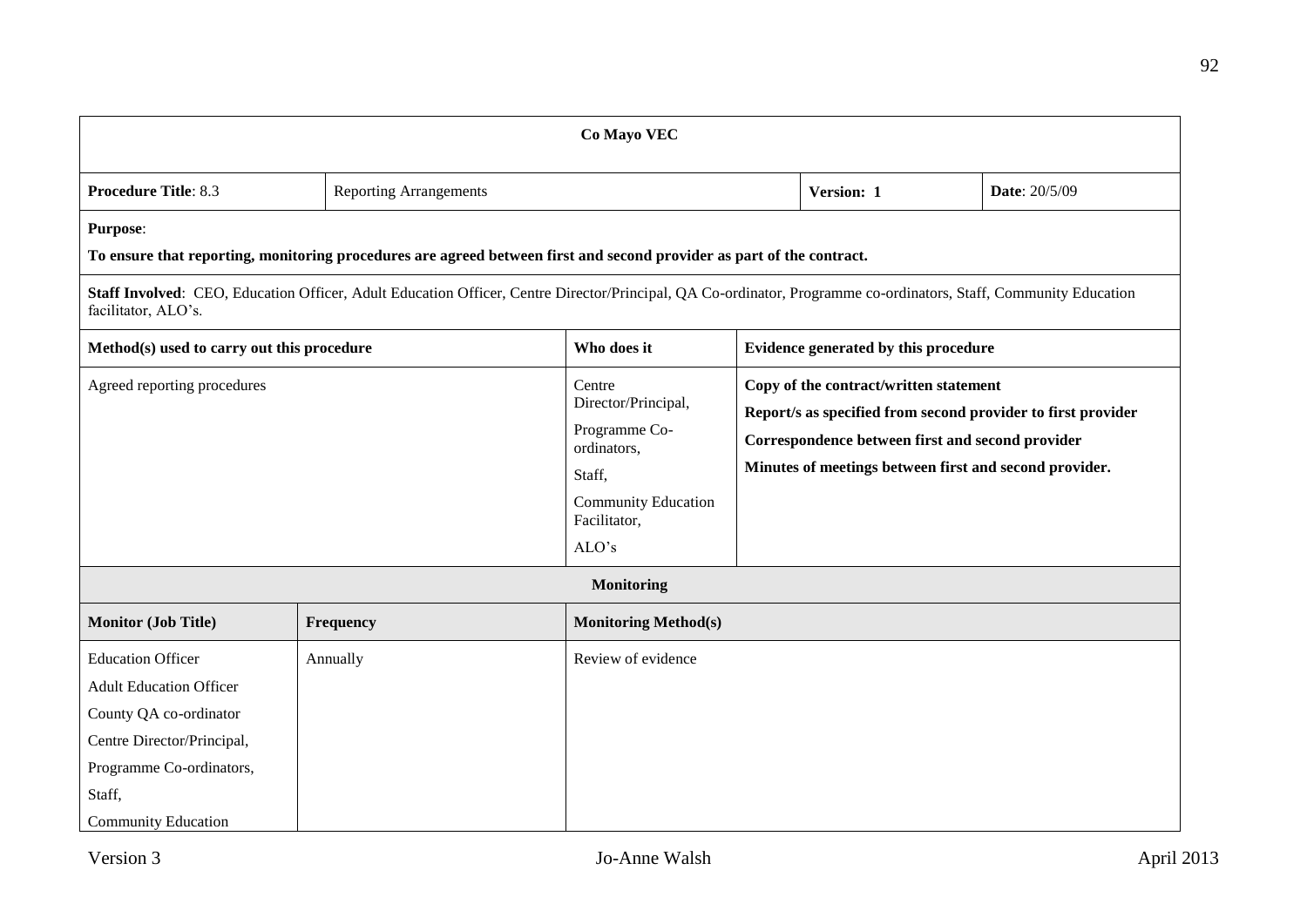| Co Mayo VEC | | | | |
|---|---|---|---|---|
| **Procedure Title**: 8.3 | Reporting Arrangements | | **Version: 1** | **Date**: 20/5/09 |

**Purpose**:

**To ensure that reporting, monitoring procedures are agreed between first and second provider as part of the contract.**

**Staff Involved**: CEO, Education Officer, Adult Education Officer, Centre Director/Principal, QA Co-ordinator, Programme co-ordinators, Staff, Community Education facilitator, ALO's.

| Method(s) used to carry out this procedure | Who does it | Evidence generated by this procedure |
|---|---|---|
| Agreed reporting procedures | Centre Director/Principal,<br>Programme Co-ordinators,<br>Staff,<br>Community Education Facilitator,<br>ALO's | **Copy of the contract/written statement**<br>**Report/s as specified from second provider to first provider**<br>**Correspondence between first and second provider**<br>**Minutes of meetings between first and second provider.** |

**Monitoring**

| Monitor (Job Title) | Frequency | Monitoring Method(s) |
|---|---|---|
| Education Officer<br>Adult Education Officer<br>County QA co-ordinator<br>Centre Director/Principal,<br>Programme Co-ordinators,<br>Staff,<br>Community Education | Annually | Review of evidence |

Version 3 | Jo-Anne Walsh | April 2013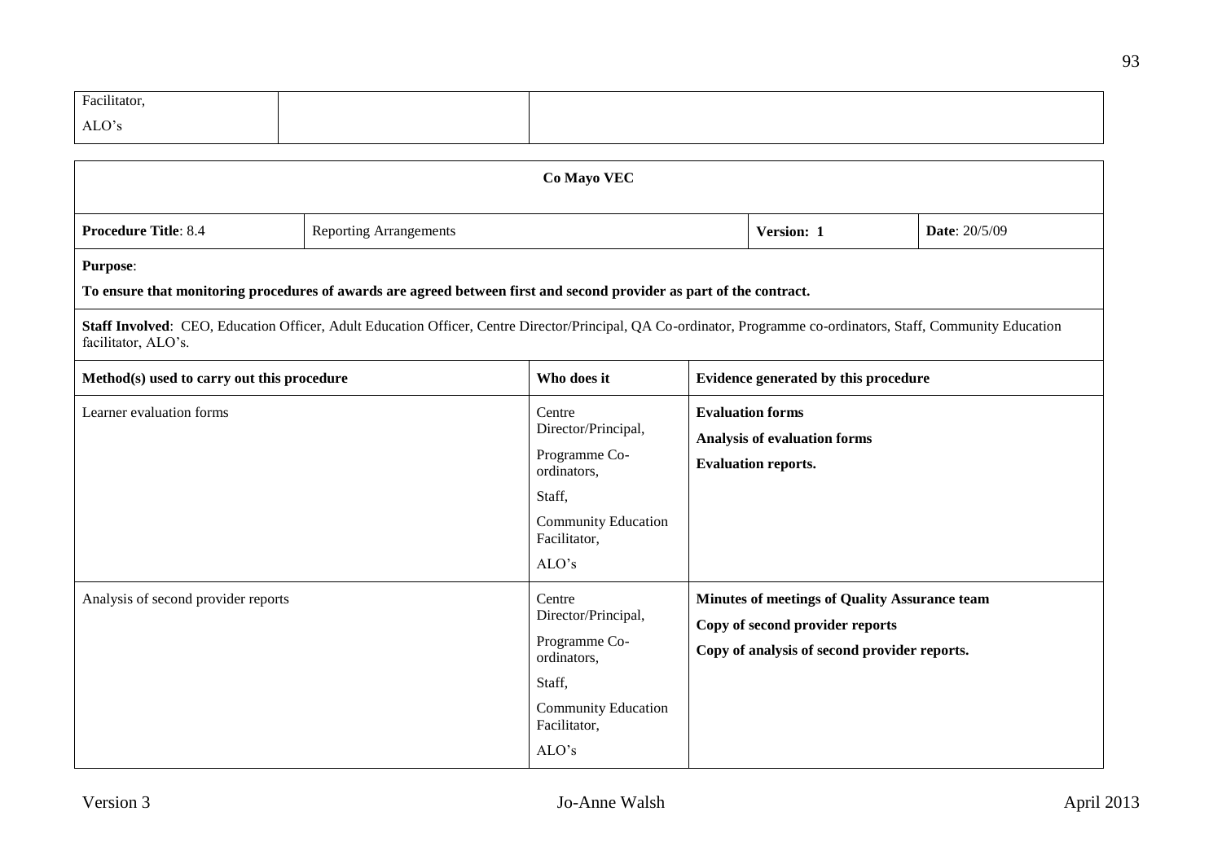| Facilitator, ALO's | | |
|---|---|---|

| Co Mayo VEC | | | | |
|---|---|---|---|---|
| **Procedure Title**: 8.4 | Reporting Arrangements | | **Version: 1** | **Date**: 20/5/09 |
| **Purpose**: **To ensure that monitoring procedures of awards are agreed between first and second provider as part of the contract.** | | | | |
| **Staff Involved**: CEO, Education Officer, Adult Education Officer, Centre Director/Principal, QA Co-ordinator, Programme co-ordinators, Staff, Community Education facilitator, ALO's. | | | | |
| **Method(s) used to carry out this procedure** | | **Who does it** | **Evidence generated by this procedure** | |
| Learner evaluation forms | | Centre Director/Principal, Programme Co-ordinators, Staff, Community Education Facilitator, ALO's | **Evaluation forms** **Analysis of evaluation forms** **Evaluation reports.** | |
| Analysis of second provider reports | | Centre Director/Principal, Programme Co-ordinators, Staff, Community Education Facilitator, ALO's | **Minutes of meetings of Quality Assurance team** **Copy of second provider reports** **Copy of analysis of second provider reports.** | |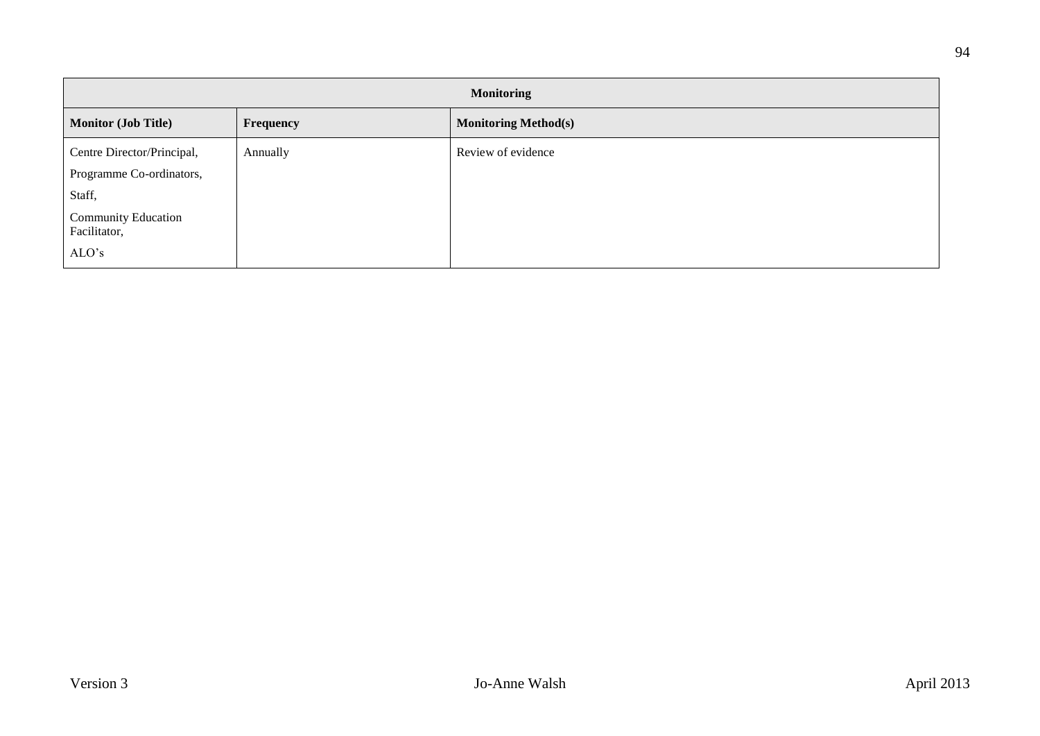| Monitoring | | |
|---|---|---|
| **Monitor (Job Title)** | **Frequency** | **Monitoring Method(s)** |
| Centre Director/Principal,<br>Programme Co-ordinators,<br>Staff,<br>Community Education Facilitator,<br>ALO's | Annually | Review of evidence |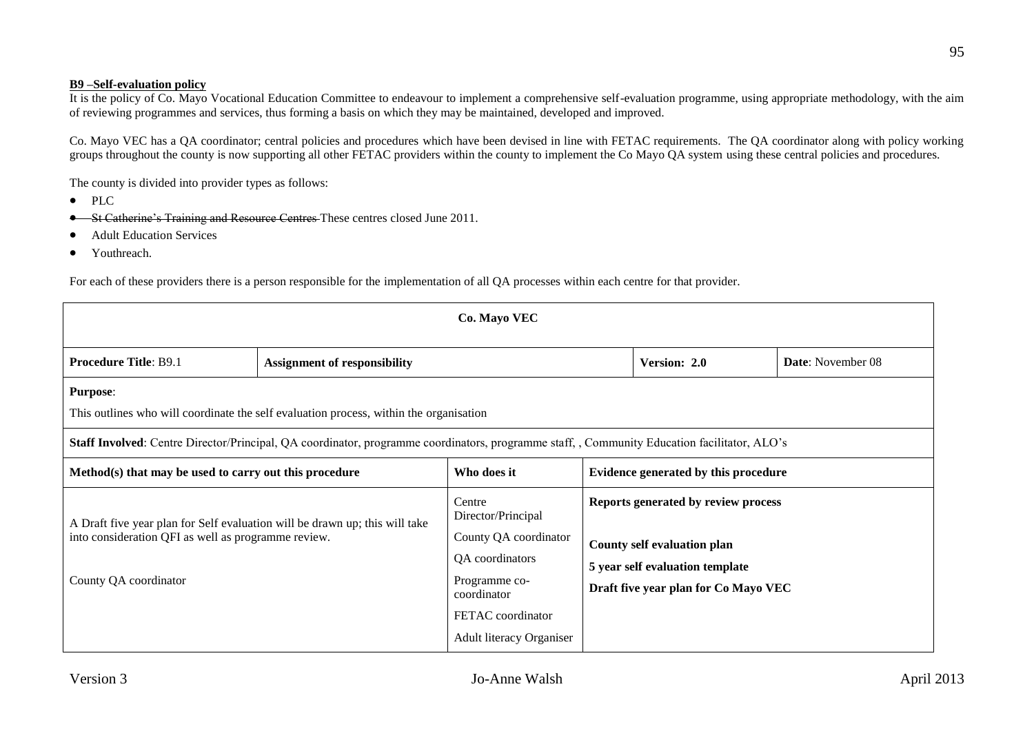**B9 –Self-evaluation policy**

It is the policy of Co. Mayo Vocational Education Committee to endeavour to implement a comprehensive self-evaluation programme, using appropriate methodology, with the aim of reviewing programmes and services, thus forming a basis on which they may be maintained, developed and improved.

Co. Mayo VEC has a QA coordinator; central policies and procedures which have been devised in line with FETAC requirements. The QA coordinator along with policy working groups throughout the county is now supporting all other FETAC providers within the county to implement the Co Mayo QA system using these central policies and procedures.

The county is divided into provider types as follows:

- PLC
- ~~St Catherine's Training and Resource Centres~~ These centres closed June 2011.
- Adult Education Services
- Youthreach.

For each of these providers there is a person responsible for the implementation of all QA processes within each centre for that provider.

| Co. Mayo VEC | | | | |
|---|---|---|---|---|
| **Procedure Title**: B9.1 | **Assignment of responsibility** | | **Version: 2.0** | **Date**: November 08 |
| **Purpose**:<br>This outlines who will coordinate the self evaluation process, within the organisation | | | | |
| **Staff Involved**: Centre Director/Principal, QA coordinator, programme coordinators, programme staff, , Community Education facilitator, ALO's | | | | |
| **Method(s) that may be used to carry out this procedure** | | **Who does it** | **Evidence generated by this procedure** | |
| A Draft five year plan for Self evaluation will be drawn up; this will take into consideration QFI as well as programme review.<br><br>County QA coordinator | | Centre Director/Principal<br>County QA coordinator<br>QA coordinators<br>Programme co-coordinator<br>FETAC coordinator<br>Adult literacy Organiser | **Reports generated by review process**<br><br>**County self evaluation plan**<br>**5 year self evaluation template**<br>**Draft five year plan for Co Mayo VEC** | |

Version 3 Jo-Anne Walsh April 2013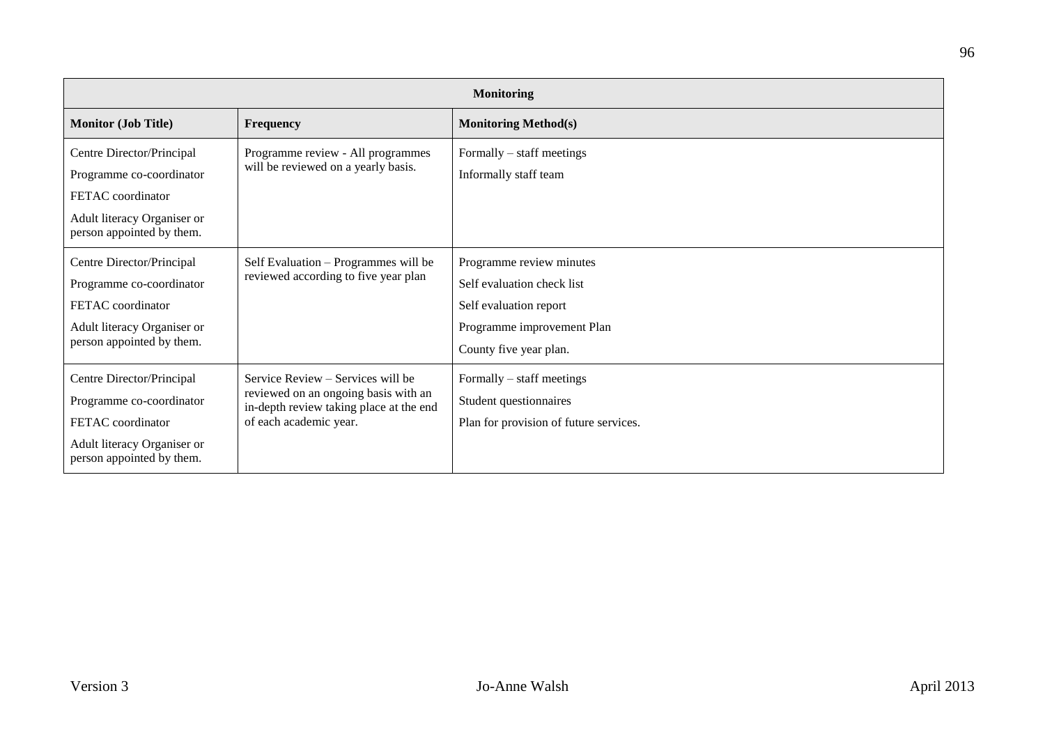| Monitoring | | |
|---|---|---|
| **Monitor (Job Title)** | **Frequency** | **Monitoring Method(s)** |
| Centre Director/Principal<br>Programme co-coordinator<br>FETAC coordinator<br>Adult literacy Organiser or person appointed by them. | Programme review - All programmes will be reviewed on a yearly basis. | Formally – staff meetings<br>Informally staff team |
| Centre Director/Principal<br>Programme co-coordinator<br>FETAC coordinator<br>Adult literacy Organiser or person appointed by them. | Self Evaluation – Programmes will be reviewed according to five year plan | Programme review minutes<br>Self evaluation check list<br>Self evaluation report<br>Programme improvement Plan<br>County five year plan. |
| Centre Director/Principal<br>Programme co-coordinator<br>FETAC coordinator<br>Adult literacy Organiser or person appointed by them. | Service Review – Services will be reviewed on an ongoing basis with an in-depth review taking place at the end of each academic year. | Formally – staff meetings<br>Student questionnaires<br>Plan for provision of future services. |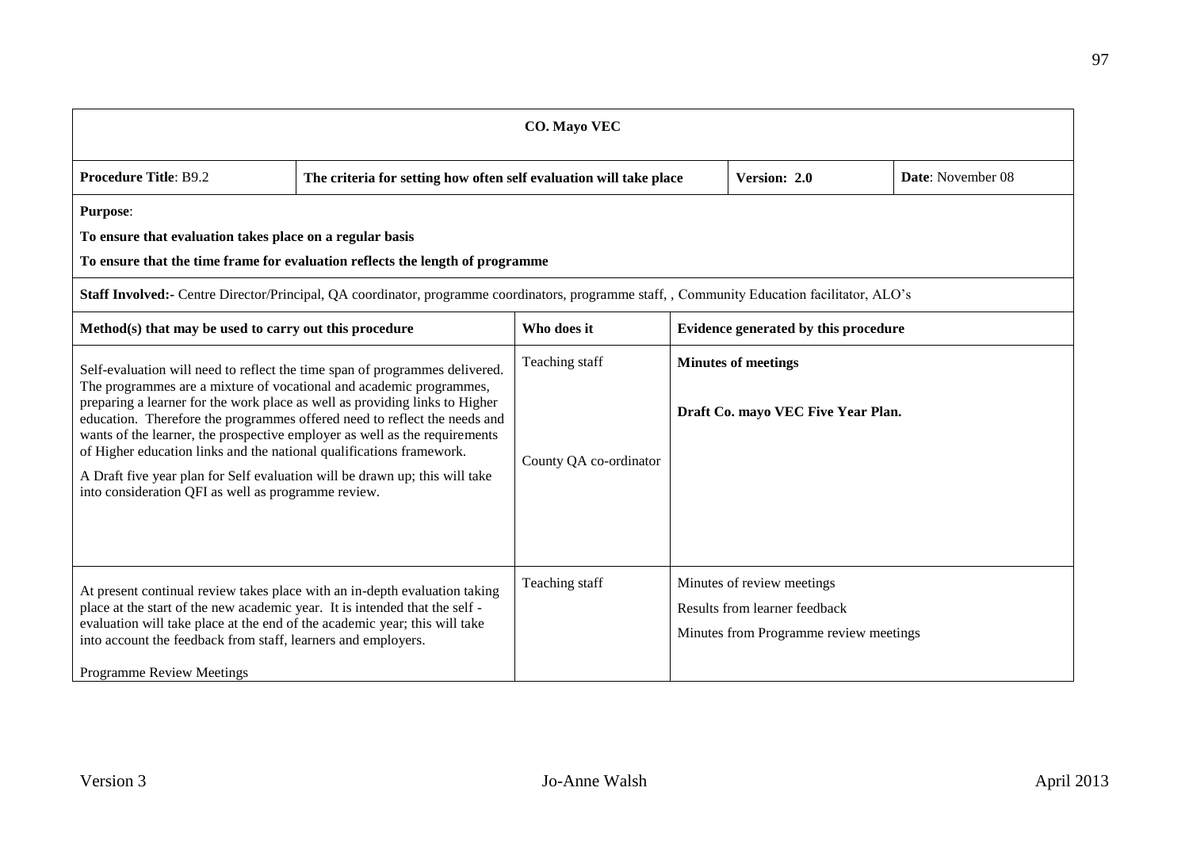| CO. Mayo VEC | | | | |
|---|---|---|---|---|
| **Procedure Title**: B9.2 | **The criteria for setting how often self evaluation will take place** | | **Version: 2.0** | **Date**: November 08 |
| **Purpose**:<br>**To ensure that evaluation takes place on a regular basis**<br>**To ensure that the time frame for evaluation reflects the length of programme** | | | | |
| **Staff Involved:-** Centre Director/Principal, QA coordinator, programme coordinators, programme staff, , Community Education facilitator, ALO's | | | | |
| **Method(s) that may be used to carry out this procedure** | | **Who does it** | **Evidence generated by this procedure** | |
| Self-evaluation will need to reflect the time span of programmes delivered. The programmes are a mixture of vocational and academic programmes, preparing a learner for the work place as well as providing links to Higher education. Therefore the programmes offered need to reflect the needs and wants of the learner, the prospective employer as well as the requirements of Higher education links and the national qualifications framework.<br>A Draft five year plan for Self evaluation will be drawn up; this will take into consideration QFI as well as programme review. | | Teaching staff<br><br>County QA co-ordinator | **Minutes of meetings**<br><br>**Draft Co. mayo VEC Five Year Plan.** | |
| At present continual review takes place with an in-depth evaluation taking place at the start of the new academic year. It is intended that the self -evaluation will take place at the end of the academic year; this will take into account the feedback from staff, learners and employers.<br><br>Programme Review Meetings | | Teaching staff | Minutes of review meetings<br>Results from learner feedback<br>Minutes from Programme review meetings | |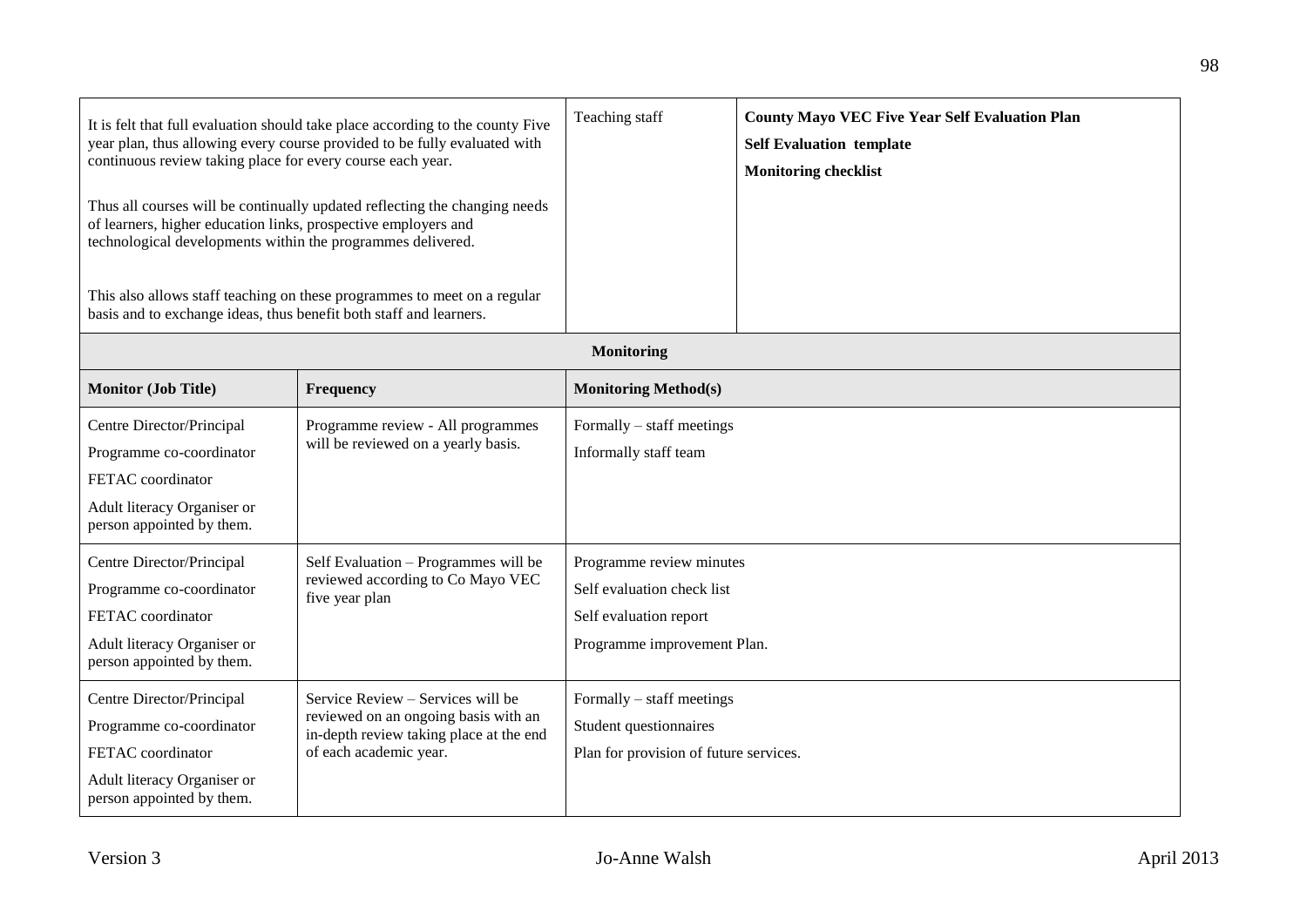| | | |
|---|---|---|
| It is felt that full evaluation should take place according to the county Five year plan, thus allowing every course provided to be fully evaluated with continuous review taking place for every course each year.<br><br>Thus all courses will be continually updated reflecting the changing needs of learners, higher education links, prospective employers and technological developments within the programmes delivered.<br><br>This also allows staff teaching on these programmes to meet on a regular basis and to exchange ideas, thus benefit both staff and learners. | Teaching staff | **County Mayo VEC Five Year Self Evaluation Plan**<br>**Self Evaluation template**<br>**Monitoring checklist** |

**Monitoring**

| **Monitor (Job Title)** | **Frequency** | **Monitoring Method(s)** |
|---|---|---|
| Centre Director/Principal<br>Programme co-coordinator<br>FETAC coordinator<br>Adult literacy Organiser or person appointed by them. | Programme review - All programmes will be reviewed on a yearly basis. | Formally – staff meetings<br>Informally staff team |
| Centre Director/Principal<br>Programme co-coordinator<br>FETAC coordinator<br>Adult literacy Organiser or person appointed by them. | Self Evaluation – Programmes will be reviewed according to Co Mayo VEC five year plan | Programme review minutes<br>Self evaluation check list<br>Self evaluation report<br>Programme improvement Plan. |
| Centre Director/Principal<br>Programme co-coordinator<br>FETAC coordinator<br>Adult literacy Organiser or person appointed by them. | Service Review – Services will be reviewed on an ongoing basis with an in-depth review taking place at the end of each academic year. | Formally – staff meetings<br>Student questionnaires<br>Plan for provision of future services. |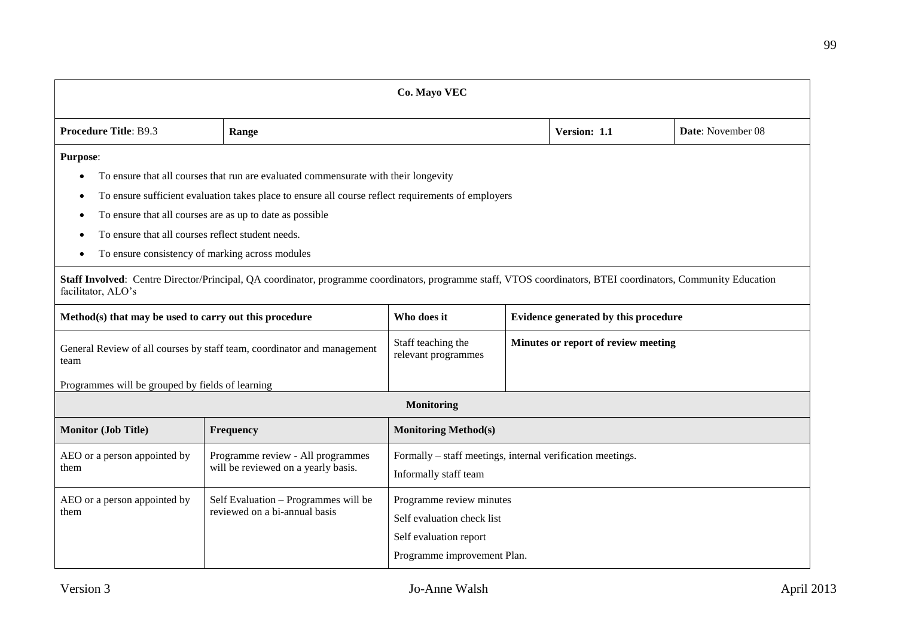| **Co. Mayo VEC** | | | | | |
|---|---|---|---|---|---|
| **Procedure Title**: B9.3 | **Range** | | | **Version: 1.1** | **Date**: November 08 |

**Purpose**:

- To ensure that all courses that run are evaluated commensurate with their longevity
- To ensure sufficient evaluation takes place to ensure all course reflect requirements of employers
- To ensure that all courses are as up to date as possible
- To ensure that all courses reflect student needs.
- To ensure consistency of marking across modules

**Staff Involved**: Centre Director/Principal, QA coordinator, programme coordinators, programme staff, VTOS coordinators, BTEI coordinators, Community Education facilitator, ALO's

| **Method(s) that may be used to carry out this procedure** | **Who does it** | **Evidence generated by this procedure** |
|---|---|---|
| General Review of all courses by staff team, coordinator and management team<br><br>Programmes will be grouped by fields of learning | Staff teaching the relevant programmes | **Minutes or report of review meeting** |

**Monitoring**

| **Monitor (Job Title)** | **Frequency** | **Monitoring Method(s)** |
|---|---|---|
| AEO or a person appointed by them | Programme review - All programmes will be reviewed on a yearly basis. | Formally – staff meetings, internal verification meetings.<br>Informally staff team |
| AEO or a person appointed by them | Self Evaluation – Programmes will be reviewed on a bi-annual basis | Programme review minutes<br>Self evaluation check list<br>Self evaluation report<br>Programme improvement Plan. |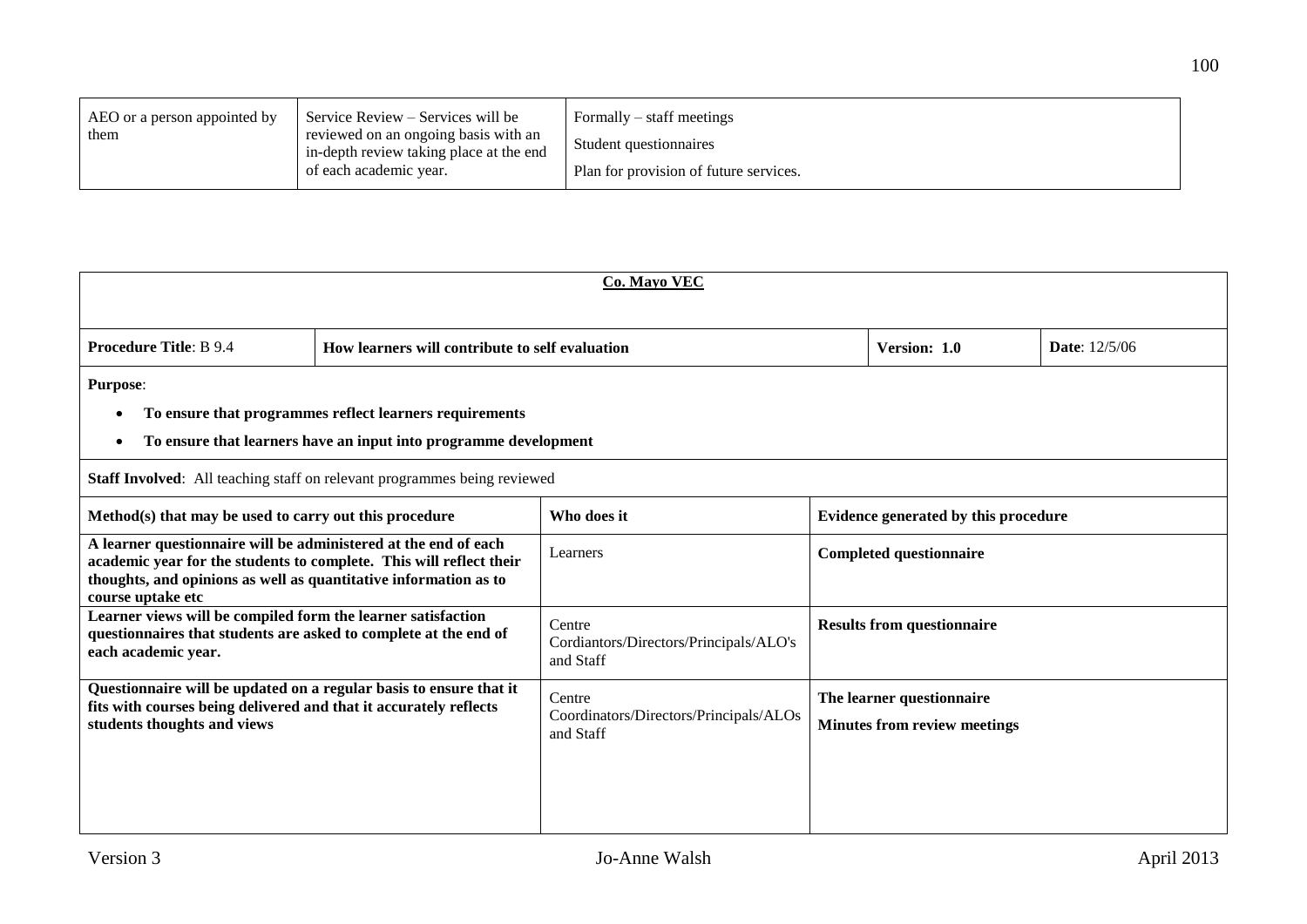| AEO or a person appointed by them | Service Review – Services will be reviewed on an ongoing basis with an in-depth review taking place at the end of each academic year. | Formally – staff meetings<br>Student questionnaires<br>Plan for provision of future services. |
|---|---|---|

| **Co. Mayo VEC** | | | | |
|---|---|---|---|---|
| **Procedure Title**: B 9.4 | **How learners will contribute to self evaluation** | | **Version: 1.0** | **Date**: 12/5/06 |
| **Purpose**:<br>• **To ensure that programmes reflect learners requirements**<br>• **To ensure that learners have an input into programme development** | | | | |
| **Staff Involved**: All teaching staff on relevant programmes being reviewed | | | | |
| **Method(s) that may be used to carry out this procedure** | | **Who does it** | **Evidence generated by this procedure** | |
| **A learner questionnaire will be administered at the end of each academic year for the students to complete. This will reflect their thoughts, and opinions as well as quantitative information as to course uptake etc** | | Learners | **Completed questionnaire** | |
| **Learner views will be compiled form the learner satisfaction questionnaires that students are asked to complete at the end of each academic year.** | | Centre Cordiantors/Directors/Principals/ALO's and Staff | **Results from questionnaire** | |
| **Questionnaire will be updated on a regular basis to ensure that it fits with courses being delivered and that it accurately reflects students thoughts and views** | | Centre Coordinators/Directors/Principals/ALOs and Staff | **The learner questionnaire**<br>**Minutes from review meetings** | |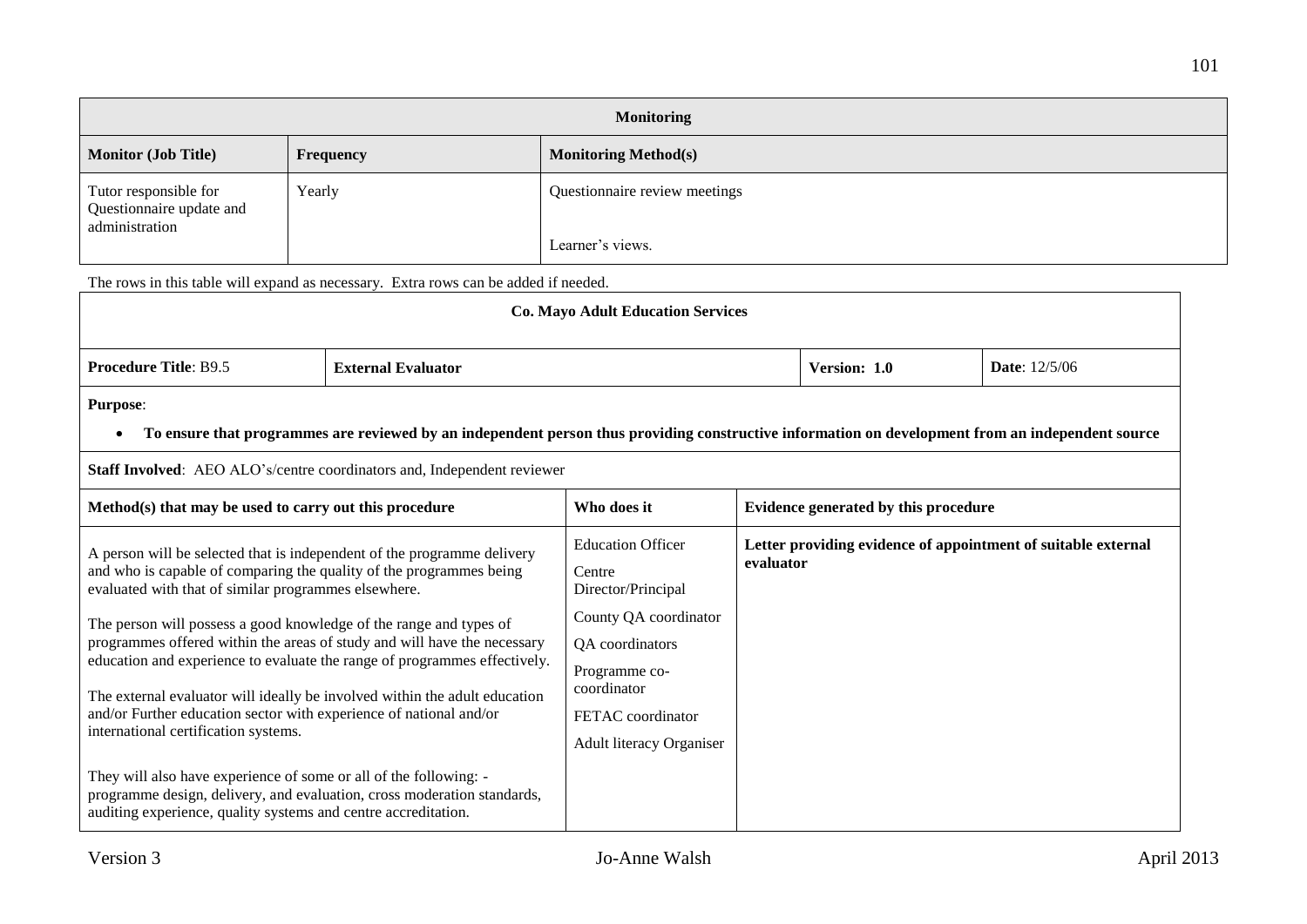| Monitoring | | |
|---|---|---|
| **Monitor (Job Title)** | **Frequency** | **Monitoring Method(s)** |
| Tutor responsible for Questionnaire update and administration | Yearly | Questionnaire review meetings<br><br>Learner's views. |

The rows in this table will expand as necessary. Extra rows can be added if needed.

| **Co. Mayo Adult Education Services** | | | |
|---|---|---|---|
| **Procedure Title**: B9.5 | **External Evaluator** | **Version: 1.0** | **Date**: 12/5/06 |

**Purpose**:

- **To ensure that programmes are reviewed by an independent person thus providing constructive information on development from an independent source**

**Staff Involved**: AEO ALO's/centre coordinators and, Independent reviewer

| Method(s) that may be used to carry out this procedure | Who does it | Evidence generated by this procedure |
|---|---|---|
| A person will be selected that is independent of the programme delivery and who is capable of comparing the quality of the programmes being evaluated with that of similar programmes elsewhere.<br><br>The person will possess a good knowledge of the range and types of programmes offered within the areas of study and will have the necessary education and experience to evaluate the range of programmes effectively.<br><br>The external evaluator will ideally be involved within the adult education and/or Further education sector with experience of national and/or international certification systems.<br><br>They will also have experience of some or all of the following: - programme design, delivery, and evaluation, cross moderation standards, auditing experience, quality systems and centre accreditation. | Education Officer<br><br>Centre Director/Principal<br><br>County QA coordinator<br><br>QA coordinators<br><br>Programme co-coordinator<br><br>FETAC coordinator<br><br>Adult literacy Organiser | **Letter providing evidence of appointment of suitable external evaluator** |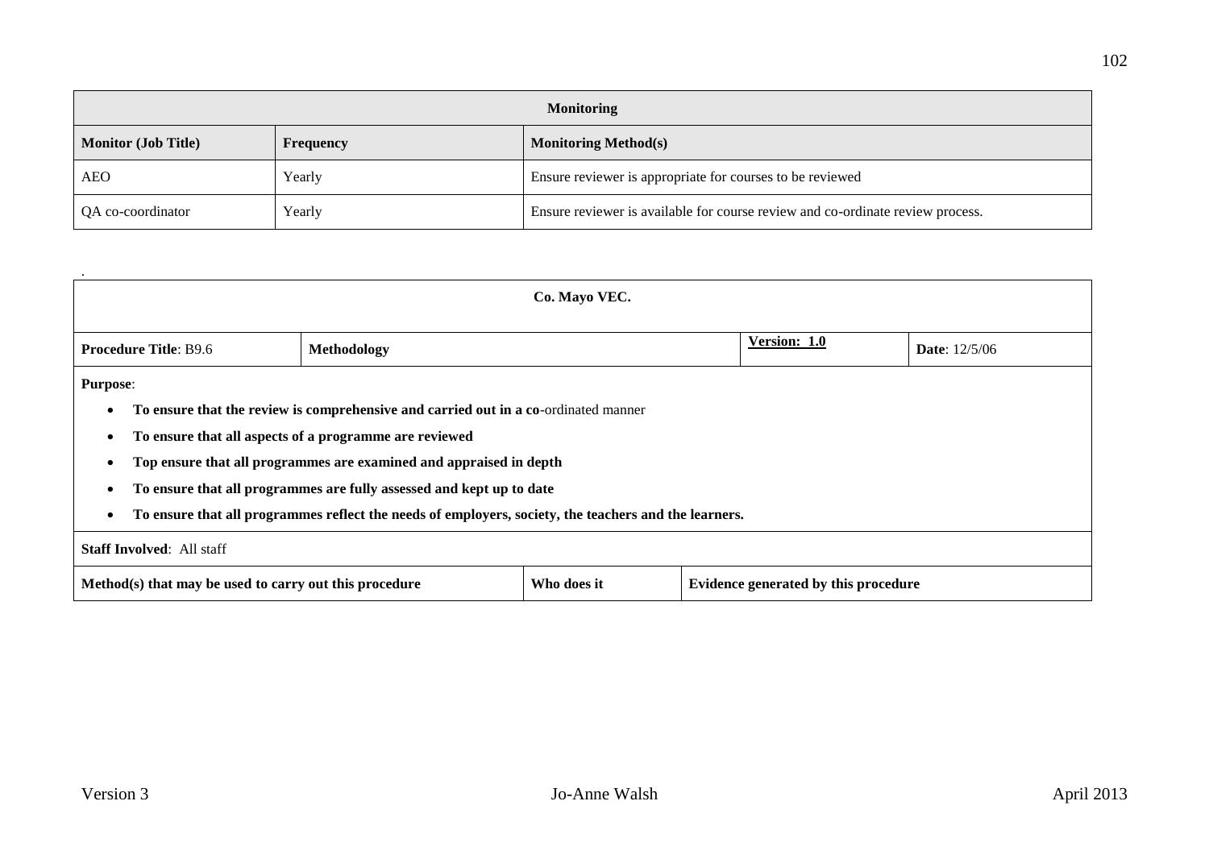| Monitoring | | |
| --- | --- | --- |
| **Monitor (Job Title)** | **Frequency** | **Monitoring Method(s)** |
| AEO | Yearly | Ensure reviewer is appropriate for courses to be reviewed |
| QA co-coordinator | Yearly | Ensure reviewer is available for course review and co-ordinate review process. |

.

**Co. Mayo VEC.**

| **Procedure Title**: B9.6 | **Methodology** | **Version: 1.0** | **Date**: 12/5/06 |
| --- | --- | --- | --- |

**Purpose**:

- **To ensure that the review is comprehensive and carried out in a co**-ordinated manner
- **To ensure that all aspects of a programme are reviewed**
- **Top ensure that all programmes are examined and appraised in depth**
- **To ensure that all programmes are fully assessed and kept up to date**
- **To ensure that all programmes reflect the needs of employers, society, the teachers and the learners.**

**Staff Involved**: All staff

| **Method(s) that may be used to carry out this procedure** | **Who does it** | **Evidence generated by this procedure** |
| --- | --- | --- |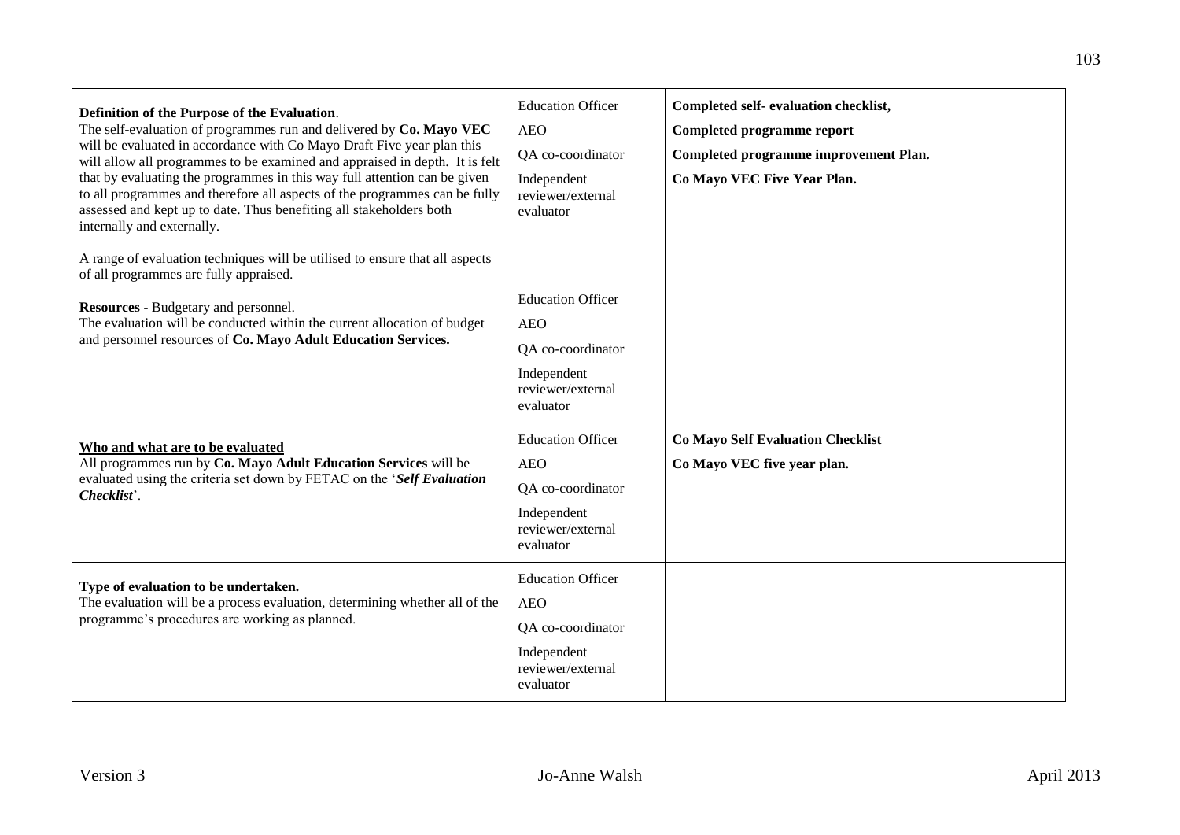| | | |
|---|---|---|
| **Definition of the Purpose of the Evaluation**.<br>The self-evaluation of programmes run and delivered by **Co. Mayo VEC** will be evaluated in accordance with Co Mayo Draft Five year plan this will allow all programmes to be examined and appraised in depth. It is felt that by evaluating the programmes in this way full attention can be given to all programmes and therefore all aspects of the programmes can be fully assessed and kept up to date. Thus benefiting all stakeholders both internally and externally.<br><br>A range of evaluation techniques will be utilised to ensure that all aspects of all programmes are fully appraised. | Education Officer<br>AEO<br>QA co-coordinator<br>Independent reviewer/external evaluator | **Completed self- evaluation checklist,**<br>**Completed programme report**<br>**Completed programme improvement Plan.**<br>**Co Mayo VEC Five Year Plan.** |
| **Resources** - Budgetary and personnel.<br>The evaluation will be conducted within the current allocation of budget and personnel resources of **Co. Mayo Adult Education Services.** | Education Officer<br>AEO<br>QA co-coordinator<br>Independent reviewer/external evaluator | |
| **Who and what are to be evaluated**<br>All programmes run by **Co. Mayo Adult Education Services** will be evaluated using the criteria set down by FETAC on the '***Self Evaluation Checklist***'. | Education Officer<br>AEO<br>QA co-coordinator<br>Independent reviewer/external evaluator | **Co Mayo Self Evaluation Checklist**<br>**Co Mayo VEC five year plan.** |
| **Type of evaluation to be undertaken.**<br>The evaluation will be a process evaluation, determining whether all of the programme's procedures are working as planned. | Education Officer<br>AEO<br>QA co-coordinator<br>Independent reviewer/external evaluator | |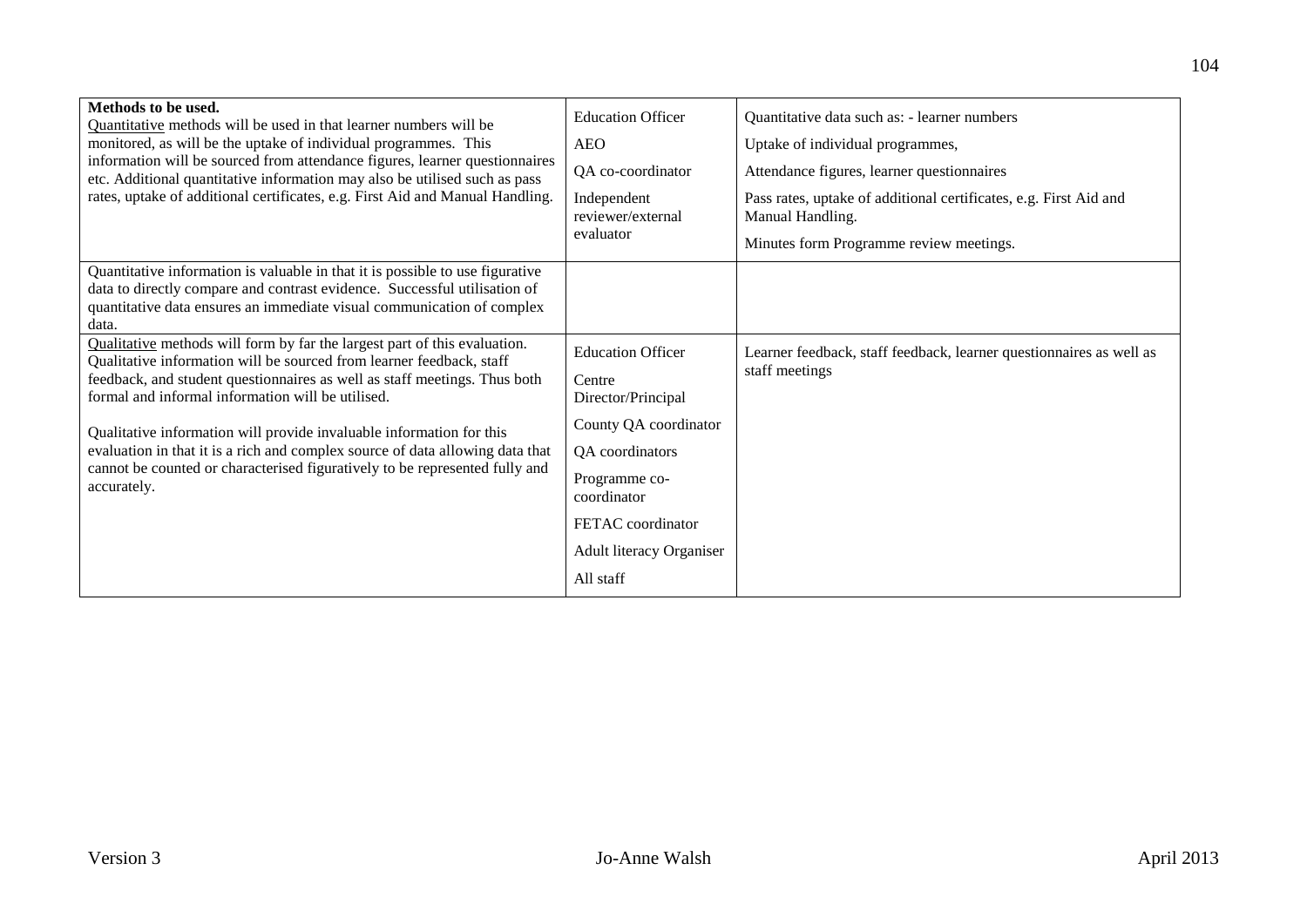| **Methods to be used.** <u>Quantitative</u> methods will be used in that learner numbers will be monitored, as will be the uptake of individual programmes. This information will be sourced from attendance figures, learner questionnaires etc. Additional quantitative information may also be utilised such as pass rates, uptake of additional certificates, e.g. First Aid and Manual Handling. | Education Officer<br>AEO<br>QA co-coordinator<br>Independent reviewer/external evaluator | Quantitative data such as: - learner numbers<br>Uptake of individual programmes,<br>Attendance figures, learner questionnaires<br>Pass rates, uptake of additional certificates, e.g. First Aid and Manual Handling.<br>Minutes form Programme review meetings. |
|---|---|---|
| Quantitative information is valuable in that it is possible to use figurative data to directly compare and contrast evidence. Successful utilisation of quantitative data ensures an immediate visual communication of complex data. | | |
| <u>Qualitative</u> methods will form by far the largest part of this evaluation. Qualitative information will be sourced from learner feedback, staff feedback, and student questionnaires as well as staff meetings. Thus both formal and informal information will be utilised.<br><br>Qualitative information will provide invaluable information for this evaluation in that it is a rich and complex source of data allowing data that cannot be counted or characterised figuratively to be represented fully and accurately. | Education Officer<br>Centre Director/Principal<br>County QA coordinator<br>QA coordinators<br>Programme co-coordinator<br>FETAC coordinator<br>Adult literacy Organiser<br>All staff | Learner feedback, staff feedback, learner questionnaires as well as staff meetings |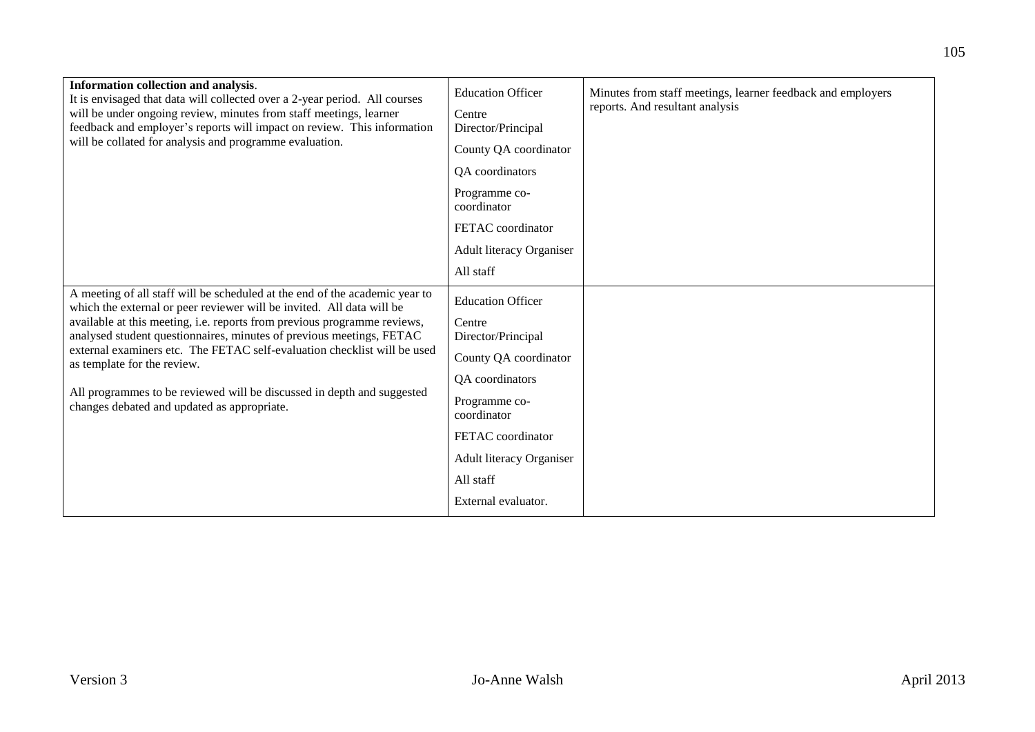| | | |
|---|---|---|
| **Information collection and analysis**. It is envisaged that data will collected over a 2-year period. All courses will be under ongoing review, minutes from staff meetings, learner feedback and employer's reports will impact on review. This information will be collated for analysis and programme evaluation. | Education Officer<br>Centre Director/Principal<br>County QA coordinator<br>QA coordinators<br>Programme co-coordinator<br>FETAC coordinator<br>Adult literacy Organiser<br>All staff | Minutes from staff meetings, learner feedback and employers reports. And resultant analysis |
| A meeting of all staff will be scheduled at the end of the academic year to which the external or peer reviewer will be invited. All data will be available at this meeting, i.e. reports from previous programme reviews, analysed student questionnaires, minutes of previous meetings, FETAC external examiners etc. The FETAC self-evaluation checklist will be used as template for the review.<br><br>All programmes to be reviewed will be discussed in depth and suggested changes debated and updated as appropriate. | Education Officer<br>Centre Director/Principal<br>County QA coordinator<br>QA coordinators<br>Programme co-coordinator<br>FETAC coordinator<br>Adult literacy Organiser<br>All staff<br>External evaluator. | |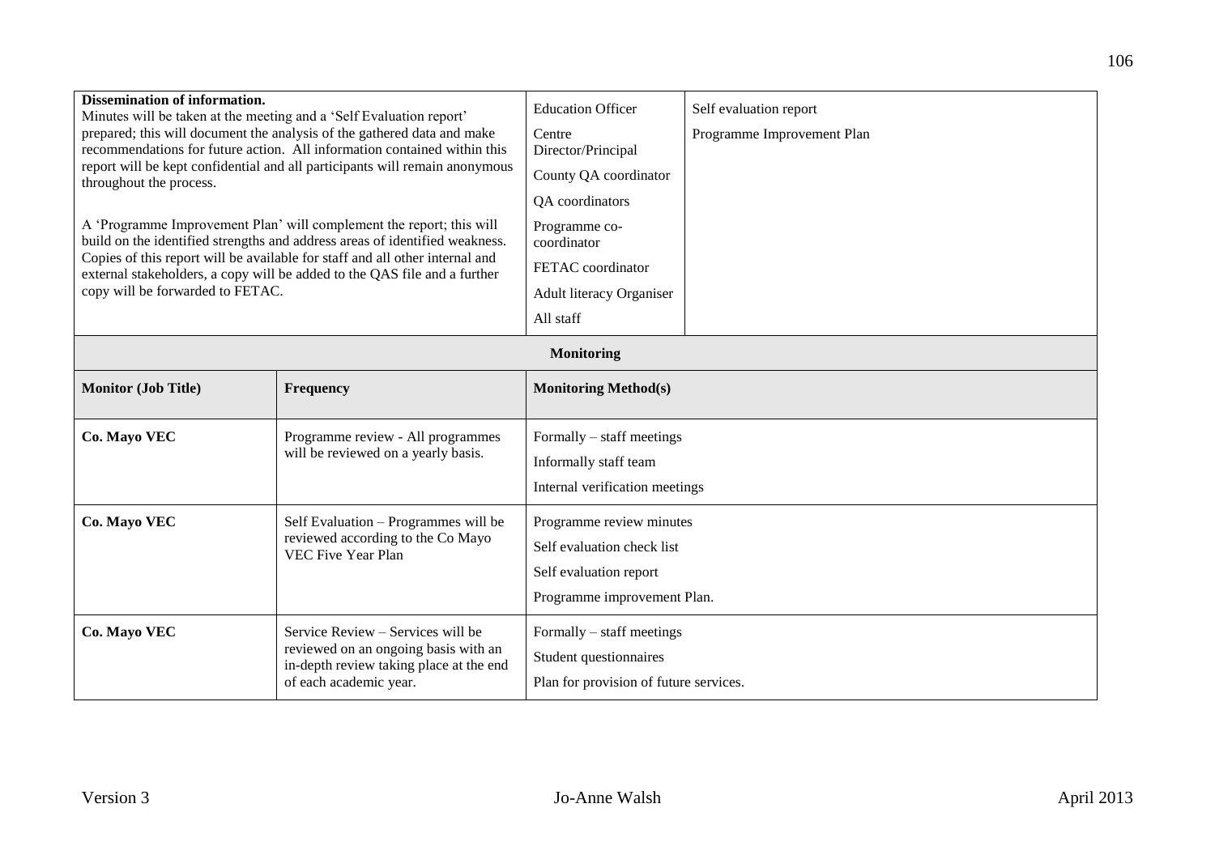| | | |
|---|---|---|
| **Dissemination of information.**<br>Minutes will be taken at the meeting and a 'Self Evaluation report' prepared; this will document the analysis of the gathered data and make recommendations for future action. All information contained within this report will be kept confidential and all participants will remain anonymous throughout the process.<br><br>A 'Programme Improvement Plan' will complement the report; this will build on the identified strengths and address areas of identified weakness. Copies of this report will be available for staff and all other internal and external stakeholders, a copy will be added to the QAS file and a further copy will be forwarded to FETAC. | Education Officer<br>Centre Director/Principal<br>County QA coordinator<br>QA coordinators<br>Programme co-coordinator<br>FETAC coordinator<br>Adult literacy Organiser<br>All staff | Self evaluation report<br>Programme Improvement Plan |

**Monitoring**

| Monitor (Job Title) | Frequency | Monitoring Method(s) |
|---|---|---|
| **Co. Mayo VEC** | Programme review - All programmes will be reviewed on a yearly basis. | Formally – staff meetings<br>Informally staff team<br>Internal verification meetings |
| **Co. Mayo VEC** | Self Evaluation – Programmes will be reviewed according to the Co Mayo VEC Five Year Plan | Programme review minutes<br>Self evaluation check list<br>Self evaluation report<br>Programme improvement Plan. |
| **Co. Mayo VEC** | Service Review – Services will be reviewed on an ongoing basis with an in-depth review taking place at the end of each academic year. | Formally – staff meetings<br>Student questionnaires<br>Plan for provision of future services. |